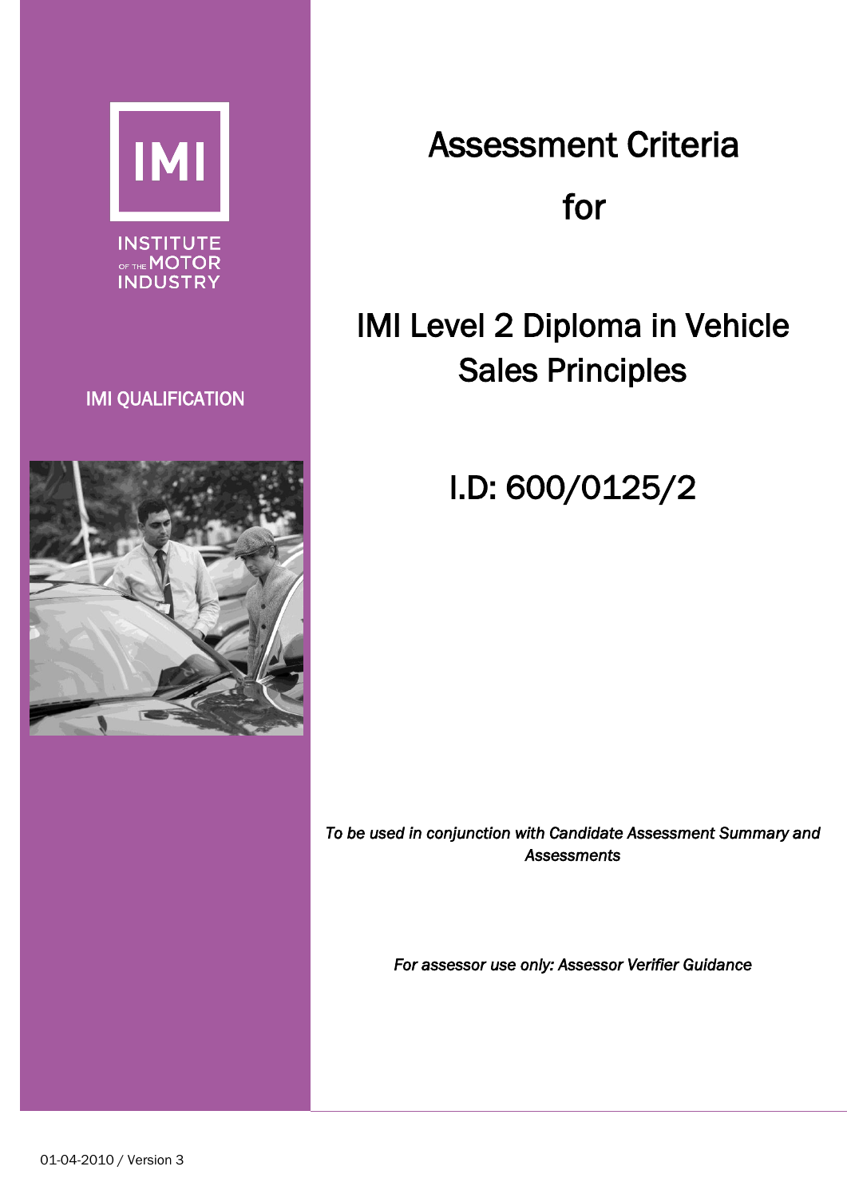IMI

INSTITUTE OF THE MOTOR INDUSTRY

IMI QUALIFICATION

# Assessment Criteria

# for

# IMI Level 2 Diploma in Vehicle Sales Principles

## I.D: 600/0125/2

*To be used in conjunction with Candidate Assessment Summary and Assessments*

*For assessor use only: Assessor Verifier Guidance*

01-04-2010 / Version 3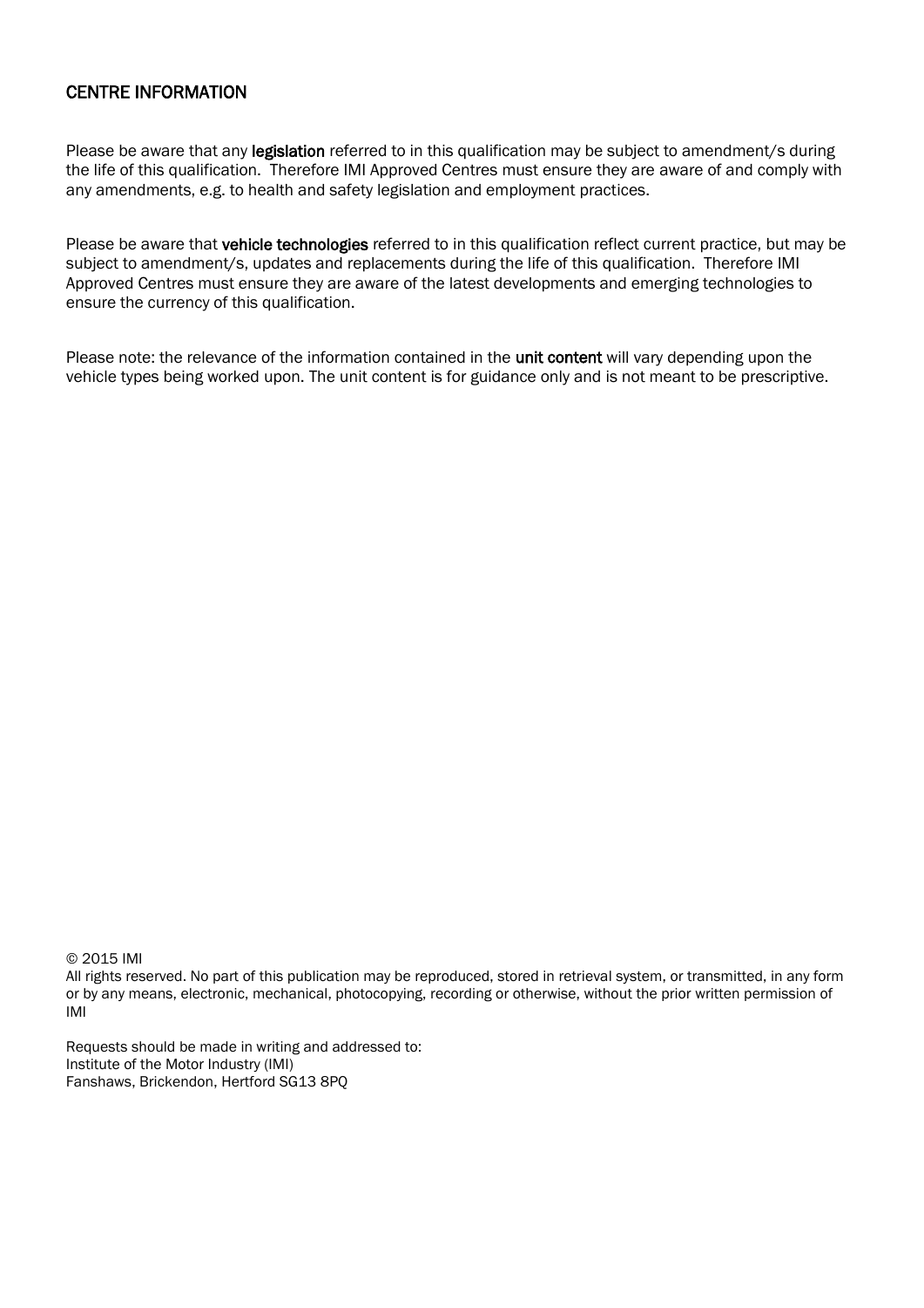## CENTRE INFORMATION

Please be aware that any **legislation** referred to in this qualification may be subject to amendment/s during the life of this qualification. Therefore IMI Approved Centres must ensure they are aware of and comply with any amendments, e.g. to health and safety legislation and employment practices.

Please be aware that **vehicle technologies** referred to in this qualification reflect current practice, but may be subject to amendment/s, updates and replacements during the life of this qualification. Therefore IMI Approved Centres must ensure they are aware of the latest developments and emerging technologies to ensure the currency of this qualification.

Please note: the relevance of the information contained in the **unit content** will vary depending upon the vehicle types being worked upon. The unit content is for guidance only and is not meant to be prescriptive.

© 2015 IMI
All rights reserved. No part of this publication may be reproduced, stored in retrieval system, or transmitted, in any form or by any means, electronic, mechanical, photocopying, recording or otherwise, without the prior written permission of IMI

Requests should be made in writing and addressed to:
Institute of the Motor Industry (IMI)
Fanshaws, Brickendon, Hertford SG13 8PQ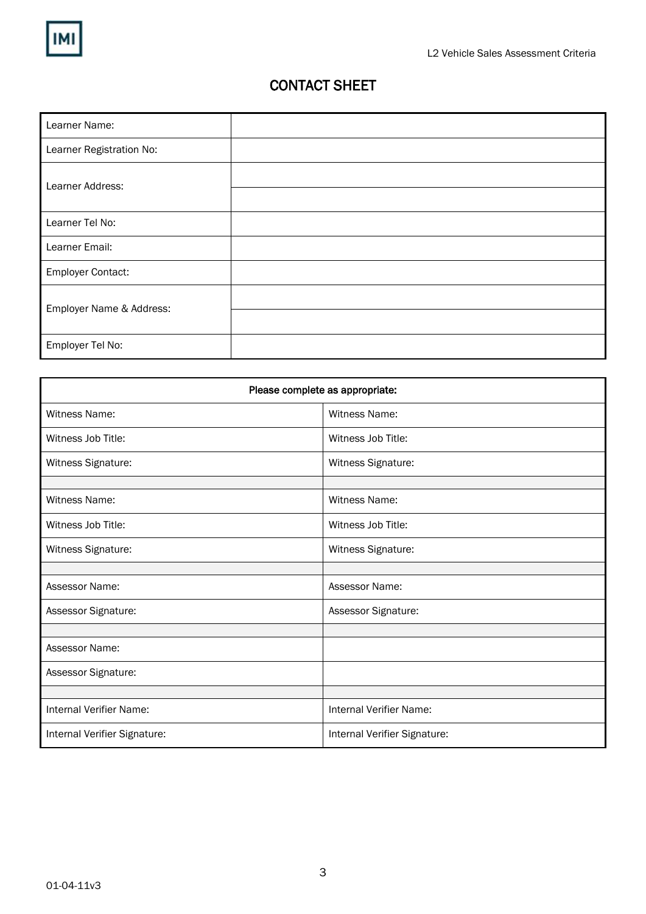# CONTACT SHEET

| | |
|---|---|
| Learner Name: | |
| Learner Registration No: | |
| Learner Address: | |
| | |
| Learner Tel No: | |
| Learner Email: | |
| Employer Contact: | |
| Employer Name & Address: | |
| | |
| Employer Tel No: | |

| Please complete as appropriate: | |
|---|---|
| Witness Name: | Witness Name: |
| Witness Job Title: | Witness Job Title: |
| Witness Signature: | Witness Signature: |
| | |
| Witness Name: | Witness Name: |
| Witness Job Title: | Witness Job Title: |
| Witness Signature: | Witness Signature: |
| | |
| Assessor Name: | Assessor Name: |
| Assessor Signature: | Assessor Signature: |
| | |
| Assessor Name: | |
| Assessor Signature: | |
| | |
| Internal Verifier Name: | Internal Verifier Name: |
| Internal Verifier Signature: | Internal Verifier Signature: |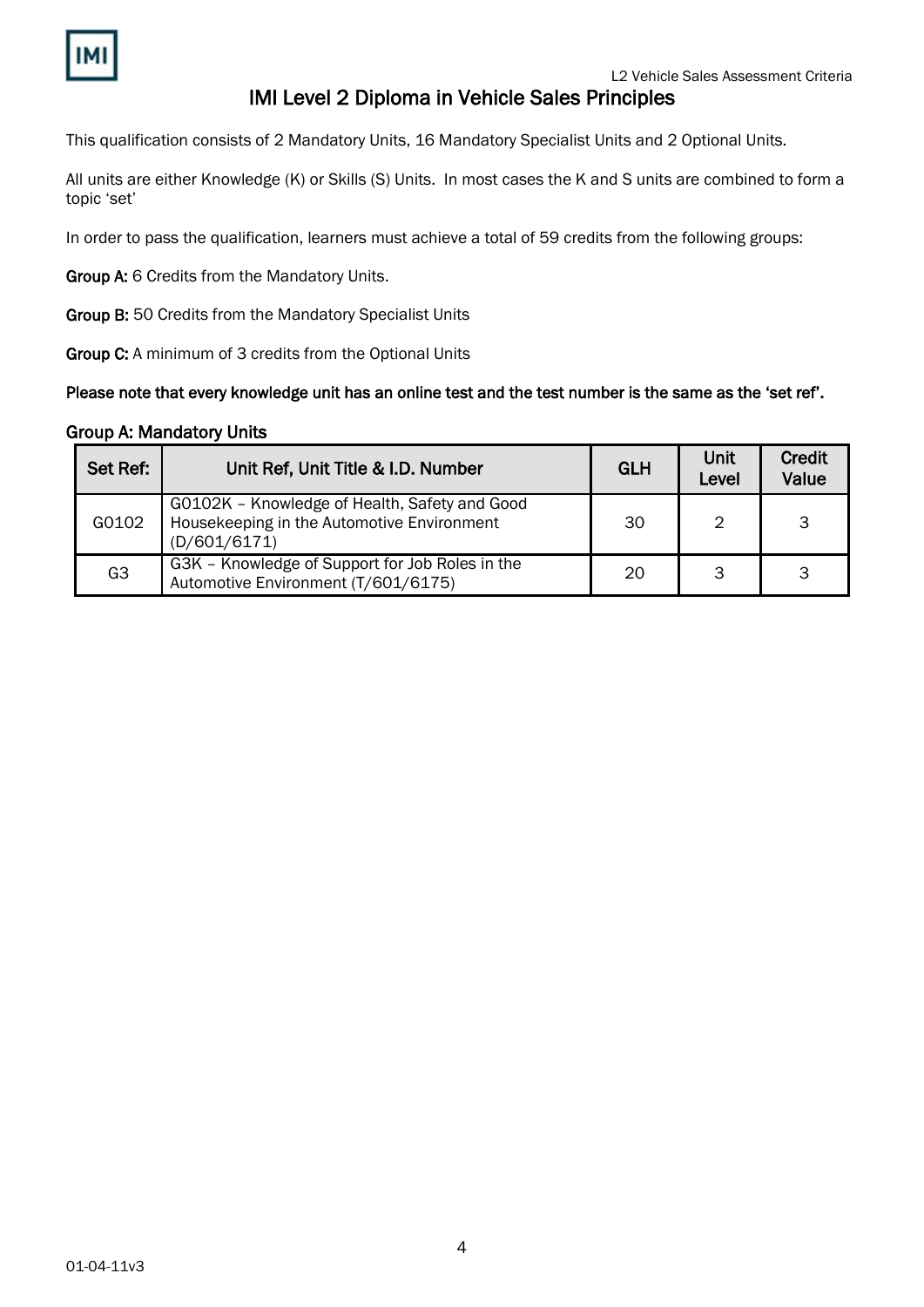# IMI Level 2 Diploma in Vehicle Sales Principles

This qualification consists of 2 Mandatory Units, 16 Mandatory Specialist Units and 2 Optional Units.

All units are either Knowledge (K) or Skills (S) Units. In most cases the K and S units are combined to form a topic 'set'

In order to pass the qualification, learners must achieve a total of 59 credits from the following groups:

**Group A:** 6 Credits from the Mandatory Units.

**Group B:** 50 Credits from the Mandatory Specialist Units

**Group C:** A minimum of 3 credits from the Optional Units

**Please note that every knowledge unit has an online test and the test number is the same as the 'set ref'.**

**Group A: Mandatory Units**

| Set Ref: | Unit Ref, Unit Title & I.D. Number | GLH | Unit Level | Credit Value |
|---|---|---|---|---|
| G0102 | G0102K – Knowledge of Health, Safety and Good Housekeeping in the Automotive Environment (D/601/6171) | 30 | 2 | 3 |
| G3 | G3K – Knowledge of Support for Job Roles in the Automotive Environment (T/601/6175) | 20 | 3 | 3 |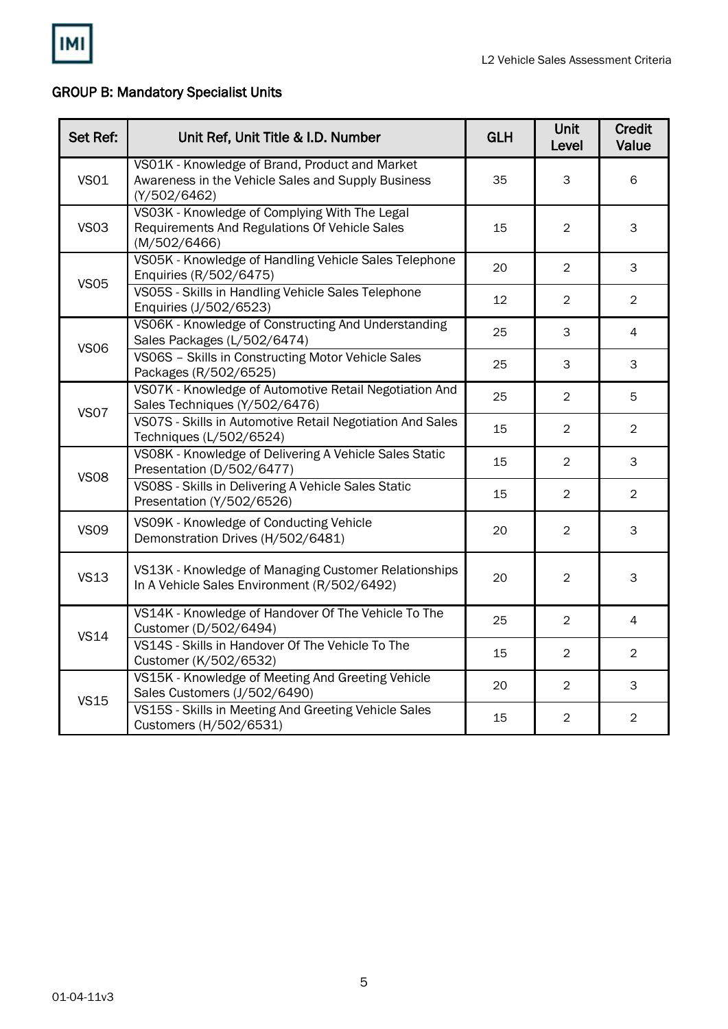## GROUP B: Mandatory Specialist Units

| Set Ref: | Unit Ref, Unit Title & I.D. Number | GLH | Unit Level | Credit Value |
|---|---|---|---|---|
| VS01 | VS01K - Knowledge of Brand, Product and Market Awareness in the Vehicle Sales and Supply Business (Y/502/6462) | 35 | 3 | 6 |
| VS03 | VS03K - Knowledge of Complying With The Legal Requirements And Regulations Of Vehicle Sales (M/502/6466) | 15 | 2 | 3 |
| VS05 | VS05K - Knowledge of Handling Vehicle Sales Telephone Enquiries (R/502/6475) | 20 | 2 | 3 |
| | VS05S - Skills in Handling Vehicle Sales Telephone Enquiries (J/502/6523) | 12 | 2 | 2 |
| VS06 | VS06K - Knowledge of Constructing And Understanding Sales Packages (L/502/6474) | 25 | 3 | 4 |
| | VS06S – Skills in Constructing Motor Vehicle Sales Packages (R/502/6525) | 25 | 3 | 3 |
| VS07 | VS07K - Knowledge of Automotive Retail Negotiation And Sales Techniques (Y/502/6476) | 25 | 2 | 5 |
| | VS07S - Skills in Automotive Retail Negotiation And Sales Techniques (L/502/6524) | 15 | 2 | 2 |
| VS08 | VS08K - Knowledge of Delivering A Vehicle Sales Static Presentation (D/502/6477) | 15 | 2 | 3 |
| | VS08S - Skills in Delivering A Vehicle Sales Static Presentation (Y/502/6526) | 15 | 2 | 2 |
| VS09 | VS09K - Knowledge of Conducting Vehicle Demonstration Drives (H/502/6481) | 20 | 2 | 3 |
| VS13 | VS13K - Knowledge of Managing Customer Relationships In A Vehicle Sales Environment (R/502/6492) | 20 | 2 | 3 |
| VS14 | VS14K - Knowledge of Handover Of The Vehicle To The Customer (D/502/6494) | 25 | 2 | 4 |
| | VS14S - Skills in Handover Of The Vehicle To The Customer (K/502/6532) | 15 | 2 | 2 |
| VS15 | VS15K - Knowledge of Meeting And Greeting Vehicle Sales Customers (J/502/6490) | 20 | 2 | 3 |
| | VS15S - Skills in Meeting And Greeting Vehicle Sales Customers (H/502/6531) | 15 | 2 | 2 |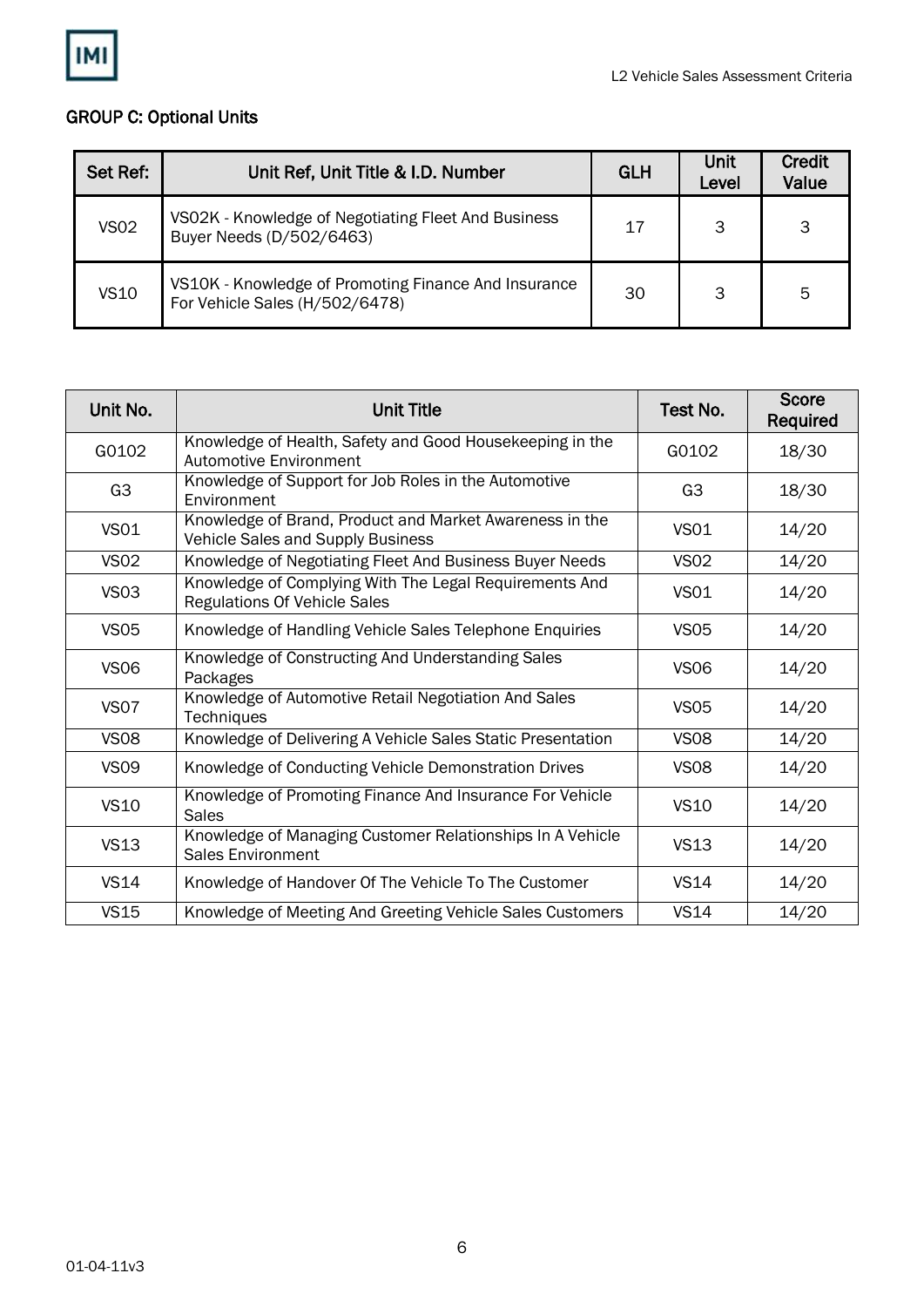### GROUP C: Optional Units

| Set Ref: | Unit Ref, Unit Title & I.D. Number | GLH | Unit Level | Credit Value |
|---|---|---|---|---|
| VS02 | VS02K - Knowledge of Negotiating Fleet And Business Buyer Needs (D/502/6463) | 17 | 3 | 3 |
| VS10 | VS10K - Knowledge of Promoting Finance And Insurance For Vehicle Sales (H/502/6478) | 30 | 3 | 5 |

| Unit No. | Unit Title | Test No. | Score Required |
|---|---|---|---|
| G0102 | Knowledge of Health, Safety and Good Housekeeping in the Automotive Environment | G0102 | 18/30 |
| G3 | Knowledge of Support for Job Roles in the Automotive Environment | G3 | 18/30 |
| VS01 | Knowledge of Brand, Product and Market Awareness in the Vehicle Sales and Supply Business | VS01 | 14/20 |
| VS02 | Knowledge of Negotiating Fleet And Business Buyer Needs | VS02 | 14/20 |
| VS03 | Knowledge of Complying With The Legal Requirements And Regulations Of Vehicle Sales | VS01 | 14/20 |
| VS05 | Knowledge of Handling Vehicle Sales Telephone Enquiries | VS05 | 14/20 |
| VS06 | Knowledge of Constructing And Understanding Sales Packages | VS06 | 14/20 |
| VS07 | Knowledge of Automotive Retail Negotiation And Sales Techniques | VS05 | 14/20 |
| VS08 | Knowledge of Delivering A Vehicle Sales Static Presentation | VS08 | 14/20 |
| VS09 | Knowledge of Conducting Vehicle Demonstration Drives | VS08 | 14/20 |
| VS10 | Knowledge of Promoting Finance And Insurance For Vehicle Sales | VS10 | 14/20 |
| VS13 | Knowledge of Managing Customer Relationships In A Vehicle Sales Environment | VS13 | 14/20 |
| VS14 | Knowledge of Handover Of The Vehicle To The Customer | VS14 | 14/20 |
| VS15 | Knowledge of Meeting And Greeting Vehicle Sales Customers | VS14 | 14/20 |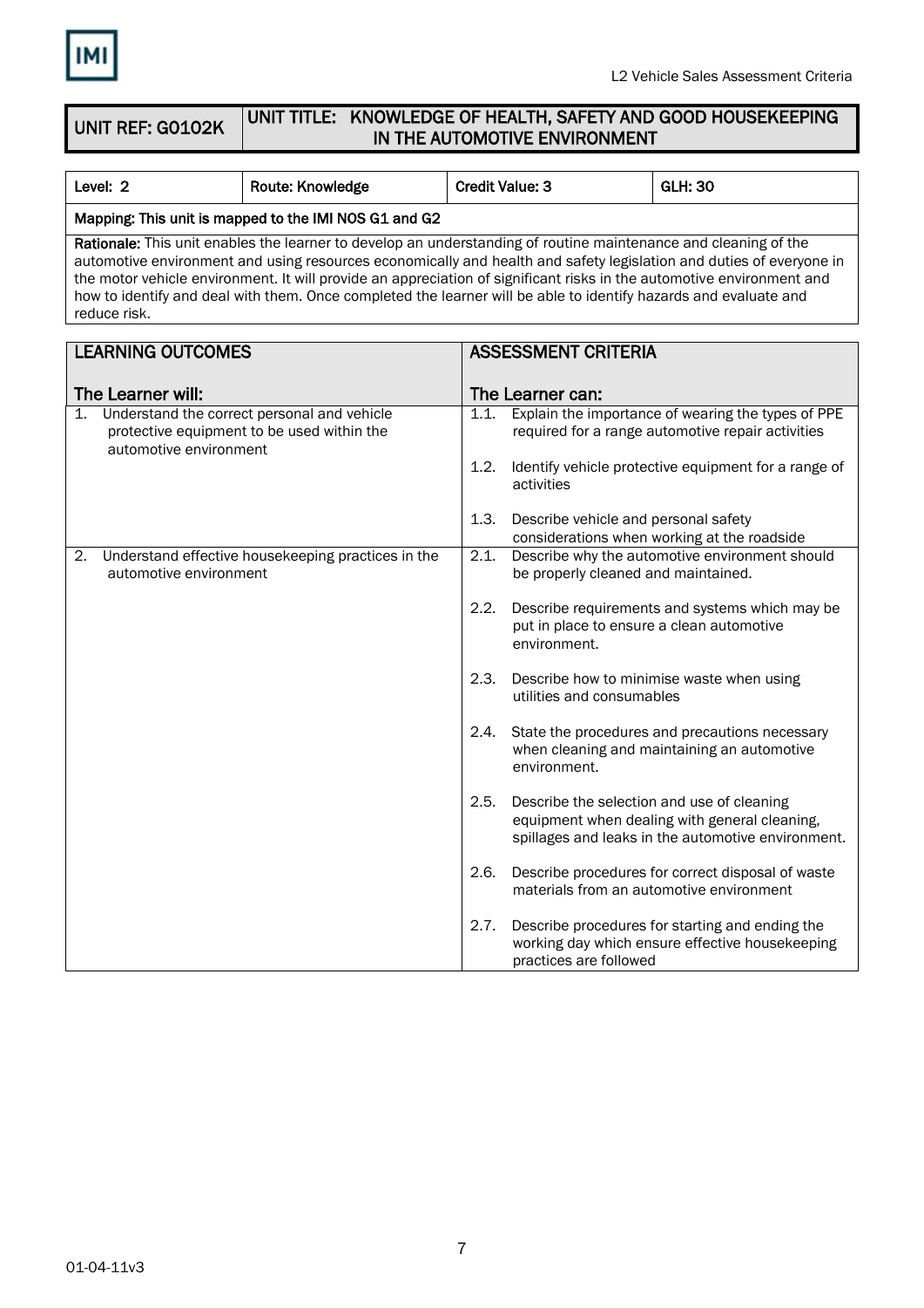| UNIT REF: G0102K | UNIT TITLE: KNOWLEDGE OF HEALTH, SAFETY AND GOOD HOUSEKEEPING IN THE AUTOMOTIVE ENVIRONMENT |
|---|---|

| Level: 2 | Route: Knowledge | Credit Value: 3 | GLH: 30 |
|---|---|---|---|
| Mapping: This unit is mapped to the IMI NOS G1 and G2 | | | |
| **Rationale:** This unit enables the learner to develop an understanding of routine maintenance and cleaning of the automotive environment and using resources economically and health and safety legislation and duties of everyone in the motor vehicle environment. It will provide an appreciation of significant risks in the automotive environment and how to identify and deal with them. Once completed the learner will be able to identify hazards and evaluate and reduce risk. | | | |

| LEARNING OUTCOMES<br><br>The Learner will: | ASSESSMENT CRITERIA<br><br>The Learner can: |
|---|---|
| 1. Understand the correct personal and vehicle protective equipment to be used within the automotive environment | 1.1. Explain the importance of wearing the types of PPE required for a range automotive repair activities<br><br>1.2. Identify vehicle protective equipment for a range of activities<br><br>1.3. Describe vehicle and personal safety considerations when working at the roadside |
| 2. Understand effective housekeeping practices in the automotive environment | 2.1. Describe why the automotive environment should be properly cleaned and maintained.<br><br>2.2. Describe requirements and systems which may be put in place to ensure a clean automotive environment.<br><br>2.3. Describe how to minimise waste when using utilities and consumables<br><br>2.4. State the procedures and precautions necessary when cleaning and maintaining an automotive environment.<br><br>2.5. Describe the selection and use of cleaning equipment when dealing with general cleaning, spillages and leaks in the automotive environment.<br><br>2.6. Describe procedures for correct disposal of waste materials from an automotive environment<br><br>2.7. Describe procedures for starting and ending the working day which ensure effective housekeeping practices are followed |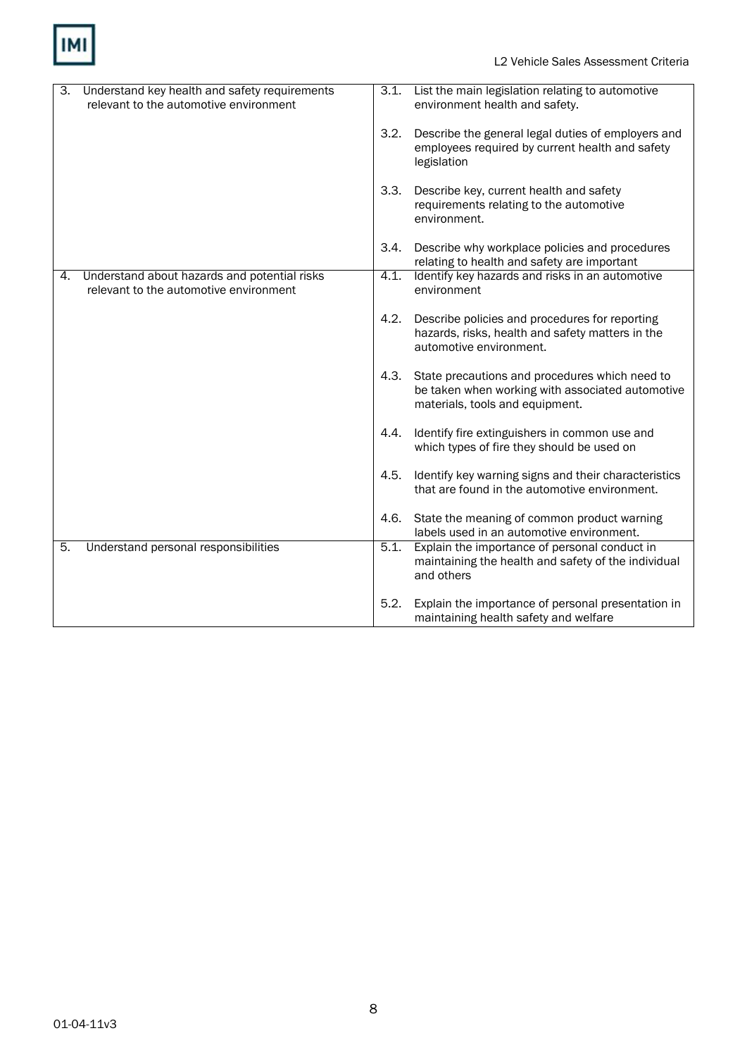| | |
|---|---|
| 3. Understand key health and safety requirements relevant to the automotive environment | 3.1. List the main legislation relating to automotive environment health and safety. |
| | 3.2. Describe the general legal duties of employers and employees required by current health and safety legislation |
| | 3.3. Describe key, current health and safety requirements relating to the automotive environment. |
| | 3.4. Describe why workplace policies and procedures relating to health and safety are important |
| 4. Understand about hazards and potential risks relevant to the automotive environment | 4.1. Identify key hazards and risks in an automotive environment |
| | 4.2. Describe policies and procedures for reporting hazards, risks, health and safety matters in the automotive environment. |
| | 4.3. State precautions and procedures which need to be taken when working with associated automotive materials, tools and equipment. |
| | 4.4. Identify fire extinguishers in common use and which types of fire they should be used on |
| | 4.5. Identify key warning signs and their characteristics that are found in the automotive environment. |
| | 4.6. State the meaning of common product warning labels used in an automotive environment. |
| 5. Understand personal responsibilities | 5.1. Explain the importance of personal conduct in maintaining the health and safety of the individual and others |
| | 5.2. Explain the importance of personal presentation in maintaining health safety and welfare |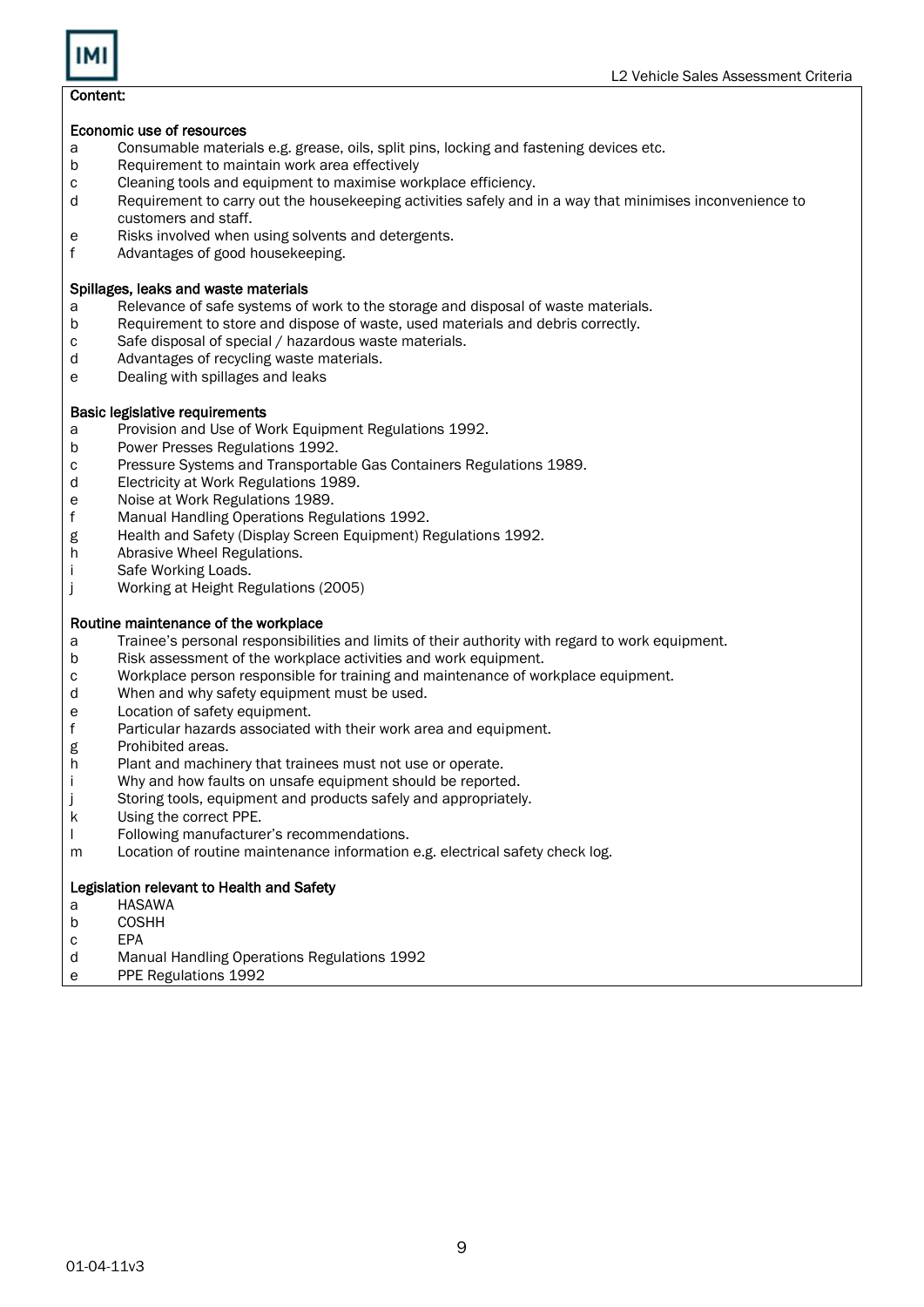**Content:**

**Economic use of resources**

- a Consumable materials e.g. grease, oils, split pins, locking and fastening devices etc.
- b Requirement to maintain work area effectively
- c Cleaning tools and equipment to maximise workplace efficiency.
- d Requirement to carry out the housekeeping activities safely and in a way that minimises inconvenience to customers and staff.
- e Risks involved when using solvents and detergents.
- f Advantages of good housekeeping.

**Spillages, leaks and waste materials**

- a Relevance of safe systems of work to the storage and disposal of waste materials.
- b Requirement to store and dispose of waste, used materials and debris correctly.
- c Safe disposal of special / hazardous waste materials.
- d Advantages of recycling waste materials.
- e Dealing with spillages and leaks

**Basic legislative requirements**

- a Provision and Use of Work Equipment Regulations 1992.
- b Power Presses Regulations 1992.
- c Pressure Systems and Transportable Gas Containers Regulations 1989.
- d Electricity at Work Regulations 1989.
- e Noise at Work Regulations 1989.
- f Manual Handling Operations Regulations 1992.
- g Health and Safety (Display Screen Equipment) Regulations 1992.
- h Abrasive Wheel Regulations.
- i Safe Working Loads.
- j Working at Height Regulations (2005)

**Routine maintenance of the workplace**

- a Trainee's personal responsibilities and limits of their authority with regard to work equipment.
- b Risk assessment of the workplace activities and work equipment.
- c Workplace person responsible for training and maintenance of workplace equipment.
- d When and why safety equipment must be used.
- e Location of safety equipment.
- f Particular hazards associated with their work area and equipment.
- g Prohibited areas.
- h Plant and machinery that trainees must not use or operate.
- i Why and how faults on unsafe equipment should be reported.
- j Storing tools, equipment and products safely and appropriately.
- k Using the correct PPE.
- l Following manufacturer's recommendations.
- m Location of routine maintenance information e.g. electrical safety check log.

**Legislation relevant to Health and Safety**

- a HASAWA
- b COSHH
- c EPA
- d Manual Handling Operations Regulations 1992
- e PPE Regulations 1992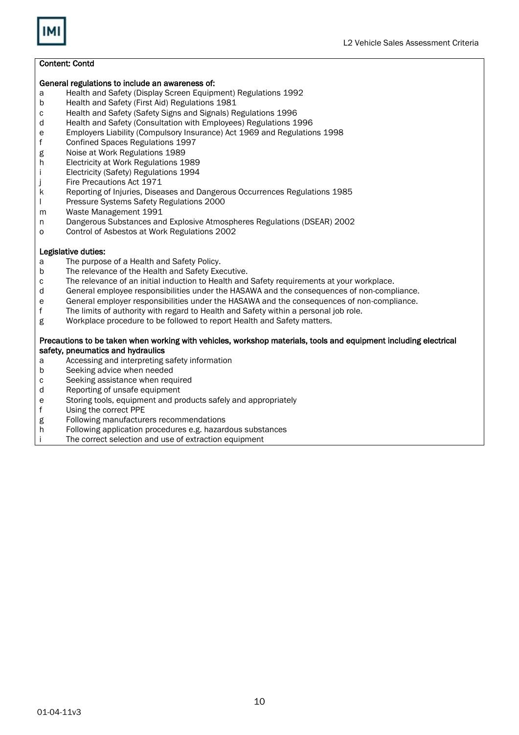**Content: Contd**

**General regulations to include an awareness of:**

- a Health and Safety (Display Screen Equipment) Regulations 1992
- b Health and Safety (First Aid) Regulations 1981
- c Health and Safety (Safety Signs and Signals) Regulations 1996
- d Health and Safety (Consultation with Employees) Regulations 1996
- e Employers Liability (Compulsory Insurance) Act 1969 and Regulations 1998
- f Confined Spaces Regulations 1997
- g Noise at Work Regulations 1989
- h Electricity at Work Regulations 1989
- i Electricity (Safety) Regulations 1994
- j Fire Precautions Act 1971
- k Reporting of Injuries, Diseases and Dangerous Occurrences Regulations 1985
- l Pressure Systems Safety Regulations 2000
- m Waste Management 1991
- n Dangerous Substances and Explosive Atmospheres Regulations (DSEAR) 2002
- o Control of Asbestos at Work Regulations 2002

**Legislative duties:**

- a The purpose of a Health and Safety Policy.
- b The relevance of the Health and Safety Executive.
- c The relevance of an initial induction to Health and Safety requirements at your workplace.
- d General employee responsibilities under the HASAWA and the consequences of non-compliance.
- e General employer responsibilities under the HASAWA and the consequences of non-compliance.
- f The limits of authority with regard to Health and Safety within a personal job role.
- g Workplace procedure to be followed to report Health and Safety matters.

**Precautions to be taken when working with vehicles, workshop materials, tools and equipment including electrical safety, pneumatics and hydraulics**

- a Accessing and interpreting safety information
- b Seeking advice when needed
- c Seeking assistance when required
- d Reporting of unsafe equipment
- e Storing tools, equipment and products safely and appropriately
- f Using the correct PPE
- g Following manufacturers recommendations
- h Following application procedures e.g. hazardous substances
- i The correct selection and use of extraction equipment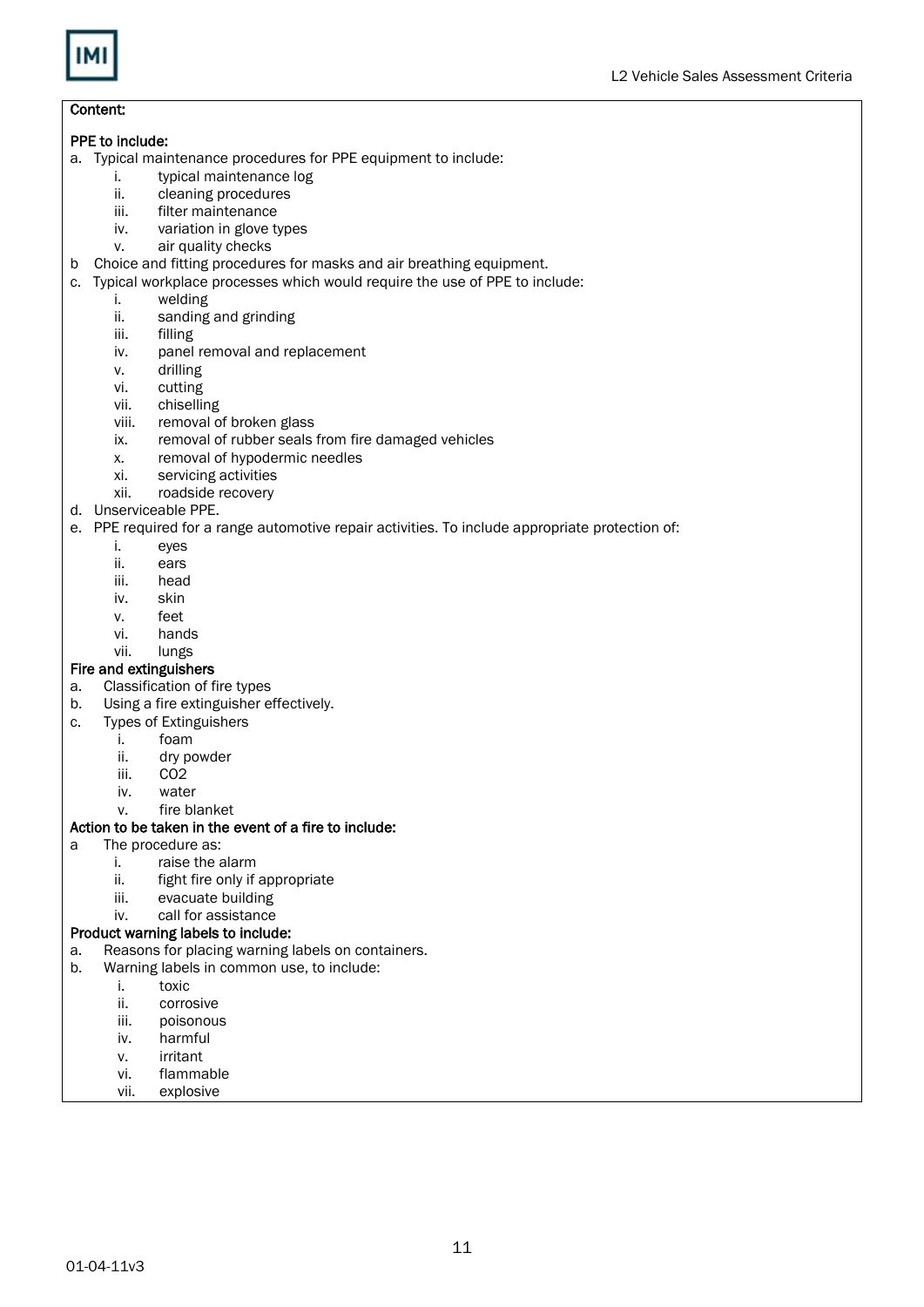**Content:**

**PPE to include:**

a. Typical maintenance procedures for PPE equipment to include:
   i. typical maintenance log
   ii. cleaning procedures
   iii. filter maintenance
   iv. variation in glove types
   v. air quality checks

b Choice and fitting procedures for masks and air breathing equipment.

c. Typical workplace processes which would require the use of PPE to include:
   i. welding
   ii. sanding and grinding
   iii. filling
   iv. panel removal and replacement
   v. drilling
   vi. cutting
   vii. chiselling
   viii. removal of broken glass
   ix. removal of rubber seals from fire damaged vehicles
   x. removal of hypodermic needles
   xi. servicing activities
   xii. roadside recovery

d. Unserviceable PPE.

e. PPE required for a range automotive repair activities. To include appropriate protection of:
   i. eyes
   ii. ears
   iii. head
   iv. skin
   v. feet
   vi. hands
   vii. lungs

**Fire and extinguishers**

a. Classification of fire types

b. Using a fire extinguisher effectively.

c. Types of Extinguishers
   i. foam
   ii. dry powder
   iii. $CO_2$
   iv. water
   v. fire blanket

**Action to be taken in the event of a fire to include:**

a The procedure as:
   i. raise the alarm
   ii. fight fire only if appropriate
   iii. evacuate building
   iv. call for assistance

**Product warning labels to include:**

a. Reasons for placing warning labels on containers.

b. Warning labels in common use, to include:
   i. toxic
   ii. corrosive
   iii. poisonous
   iv. harmful
   v. irritant
   vi. flammable
   vii. explosive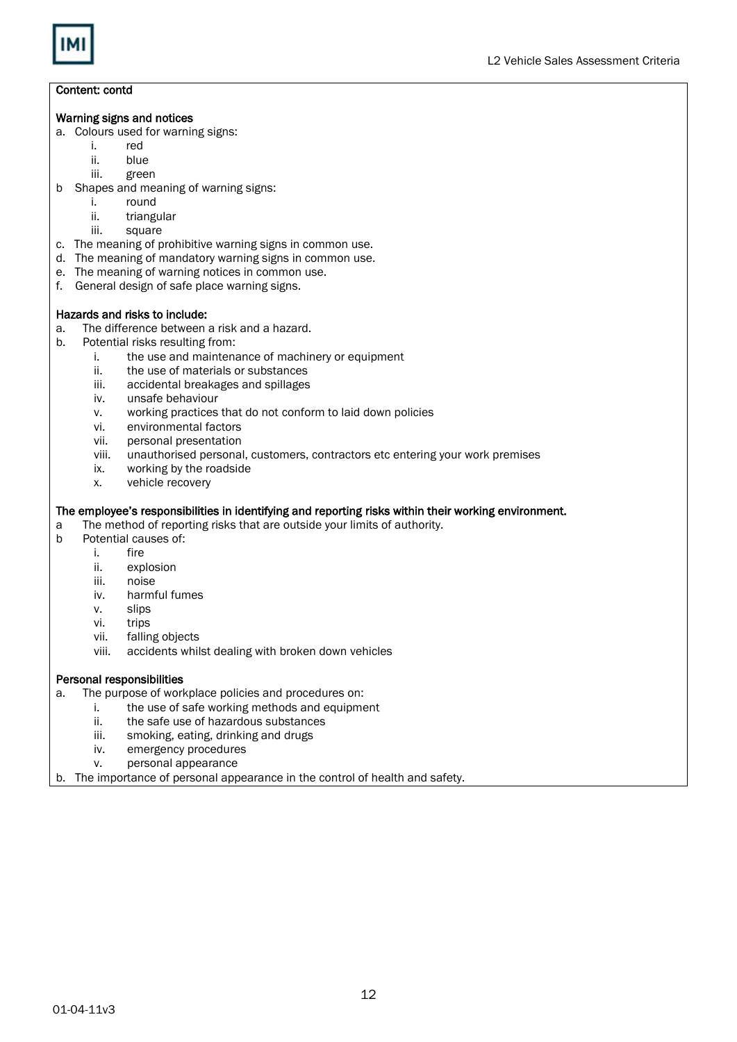**Content: contd**

**Warning signs and notices**

a. Colours used for warning signs:
   i. red
   ii. blue
   iii. green

b Shapes and meaning of warning signs:
   i. round
   ii. triangular
   iii. square

c. The meaning of prohibitive warning signs in common use.
d. The meaning of mandatory warning signs in common use.
e. The meaning of warning notices in common use.
f. General design of safe place warning signs.

**Hazards and risks to include:**

a. The difference between a risk and a hazard.
b. Potential risks resulting from:
   i. the use and maintenance of machinery or equipment
   ii. the use of materials or substances
   iii. accidental breakages and spillages
   iv. unsafe behaviour
   v. working practices that do not conform to laid down policies
   vi. environmental factors
   vii. personal presentation
   viii. unauthorised personal, customers, contractors etc entering your work premises
   ix. working by the roadside
   x. vehicle recovery

**The employee's responsibilities in identifying and reporting risks within their working environment.**

a The method of reporting risks that are outside your limits of authority.
b Potential causes of:
   i. fire
   ii. explosion
   iii. noise
   iv. harmful fumes
   v. slips
   vi. trips
   vii. falling objects
   viii. accidents whilst dealing with broken down vehicles

**Personal responsibilities**

a. The purpose of workplace policies and procedures on:
   i. the use of safe working methods and equipment
   ii. the safe use of hazardous substances
   iii. smoking, eating, drinking and drugs
   iv. emergency procedures
   v. personal appearance

b. The importance of personal appearance in the control of health and safety.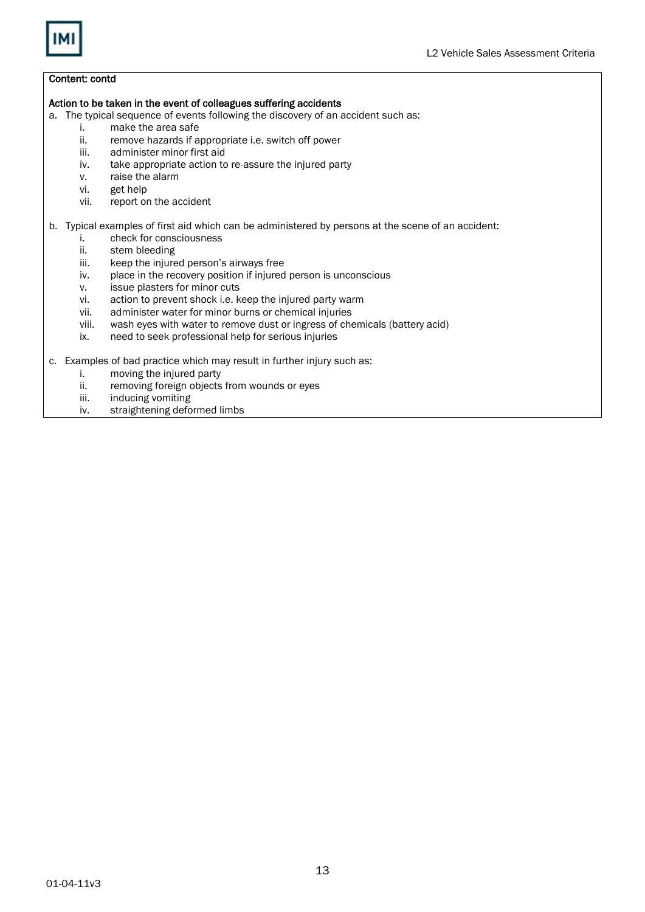**Content: contd**

**Action to be taken in the event of colleagues suffering accidents**

a. The typical sequence of events following the discovery of an accident such as:
   i. make the area safe
   ii. remove hazards if appropriate i.e. switch off power
   iii. administer minor first aid
   iv. take appropriate action to re-assure the injured party
   v. raise the alarm
   vi. get help
   vii. report on the accident

b. Typical examples of first aid which can be administered by persons at the scene of an accident:
   i. check for consciousness
   ii. stem bleeding
   iii. keep the injured person's airways free
   iv. place in the recovery position if injured person is unconscious
   v. issue plasters for minor cuts
   vi. action to prevent shock i.e. keep the injured party warm
   vii. administer water for minor burns or chemical injuries
   viii. wash eyes with water to remove dust or ingress of chemicals (battery acid)
   ix. need to seek professional help for serious injuries

c. Examples of bad practice which may result in further injury such as:
   i. moving the injured party
   ii. removing foreign objects from wounds or eyes
   iii. inducing vomiting
   iv. straightening deformed limbs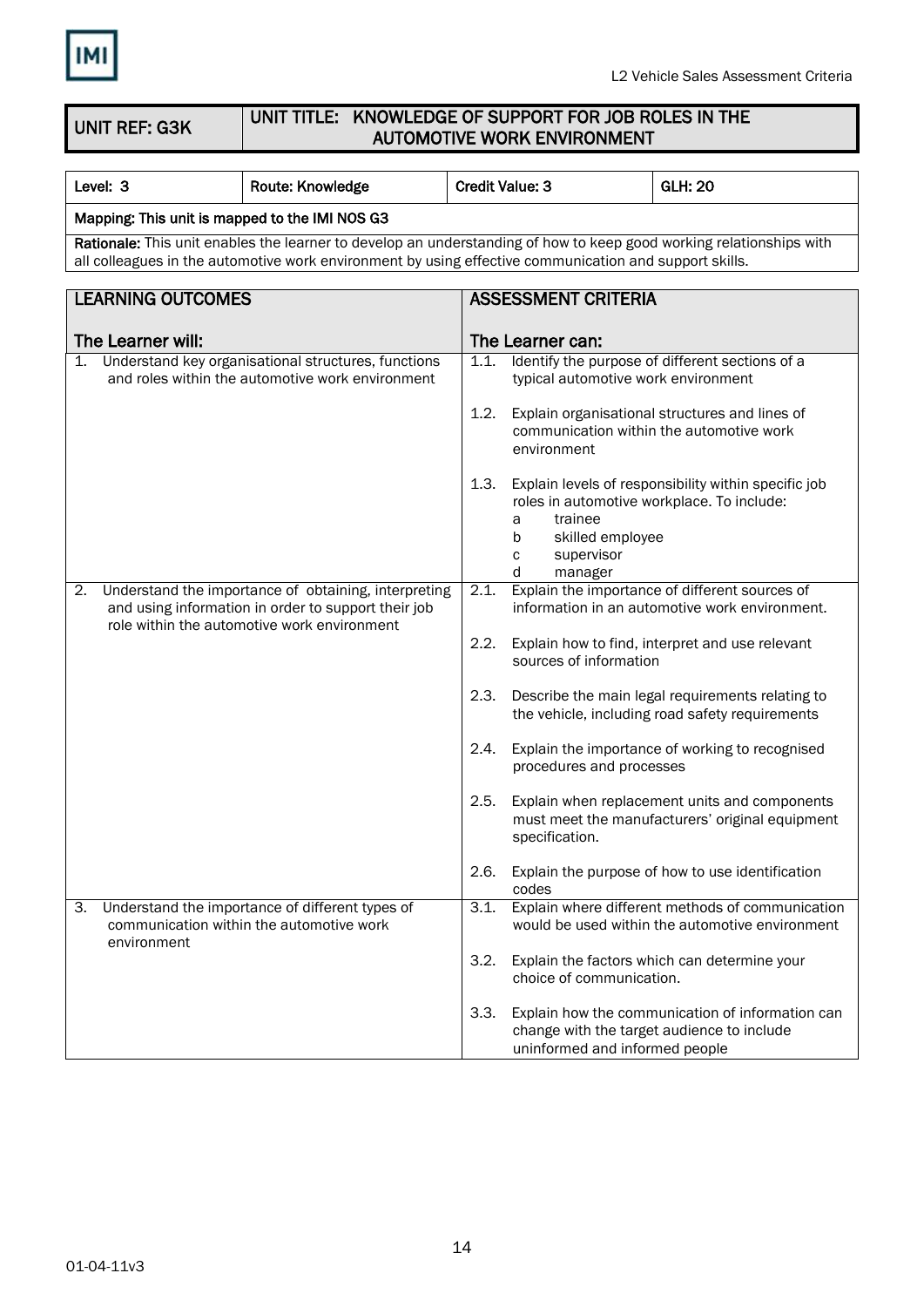| UNIT REF: G3K | UNIT TITLE: KNOWLEDGE OF SUPPORT FOR JOB ROLES IN THE AUTOMOTIVE WORK ENVIRONMENT |
|---|---|

| Level: 3 | Route: Knowledge | Credit Value: 3 | GLH: 20 |
|---|---|---|---|
| Mapping: This unit is mapped to the IMI NOS G3 | | | |
| **Rationale:** This unit enables the learner to develop an understanding of how to keep good working relationships with all colleagues in the automotive work environment by using effective communication and support skills. | | | |

| LEARNING OUTCOMES<br><br>The Learner will: | ASSESSMENT CRITERIA<br><br>The Learner can: |
|---|---|
| 1. Understand key organisational structures, functions and roles within the automotive work environment | 1.1. Identify the purpose of different sections of a typical automotive work environment<br><br>1.2. Explain organisational structures and lines of communication within the automotive work environment<br><br>1.3. Explain levels of responsibility within specific job roles in automotive workplace. To include:<br>a trainee<br>b skilled employee<br>c supervisor<br>d manager |
| 2. Understand the importance of obtaining, interpreting and using information in order to support their job role within the automotive work environment | 2.1. Explain the importance of different sources of information in an automotive work environment.<br><br>2.2. Explain how to find, interpret and use relevant sources of information<br><br>2.3. Describe the main legal requirements relating to the vehicle, including road safety requirements<br><br>2.4. Explain the importance of working to recognised procedures and processes<br><br>2.5. Explain when replacement units and components must meet the manufacturers' original equipment specification.<br><br>2.6. Explain the purpose of how to use identification codes |
| 3. Understand the importance of different types of communication within the automotive work environment | 3.1. Explain where different methods of communication would be used within the automotive environment<br><br>3.2. Explain the factors which can determine your choice of communication.<br><br>3.3. Explain how the communication of information can change with the target audience to include uninformed and informed people |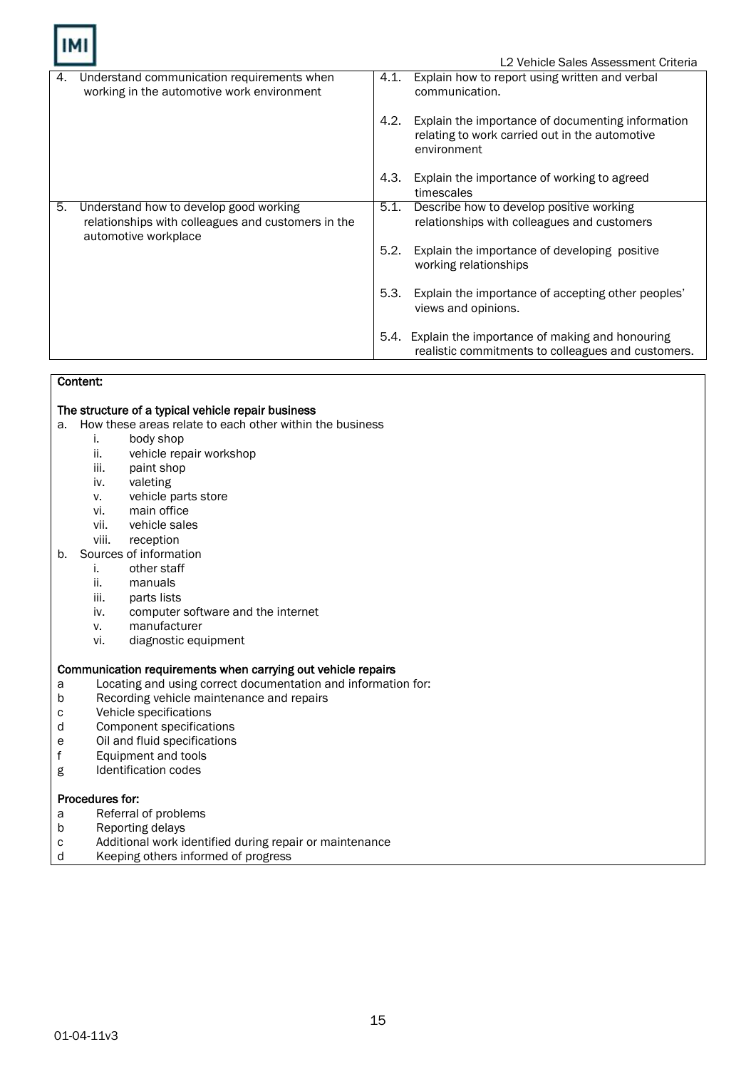| | |
|---|---|
| 4. Understand communication requirements when working in the automotive work environment | 4.1. Explain how to report using written and verbal communication.<br><br>4.2. Explain the importance of documenting information relating to work carried out in the automotive environment<br><br>4.3. Explain the importance of working to agreed timescales |
| 5. Understand how to develop good working relationships with colleagues and customers in the automotive workplace | 5.1. Describe how to develop positive working relationships with colleagues and customers<br><br>5.2. Explain the importance of developing positive working relationships<br><br>5.3. Explain the importance of accepting other peoples' views and opinions.<br><br>5.4. Explain the importance of making and honouring realistic commitments to colleagues and customers. |

**Content:**

**The structure of a typical vehicle repair business**

a. How these areas relate to each other within the business
   - i. body shop
   - ii. vehicle repair workshop
   - iii. paint shop
   - iv. valeting
   - v. vehicle parts store
   - vi. main office
   - vii. vehicle sales
   - viii. reception

b. Sources of information
   - i. other staff
   - ii. manuals
   - iii. parts lists
   - iv. computer software and the internet
   - v. manufacturer
   - vi. diagnostic equipment

**Communication requirements when carrying out vehicle repairs**

a Locating and using correct documentation and information for:
b Recording vehicle maintenance and repairs
c Vehicle specifications
d Component specifications
e Oil and fluid specifications
f Equipment and tools
g Identification codes

**Procedures for:**

a Referral of problems
b Reporting delays
c Additional work identified during repair or maintenance
d Keeping others informed of progress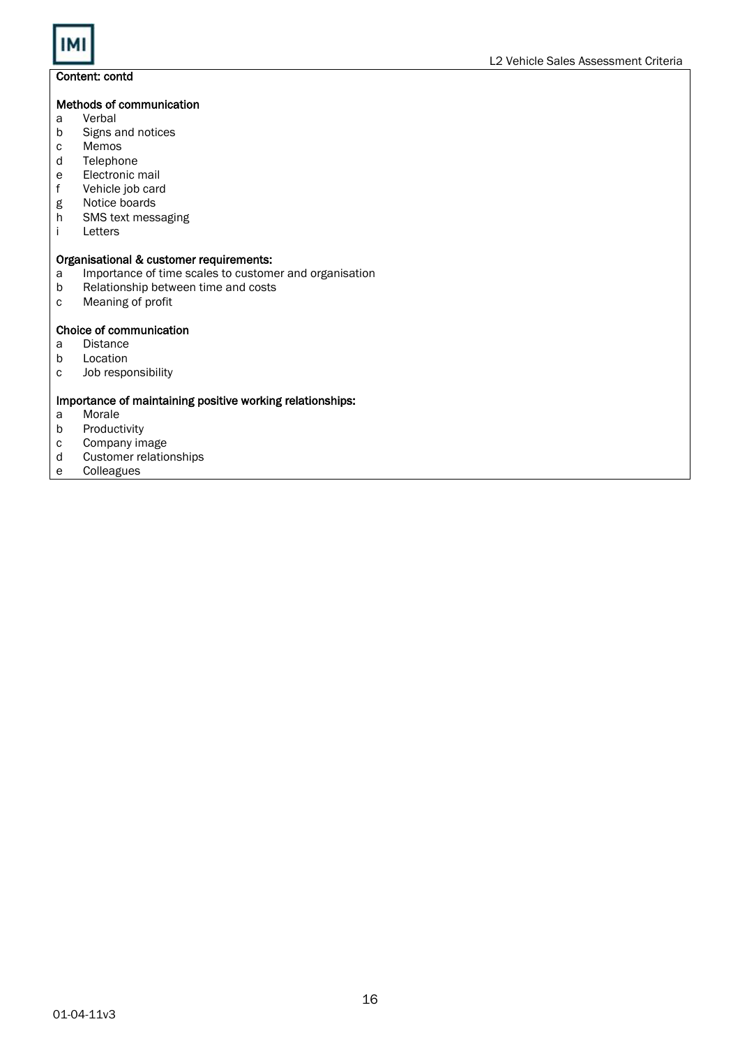**Content: contd**

**Methods of communication**

- a Verbal
- b Signs and notices
- c Memos
- d Telephone
- e Electronic mail
- f Vehicle job card
- g Notice boards
- h SMS text messaging
- i Letters

**Organisational & customer requirements:**

- a Importance of time scales to customer and organisation
- b Relationship between time and costs
- c Meaning of profit

**Choice of communication**

- a Distance
- b Location
- c Job responsibility

**Importance of maintaining positive working relationships:**

- a Morale
- b Productivity
- c Company image
- d Customer relationships
- e Colleagues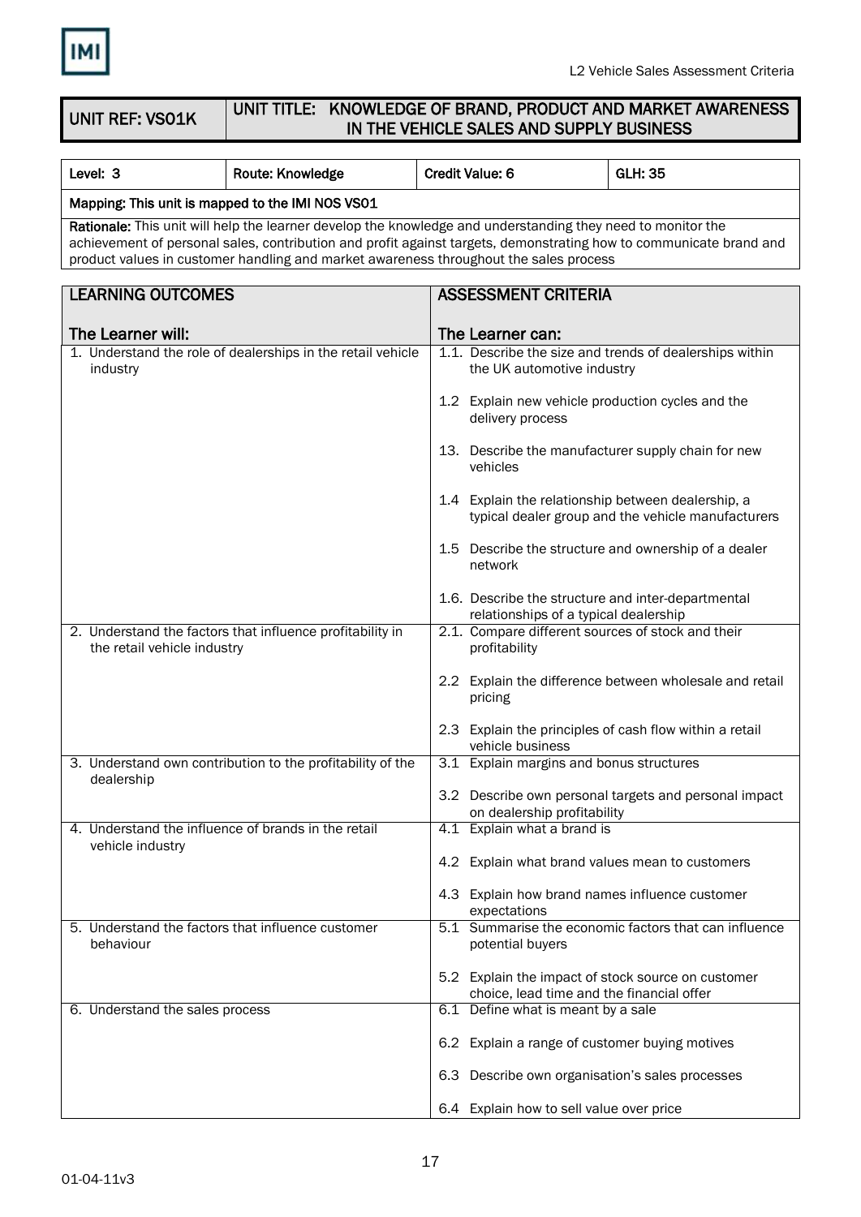| UNIT REF: VS01K | UNIT TITLE: KNOWLEDGE OF BRAND, PRODUCT AND MARKET AWARENESS IN THE VEHICLE SALES AND SUPPLY BUSINESS |
|---|---|

| Level: 3 | Route: Knowledge | Credit Value: 6 | GLH: 35 |
|---|---|---|---|
| Mapping: This unit is mapped to the IMI NOS VS01 | | | |
| **Rationale:** This unit will help the learner develop the knowledge and understanding they need to monitor the achievement of personal sales, contribution and profit against targets, demonstrating how to communicate brand and product values in customer handling and market awareness throughout the sales process | | | |

| LEARNING OUTCOMES<br><br>The Learner will: | ASSESSMENT CRITERIA<br><br>The Learner can: |
|---|---|
| 1. Understand the role of dealerships in the retail vehicle industry | 1.1. Describe the size and trends of dealerships within the UK automotive industry<br><br>1.2 Explain new vehicle production cycles and the delivery process<br><br>13. Describe the manufacturer supply chain for new vehicles<br><br>1.4 Explain the relationship between dealership, a typical dealer group and the vehicle manufacturers<br><br>1.5 Describe the structure and ownership of a dealer network<br><br>1.6. Describe the structure and inter-departmental relationships of a typical dealership |
| 2. Understand the factors that influence profitability in the retail vehicle industry | 2.1. Compare different sources of stock and their profitability<br><br>2.2 Explain the difference between wholesale and retail pricing<br><br>2.3 Explain the principles of cash flow within a retail vehicle business |
| 3. Understand own contribution to the profitability of the dealership | 3.1 Explain margins and bonus structures<br><br>3.2 Describe own personal targets and personal impact on dealership profitability |
| 4. Understand the influence of brands in the retail vehicle industry | 4.1 Explain what a brand is<br><br>4.2 Explain what brand values mean to customers<br><br>4.3 Explain how brand names influence customer expectations |
| 5. Understand the factors that influence customer behaviour | 5.1 Summarise the economic factors that can influence potential buyers<br><br>5.2 Explain the impact of stock source on customer choice, lead time and the financial offer |
| 6. Understand the sales process | 6.1 Define what is meant by a sale<br><br>6.2 Explain a range of customer buying motives<br><br>6.3 Describe own organisation's sales processes<br><br>6.4 Explain how to sell value over price |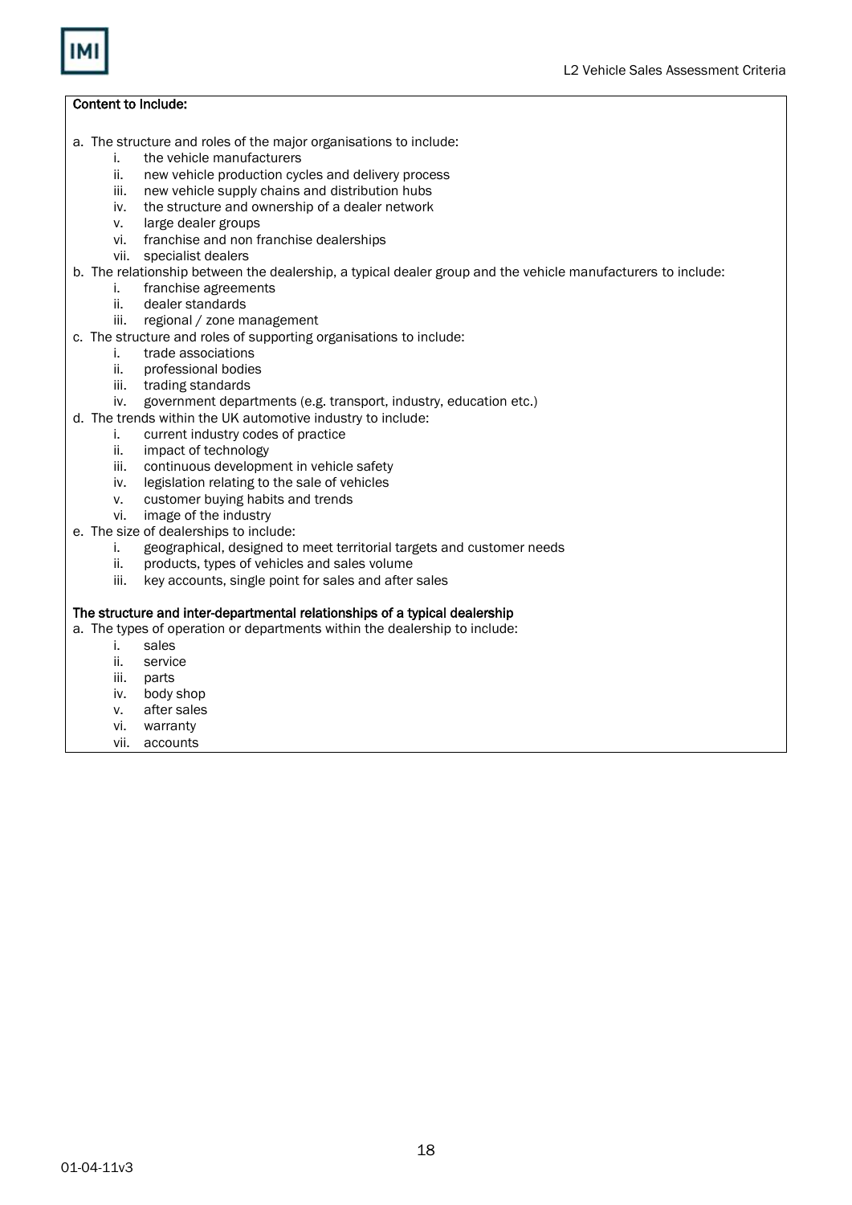**Content to Include:**

a. The structure and roles of the major organisations to include:
   i. the vehicle manufacturers
   ii. new vehicle production cycles and delivery process
   iii. new vehicle supply chains and distribution hubs
   iv. the structure and ownership of a dealer network
   v. large dealer groups
   vi. franchise and non franchise dealerships
   vii. specialist dealers

b. The relationship between the dealership, a typical dealer group and the vehicle manufacturers to include:
   i. franchise agreements
   ii. dealer standards
   iii. regional / zone management

c. The structure and roles of supporting organisations to include:
   i. trade associations
   ii. professional bodies
   iii. trading standards
   iv. government departments (e.g. transport, industry, education etc.)

d. The trends within the UK automotive industry to include:
   i. current industry codes of practice
   ii. impact of technology
   iii. continuous development in vehicle safety
   iv. legislation relating to the sale of vehicles
   v. customer buying habits and trends
   vi. image of the industry

e. The size of dealerships to include:
   i. geographical, designed to meet territorial targets and customer needs
   ii. products, types of vehicles and sales volume
   iii. key accounts, single point for sales and after sales

**The structure and inter-departmental relationships of a typical dealership**

a. The types of operation or departments within the dealership to include:
   i. sales
   ii. service
   iii. parts
   iv. body shop
   v. after sales
   vi. warranty
   vii. accounts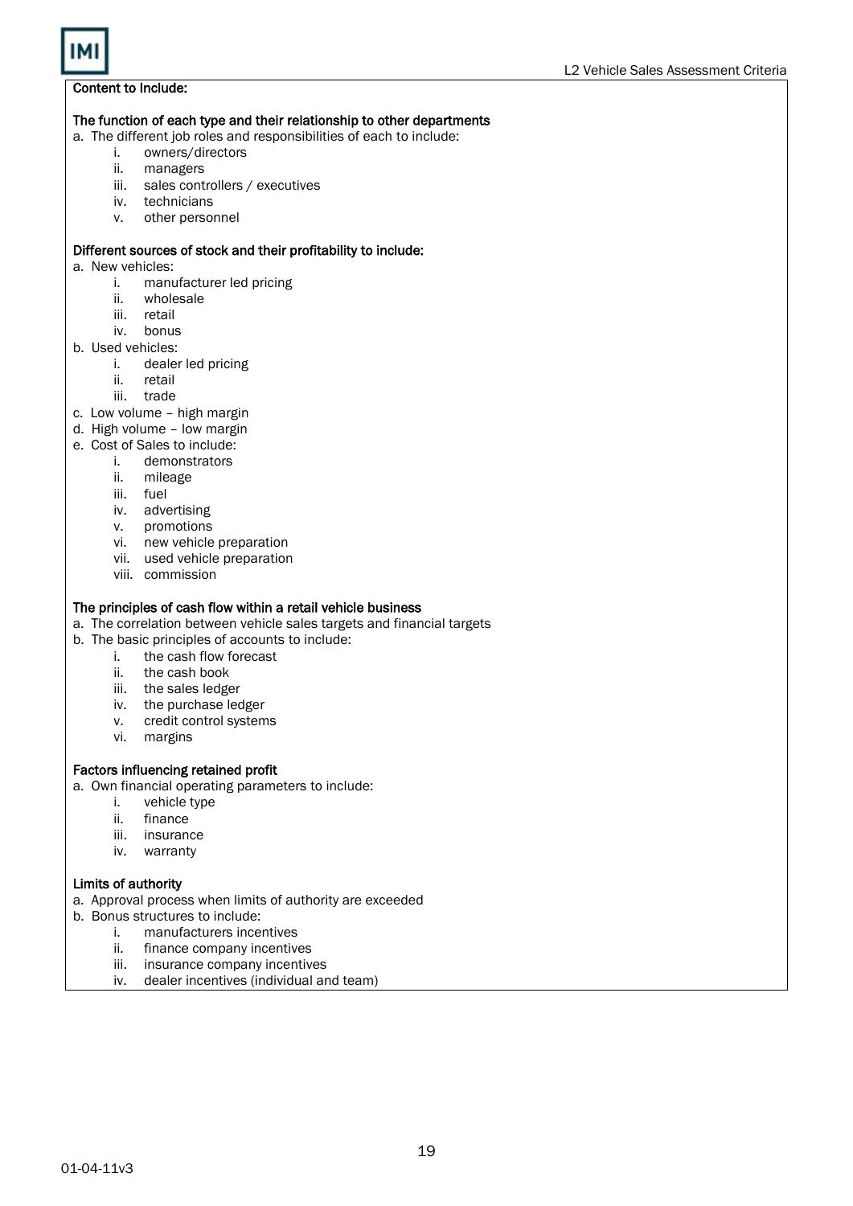**Content to Include:**

**The function of each type and their relationship to other departments**

a. The different job roles and responsibilities of each to include:
    i. owners/directors
    ii. managers
    iii. sales controllers / executives
    iv. technicians
    v. other personnel

**Different sources of stock and their profitability to include:**

a. New vehicles:
    i. manufacturer led pricing
    ii. wholesale
    iii. retail
    iv. bonus
b. Used vehicles:
    i. dealer led pricing
    ii. retail
    iii. trade
c. Low volume – high margin
d. High volume – low margin
e. Cost of Sales to include:
    i. demonstrators
    ii. mileage
    iii. fuel
    iv. advertising
    v. promotions
    vi. new vehicle preparation
    vii. used vehicle preparation
    viii. commission

**The principles of cash flow within a retail vehicle business**

a. The correlation between vehicle sales targets and financial targets
b. The basic principles of accounts to include:
    i. the cash flow forecast
    ii. the cash book
    iii. the sales ledger
    iv. the purchase ledger
    v. credit control systems
    vi. margins

**Factors influencing retained profit**

a. Own financial operating parameters to include:
    i. vehicle type
    ii. finance
    iii. insurance
    iv. warranty

**Limits of authority**

a. Approval process when limits of authority are exceeded
b. Bonus structures to include:
    i. manufacturers incentives
    ii. finance company incentives
    iii. insurance company incentives
    iv. dealer incentives (individual and team)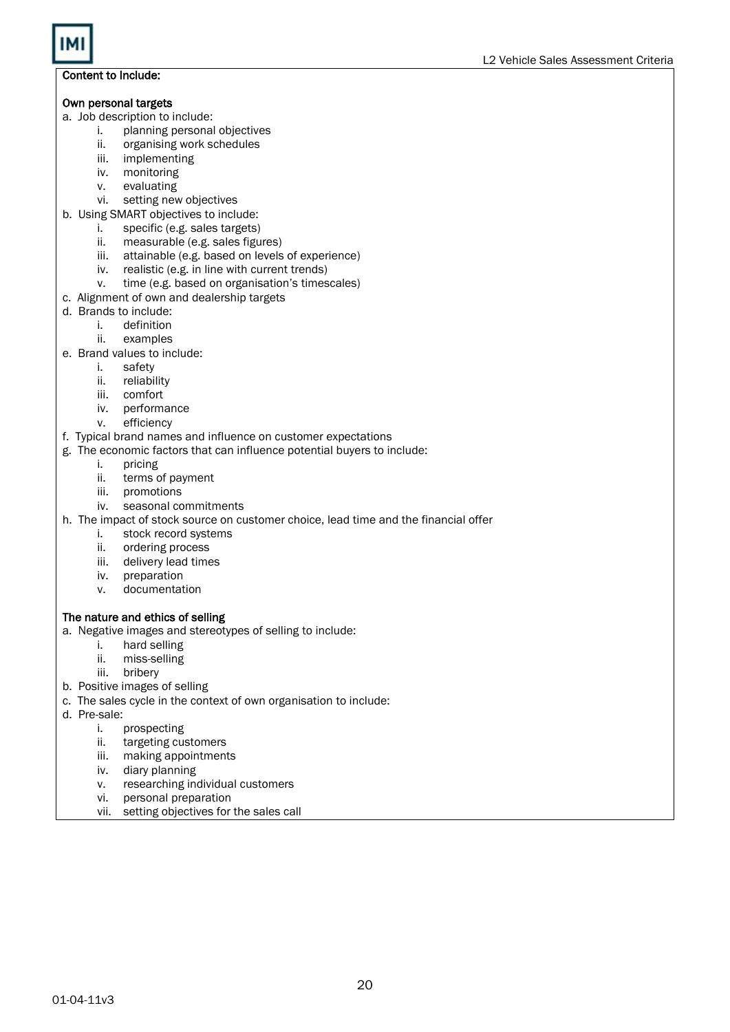**Content to Include:**

**Own personal targets**

a. Job description to include:
   i. planning personal objectives
   ii. organising work schedules
   iii. implementing
   iv. monitoring
   v. evaluating
   vi. setting new objectives

b. Using SMART objectives to include:
   i. specific (e.g. sales targets)
   ii. measurable (e.g. sales figures)
   iii. attainable (e.g. based on levels of experience)
   iv. realistic (e.g. in line with current trends)
   v. time (e.g. based on organisation's timescales)

c. Alignment of own and dealership targets

d. Brands to include:
   i. definition
   ii. examples

e. Brand values to include:
   i. safety
   ii. reliability
   iii. comfort
   iv. performance
   v. efficiency

f. Typical brand names and influence on customer expectations

g. The economic factors that can influence potential buyers to include:
   i. pricing
   ii. terms of payment
   iii. promotions
   iv. seasonal commitments

h. The impact of stock source on customer choice, lead time and the financial offer
   i. stock record systems
   ii. ordering process
   iii. delivery lead times
   iv. preparation
   v. documentation

**The nature and ethics of selling**

a. Negative images and stereotypes of selling to include:
   i. hard selling
   ii. miss-selling
   iii. bribery

b. Positive images of selling

c. The sales cycle in the context of own organisation to include:

d. Pre-sale:
   i. prospecting
   ii. targeting customers
   iii. making appointments
   iv. diary planning
   v. researching individual customers
   vi. personal preparation
   vii. setting objectives for the sales call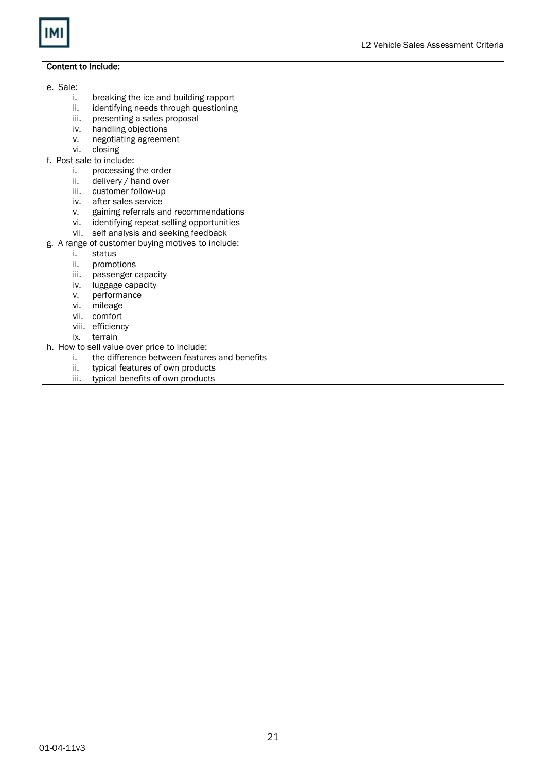**Content to Include:**

e. Sale:
   i. breaking the ice and building rapport
   ii. identifying needs through questioning
   iii. presenting a sales proposal
   iv. handling objections
   v. negotiating agreement
   vi. closing

f. Post-sale to include:
   i. processing the order
   ii. delivery / hand over
   iii. customer follow-up
   iv. after sales service
   v. gaining referrals and recommendations
   vi. identifying repeat selling opportunities
   vii. self analysis and seeking feedback

g. A range of customer buying motives to include:
   i. status
   ii. promotions
   iii. passenger capacity
   iv. luggage capacity
   v. performance
   vi. mileage
   vii. comfort
   viii. efficiency
   ix. terrain

h. How to sell value over price to include:
   i. the difference between features and benefits
   ii. typical features of own products
   iii. typical benefits of own products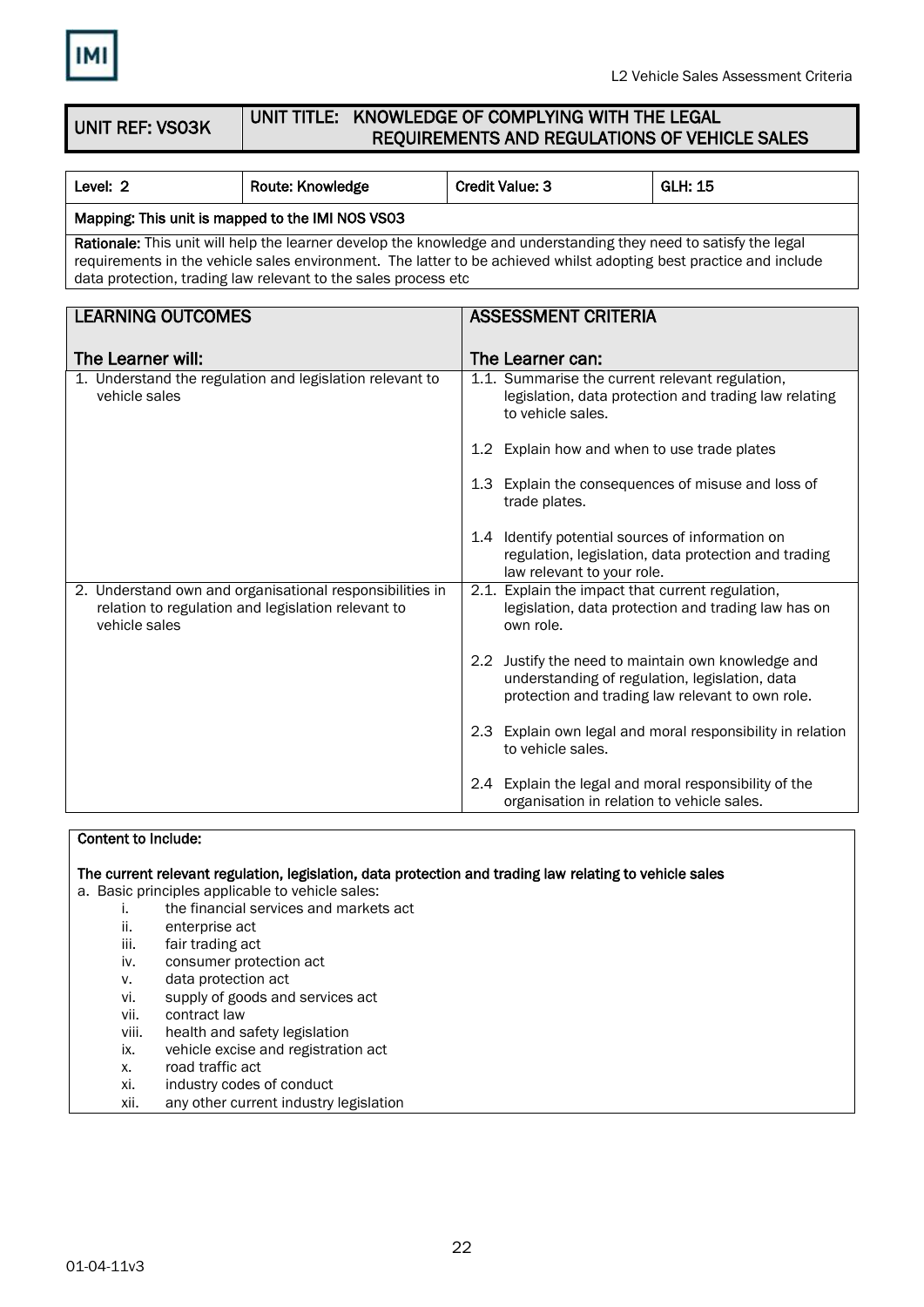| UNIT REF: VS03K | UNIT TITLE: KNOWLEDGE OF COMPLYING WITH THE LEGAL REQUIREMENTS AND REGULATIONS OF VEHICLE SALES |
|---|---|

| Level: 2 | Route: Knowledge | Credit Value: 3 | GLH: 15 |
|---|---|---|---|
| Mapping: This unit is mapped to the IMI NOS VS03 | | | |
| **Rationale:** This unit will help the learner develop the knowledge and understanding they need to satisfy the legal requirements in the vehicle sales environment. The latter to be achieved whilst adopting best practice and include data protection, trading law relevant to the sales process etc | | | |

| LEARNING OUTCOMES<br><br>The Learner will: | ASSESSMENT CRITERIA<br><br>The Learner can: |
|---|---|
| 1. Understand the regulation and legislation relevant to vehicle sales | 1.1. Summarise the current relevant regulation, legislation, data protection and trading law relating to vehicle sales.<br><br>1.2 Explain how and when to use trade plates<br><br>1.3 Explain the consequences of misuse and loss of trade plates.<br><br>1.4 Identify potential sources of information on regulation, legislation, data protection and trading law relevant to your role. |
| 2. Understand own and organisational responsibilities in relation to regulation and legislation relevant to vehicle sales | 2.1. Explain the impact that current regulation, legislation, data protection and trading law has on own role.<br><br>2.2 Justify the need to maintain own knowledge and understanding of regulation, legislation, data protection and trading law relevant to own role.<br><br>2.3 Explain own legal and moral responsibility in relation to vehicle sales.<br><br>2.4 Explain the legal and moral responsibility of the organisation in relation to vehicle sales. |

**Content to Include:**

**The current relevant regulation, legislation, data protection and trading law relating to vehicle sales**

a. Basic principles applicable to vehicle sales:

i. the financial services and markets act
ii. enterprise act
iii. fair trading act
iv. consumer protection act
v. data protection act
vi. supply of goods and services act
vii. contract law
viii. health and safety legislation
ix. vehicle excise and registration act
x. road traffic act
xi. industry codes of conduct
xii. any other current industry legislation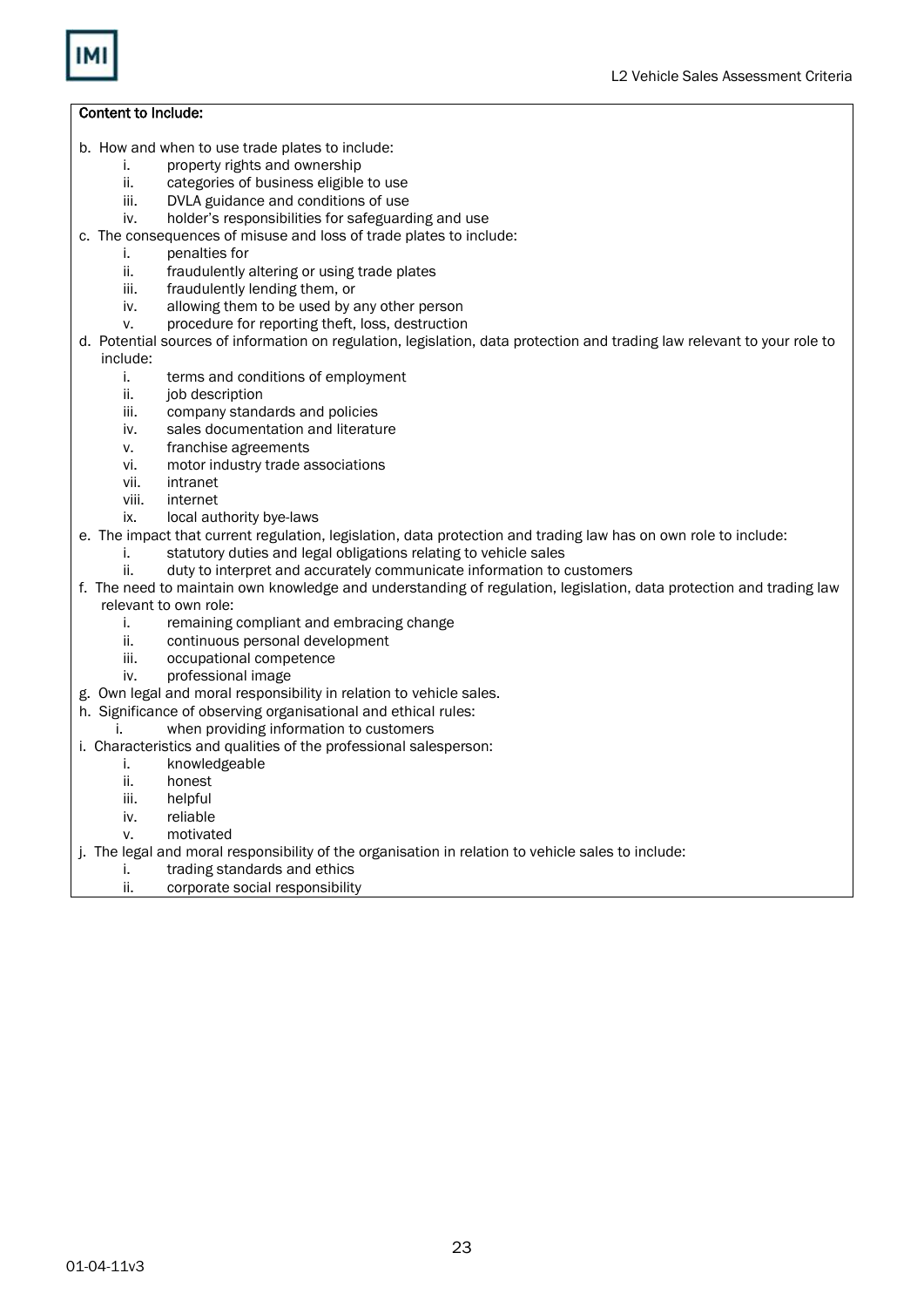**Content to Include:**

b. How and when to use trade plates to include:
   i. property rights and ownership
   ii. categories of business eligible to use
   iii. DVLA guidance and conditions of use
   iv. holder's responsibilities for safeguarding and use

c. The consequences of misuse and loss of trade plates to include:
   i. penalties for
   ii. fraudulently altering or using trade plates
   iii. fraudulently lending them, or
   iv. allowing them to be used by any other person
   v. procedure for reporting theft, loss, destruction

d. Potential sources of information on regulation, legislation, data protection and trading law relevant to your role to include:
   i. terms and conditions of employment
   ii. job description
   iii. company standards and policies
   iv. sales documentation and literature
   v. franchise agreements
   vi. motor industry trade associations
   vii. intranet
   viii. internet
   ix. local authority bye-laws

e. The impact that current regulation, legislation, data protection and trading law has on own role to include:
   i. statutory duties and legal obligations relating to vehicle sales
   ii. duty to interpret and accurately communicate information to customers

f. The need to maintain own knowledge and understanding of regulation, legislation, data protection and trading law relevant to own role:
   i. remaining compliant and embracing change
   ii. continuous personal development
   iii. occupational competence
   iv. professional image

g. Own legal and moral responsibility in relation to vehicle sales.

h. Significance of observing organisational and ethical rules:
   i. when providing information to customers

i. Characteristics and qualities of the professional salesperson:
   i. knowledgeable
   ii. honest
   iii. helpful
   iv. reliable
   v. motivated

j. The legal and moral responsibility of the organisation in relation to vehicle sales to include:
   i. trading standards and ethics
   ii. corporate social responsibility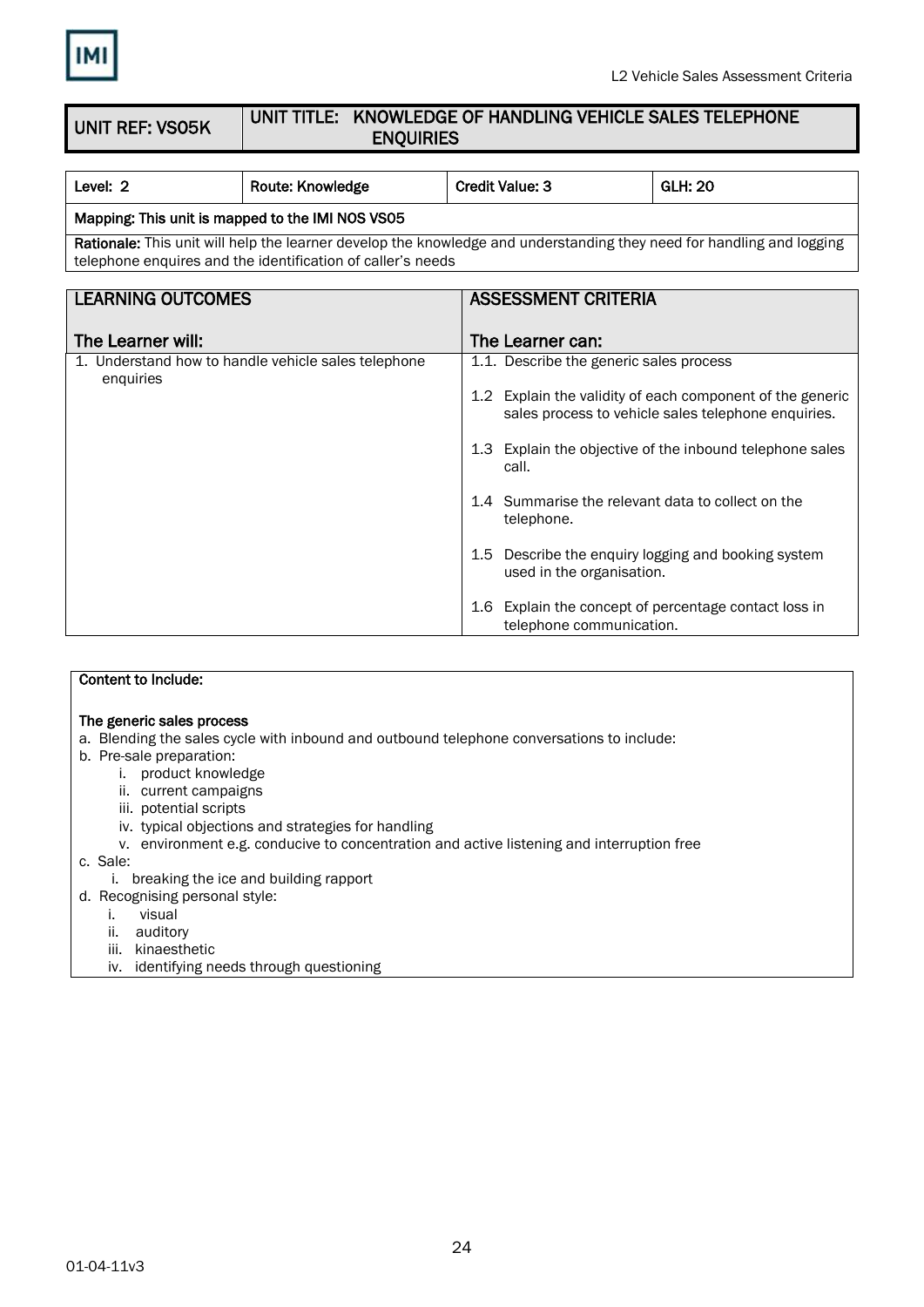| UNIT REF: VS05K | UNIT TITLE: KNOWLEDGE OF HANDLING VEHICLE SALES TELEPHONE ENQUIRIES |
|---|---|

| Level: 2 | Route: Knowledge | Credit Value: 3 | GLH: 20 |
|---|---|---|---|
| Mapping: This unit is mapped to the IMI NOS VS05 | | | |
| **Rationale:** This unit will help the learner develop the knowledge and understanding they need for handling and logging telephone enquires and the identification of caller's needs | | | |

| LEARNING OUTCOMES<br><br>The Learner will: | ASSESSMENT CRITERIA<br><br>The Learner can: |
|---|---|
| 1. Understand how to handle vehicle sales telephone enquiries | 1.1. Describe the generic sales process<br><br>1.2 Explain the validity of each component of the generic sales process to vehicle sales telephone enquiries.<br><br>1.3 Explain the objective of the inbound telephone sales call.<br><br>1.4 Summarise the relevant data to collect on the telephone.<br><br>1.5 Describe the enquiry logging and booking system used in the organisation.<br><br>1.6 Explain the concept of percentage contact loss in telephone communication. |

**Content to Include:**

**The generic sales process**

a. Blending the sales cycle with inbound and outbound telephone conversations to include:

b. Pre-sale preparation:
   - i. product knowledge
   - ii. current campaigns
   - iii. potential scripts
   - iv. typical objections and strategies for handling
   - v. environment e.g. conducive to concentration and active listening and interruption free

c. Sale:
   - i. breaking the ice and building rapport

d. Recognising personal style:
   - i. visual
   - ii. auditory
   - iii. kinaesthetic
   - iv. identifying needs through questioning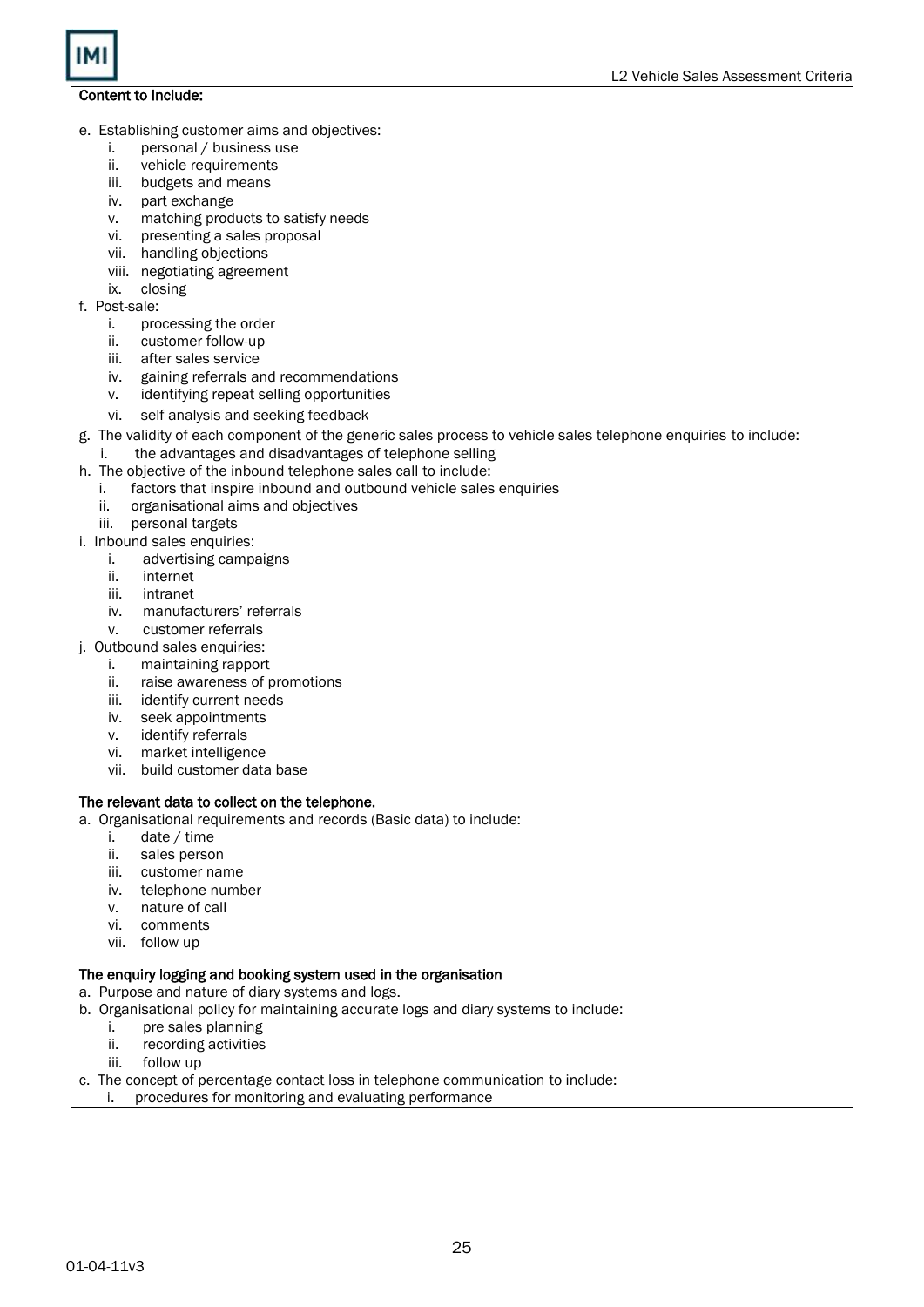**Content to Include:**

e. Establishing customer aims and objectives:
   i. personal / business use
   ii. vehicle requirements
   iii. budgets and means
   iv. part exchange
   v. matching products to satisfy needs
   vi. presenting a sales proposal
   vii. handling objections
   viii. negotiating agreement
   ix. closing

f. Post-sale:
   i. processing the order
   ii. customer follow-up
   iii. after sales service
   iv. gaining referrals and recommendations
   v. identifying repeat selling opportunities
   vi. self analysis and seeking feedback

g. The validity of each component of the generic sales process to vehicle sales telephone enquiries to include:
   i. the advantages and disadvantages of telephone selling

h. The objective of the inbound telephone sales call to include:
   i. factors that inspire inbound and outbound vehicle sales enquiries
   ii. organisational aims and objectives
   iii. personal targets

i. Inbound sales enquiries:
   i. advertising campaigns
   ii. internet
   iii. intranet
   iv. manufacturers' referrals
   v. customer referrals

j. Outbound sales enquiries:
   i. maintaining rapport
   ii. raise awareness of promotions
   iii. identify current needs
   iv. seek appointments
   v. identify referrals
   vi. market intelligence
   vii. build customer data base

**The relevant data to collect on the telephone.**

a. Organisational requirements and records (Basic data) to include:
   i. date / time
   ii. sales person
   iii. customer name
   iv. telephone number
   v. nature of call
   vi. comments
   vii. follow up

**The enquiry logging and booking system used in the organisation**

a. Purpose and nature of diary systems and logs.

b. Organisational policy for maintaining accurate logs and diary systems to include:
   i. pre sales planning
   ii. recording activities
   iii. follow up

c. The concept of percentage contact loss in telephone communication to include:
   i. procedures for monitoring and evaluating performance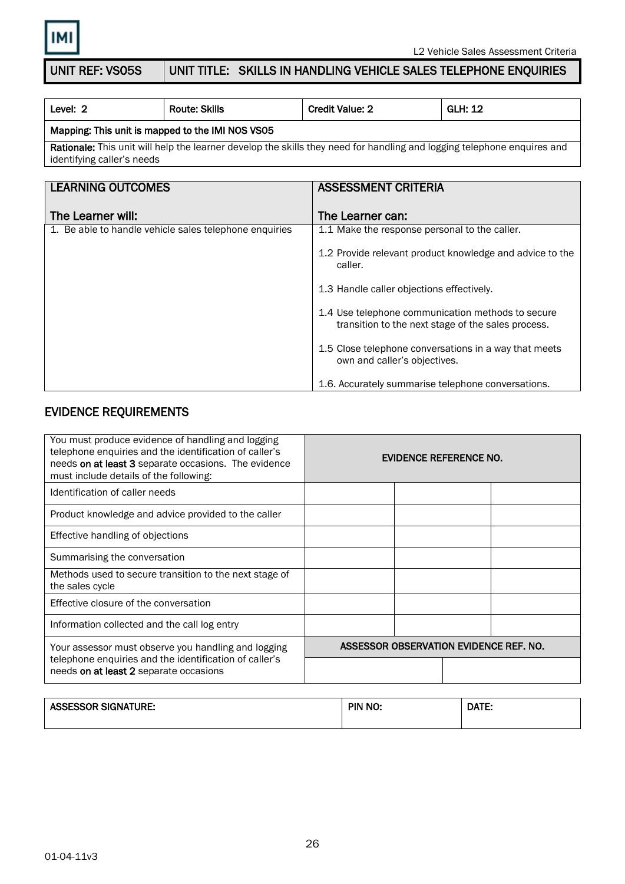| UNIT REF: VS05S | UNIT TITLE: SKILLS IN HANDLING VEHICLE SALES TELEPHONE ENQUIRIES |
|---|---|

| Level: 2 | Route: Skills | Credit Value: 2 | GLH: 12 |
|---|---|---|---|
| Mapping: This unit is mapped to the IMI NOS VS05 | | | |
| **Rationale:** This unit will help the learner develop the skills they need for handling and logging telephone enquires and identifying caller's needs | | | |

| LEARNING OUTCOMES<br><br>The Learner will: | ASSESSMENT CRITERIA<br><br>The Learner can: |
|---|---|
| 1. Be able to handle vehicle sales telephone enquiries | 1.1 Make the response personal to the caller.<br><br>1.2 Provide relevant product knowledge and advice to the caller.<br><br>1.3 Handle caller objections effectively.<br><br>1.4 Use telephone communication methods to secure transition to the next stage of the sales process.<br><br>1.5 Close telephone conversations in a way that meets own and caller's objectives.<br><br>1.6. Accurately summarise telephone conversations. |

## EVIDENCE REQUIREMENTS

| You must produce evidence of handling and logging telephone enquiries and the identification of caller's needs **on at least 3** separate occasions. The evidence must include details of the following: | EVIDENCE REFERENCE NO. | | |
|---|---|---|---|
| Identification of caller needs | | | |
| Product knowledge and advice provided to the caller | | | |
| Effective handling of objections | | | |
| Summarising the conversation | | | |
| Methods used to secure transition to the next stage of the sales cycle | | | |
| Effective closure of the conversation | | | |
| Information collected and the call log entry | | | |
| Your assessor must observe you handling and logging telephone enquiries and the identification of caller's needs **on at least 2** separate occasions | ASSESSOR OBSERVATION EVIDENCE REF. NO. | | |
| | | | |

| ASSESSOR SIGNATURE: | PIN NO: | DATE: |
|---|---|---|

01-04-11v3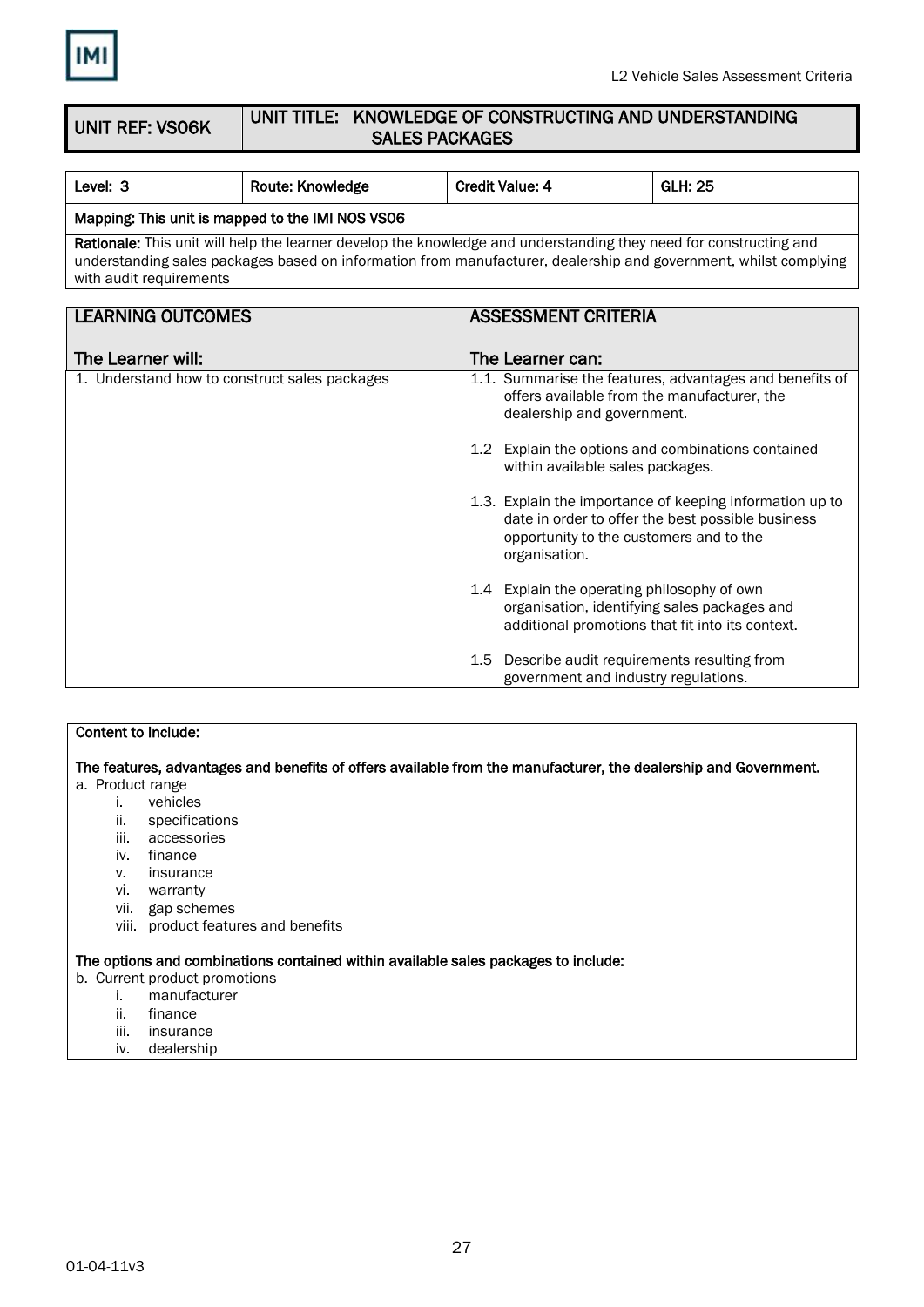| UNIT REF: VS06K | UNIT TITLE: KNOWLEDGE OF CONSTRUCTING AND UNDERSTANDING SALES PACKAGES |
|---|---|

| Level: 3 | Route: Knowledge | Credit Value: 4 | GLH: 25 |
|---|---|---|---|
| Mapping: This unit is mapped to the IMI NOS VS06 | | | |
| **Rationale:** This unit will help the learner develop the knowledge and understanding they need for constructing and understanding sales packages based on information from manufacturer, dealership and government, whilst complying with audit requirements | | | |

| LEARNING OUTCOMES<br><br>The Learner will: | ASSESSMENT CRITERIA<br><br>The Learner can: |
|---|---|
| 1. Understand how to construct sales packages | 1.1. Summarise the features, advantages and benefits of offers available from the manufacturer, the dealership and government.<br><br>1.2 Explain the options and combinations contained within available sales packages.<br><br>1.3. Explain the importance of keeping information up to date in order to offer the best possible business opportunity to the customers and to the organisation.<br><br>1.4 Explain the operating philosophy of own organisation, identifying sales packages and additional promotions that fit into its context.<br><br>1.5 Describe audit requirements resulting from government and industry regulations. |

**Content to Include:**

**The features, advantages and benefits of offers available from the manufacturer, the dealership and Government.**

a. Product range
   i. vehicles
   ii. specifications
   iii. accessories
   iv. finance
   v. insurance
   vi. warranty
   vii. gap schemes
   viii. product features and benefits

**The options and combinations contained within available sales packages to include:**

b. Current product promotions
   i. manufacturer
   ii. finance
   iii. insurance
   iv. dealership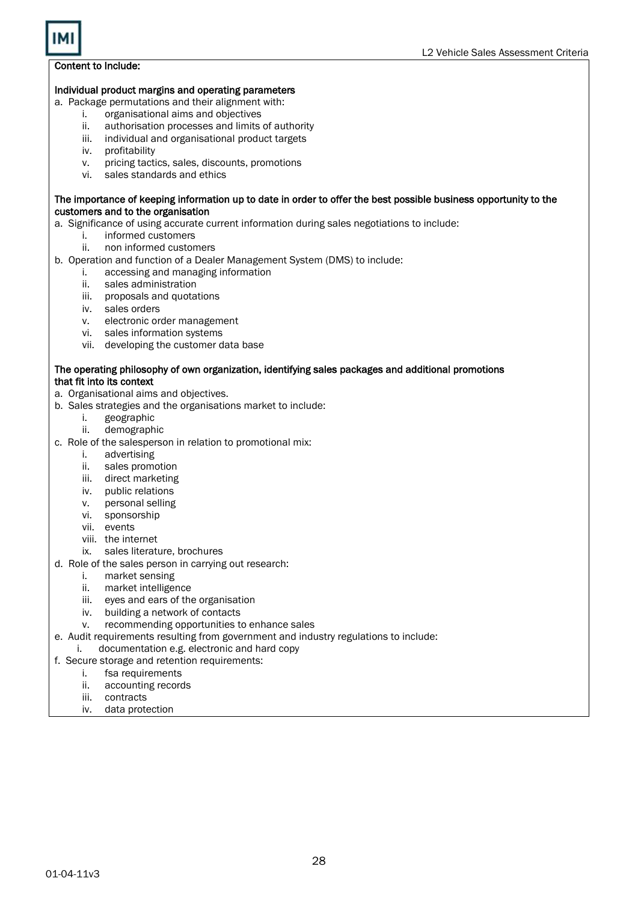**Content to Include:**

**Individual product margins and operating parameters**

a. Package permutations and their alignment with:
   i. organisational aims and objectives
   ii. authorisation processes and limits of authority
   iii. individual and organisational product targets
   iv. profitability
   v. pricing tactics, sales, discounts, promotions
   vi. sales standards and ethics

**The importance of keeping information up to date in order to offer the best possible business opportunity to the customers and to the organisation**

a. Significance of using accurate current information during sales negotiations to include:
   i. informed customers
   ii. non informed customers
b. Operation and function of a Dealer Management System (DMS) to include:
   i. accessing and managing information
   ii. sales administration
   iii. proposals and quotations
   iv. sales orders
   v. electronic order management
   vi. sales information systems
   vii. developing the customer data base

**The operating philosophy of own organization, identifying sales packages and additional promotions that fit into its context**

a. Organisational aims and objectives.
b. Sales strategies and the organisations market to include:
   i. geographic
   ii. demographic
c. Role of the salesperson in relation to promotional mix:
   i. advertising
   ii. sales promotion
   iii. direct marketing
   iv. public relations
   v. personal selling
   vi. sponsorship
   vii. events
   viii. the internet
   ix. sales literature, brochures
d. Role of the sales person in carrying out research:
   i. market sensing
   ii. market intelligence
   iii. eyes and ears of the organisation
   iv. building a network of contacts
   v. recommending opportunities to enhance sales
e. Audit requirements resulting from government and industry regulations to include:
   i. documentation e.g. electronic and hard copy
f. Secure storage and retention requirements:
   i. fsa requirements
   ii. accounting records
   iii. contracts
   iv. data protection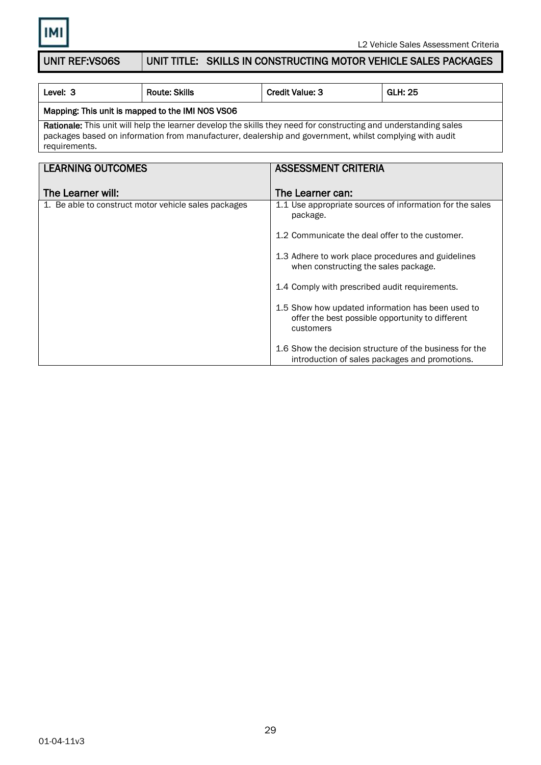| UNIT REF:VS06S | UNIT TITLE: SKILLS IN CONSTRUCTING MOTOR VEHICLE SALES PACKAGES |
|---|---|

| Level: 3 | Route: Skills | Credit Value: 3 | GLH: 25 |
|---|---|---|---|
| Mapping: This unit is mapped to the IMI NOS VS06 | | | |
| **Rationale:** This unit will help the learner develop the skills they need for constructing and understanding sales packages based on information from manufacturer, dealership and government, whilst complying with audit requirements. | | | |

| LEARNING OUTCOMES<br><br>The Learner will: | ASSESSMENT CRITERIA<br><br>The Learner can: |
|---|---|
| 1. Be able to construct motor vehicle sales packages | 1.1 Use appropriate sources of information for the sales package.<br><br>1.2 Communicate the deal offer to the customer.<br><br>1.3 Adhere to work place procedures and guidelines when constructing the sales package.<br><br>1.4 Comply with prescribed audit requirements.<br><br>1.5 Show how updated information has been used to offer the best possible opportunity to different customers<br><br>1.6 Show the decision structure of the business for the introduction of sales packages and promotions. |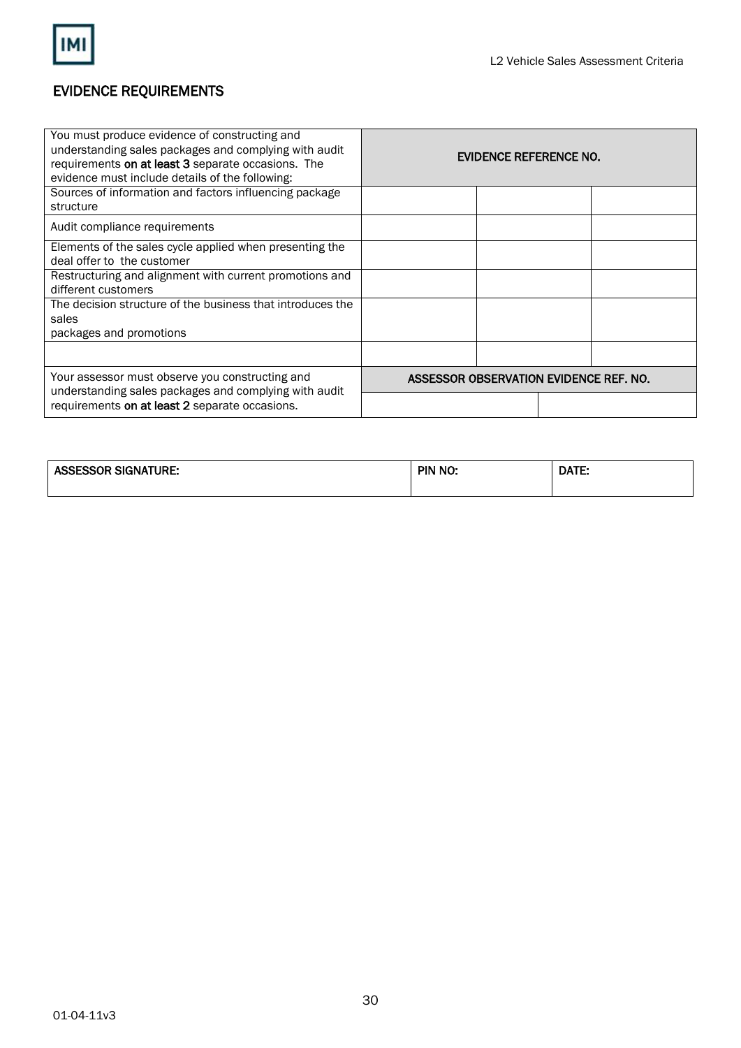## EVIDENCE REQUIREMENTS

| You must produce evidence of constructing and understanding sales packages and complying with audit requirements **on at least 3** separate occasions. The evidence must include details of the following: | EVIDENCE REFERENCE NO. | | |
|---|---|---|---|
| Sources of information and factors influencing package structure | | | |
| Audit compliance requirements | | | |
| Elements of the sales cycle applied when presenting the deal offer to the customer | | | |
| Restructuring and alignment with current promotions and different customers | | | |
| The decision structure of the business that introduces the sales packages and promotions | | | |
| | | | |
| Your assessor must observe you constructing and understanding sales packages and complying with audit requirements **on at least 2** separate occasions. | **ASSESSOR OBSERVATION EVIDENCE REF. NO.** | | |
| | | | |

| ASSESSOR SIGNATURE: | PIN NO: | DATE: |
|---|---|---|
| | | |

01-04-11v3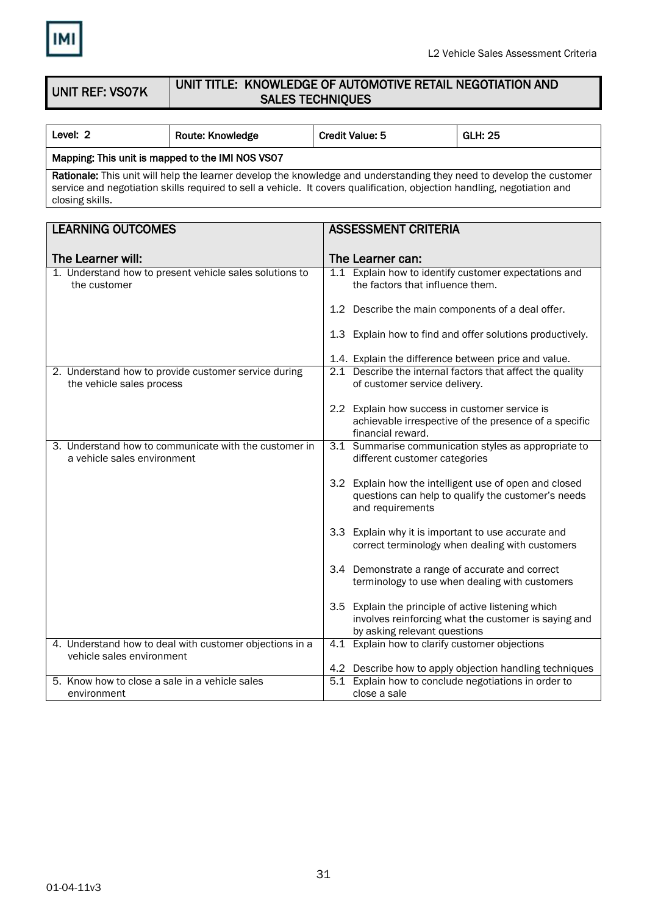| UNIT REF: VS07K | UNIT TITLE: KNOWLEDGE OF AUTOMOTIVE RETAIL NEGOTIATION AND SALES TECHNIQUES |
|---|---|

| Level: 2 | Route: Knowledge | Credit Value: 5 | GLH: 25 |
|---|---|---|---|
| Mapping: This unit is mapped to the IMI NOS VS07 | | | |
| **Rationale:** This unit will help the learner develop the knowledge and understanding they need to develop the customer service and negotiation skills required to sell a vehicle. It covers qualification, objection handling, negotiation and closing skills. | | | |

| LEARNING OUTCOMES<br><br>The Learner will: | ASSESSMENT CRITERIA<br><br>The Learner can: |
|---|---|
| 1. Understand how to present vehicle sales solutions to the customer | 1.1 Explain how to identify customer expectations and the factors that influence them.<br><br>1.2 Describe the main components of a deal offer.<br><br>1.3 Explain how to find and offer solutions productively.<br><br>1.4. Explain the difference between price and value. |
| 2. Understand how to provide customer service during the vehicle sales process | 2.1 Describe the internal factors that affect the quality of customer service delivery.<br><br>2.2 Explain how success in customer service is achievable irrespective of the presence of a specific financial reward. |
| 3. Understand how to communicate with the customer in a vehicle sales environment | 3.1 Summarise communication styles as appropriate to different customer categories<br><br>3.2 Explain how the intelligent use of open and closed questions can help to qualify the customer's needs and requirements<br><br>3.3 Explain why it is important to use accurate and correct terminology when dealing with customers<br><br>3.4 Demonstrate a range of accurate and correct terminology to use when dealing with customers<br><br>3.5 Explain the principle of active listening which involves reinforcing what the customer is saying and by asking relevant questions |
| 4. Understand how to deal with customer objections in a vehicle sales environment | 4.1 Explain how to clarify customer objections<br><br>4.2 Describe how to apply objection handling techniques |
| 5. Know how to close a sale in a vehicle sales environment | 5.1 Explain how to conclude negotiations in order to close a sale |

01-04-11v3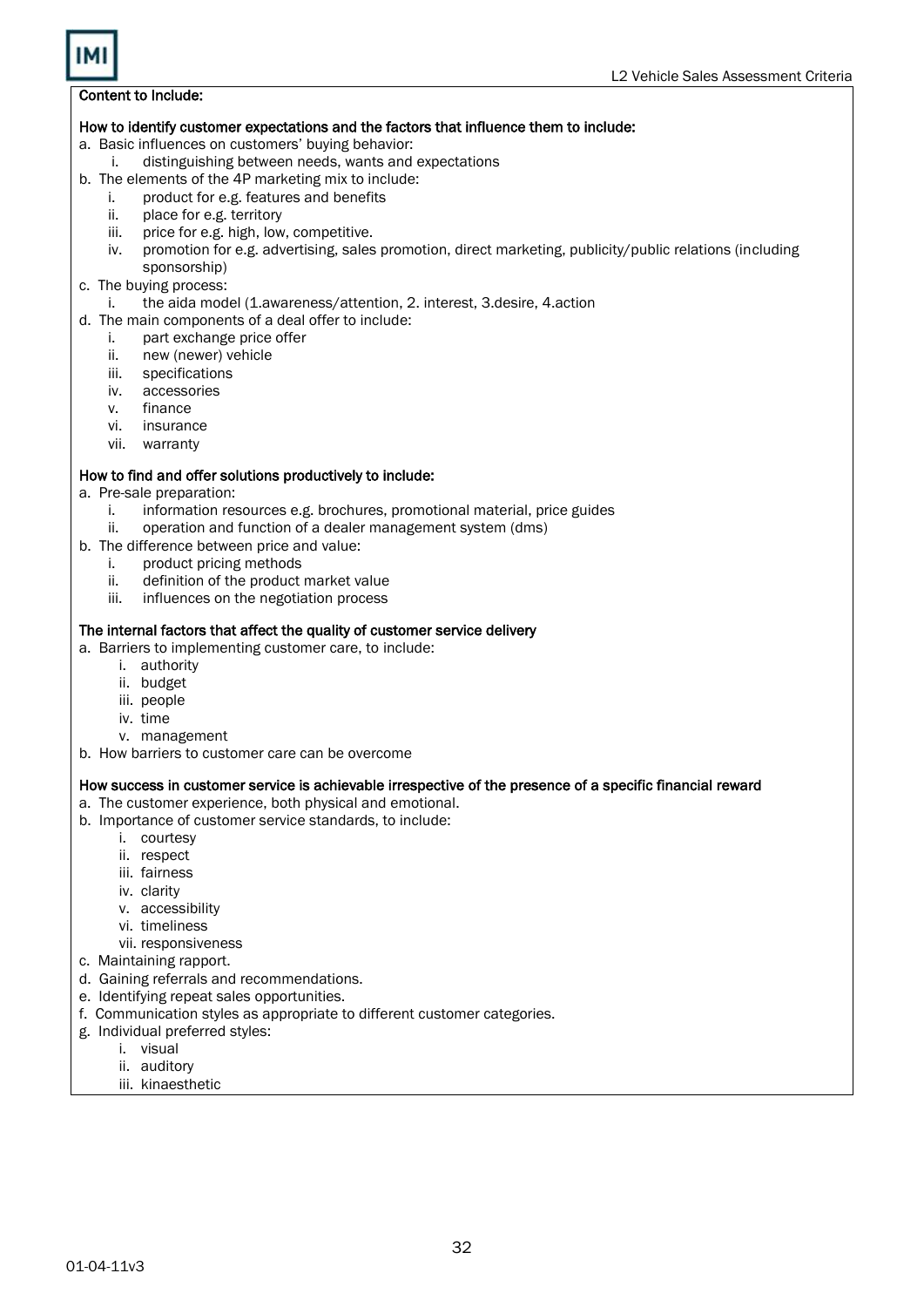**Content to Include:**

**How to identify customer expectations and the factors that influence them to include:**

a. Basic influences on customers' buying behavior:
   i. distinguishing between needs, wants and expectations

b. The elements of the 4P marketing mix to include:
   i. product for e.g. features and benefits
   ii. place for e.g. territory
   iii. price for e.g. high, low, competitive.
   iv. promotion for e.g. advertising, sales promotion, direct marketing, publicity/public relations (including sponsorship)

c. The buying process:
   i. the aida model (1.awareness/attention, 2. interest, 3.desire, 4.action

d. The main components of a deal offer to include:
   i. part exchange price offer
   ii. new (newer) vehicle
   iii. specifications
   iv. accessories
   v. finance
   vi. insurance
   vii. warranty

**How to find and offer solutions productively to include:**

a. Pre-sale preparation:
   i. information resources e.g. brochures, promotional material, price guides
   ii. operation and function of a dealer management system (dms)

b. The difference between price and value:
   i. product pricing methods
   ii. definition of the product market value
   iii. influences on the negotiation process

**The internal factors that affect the quality of customer service delivery**

a. Barriers to implementing customer care, to include:
   i. authority
   ii. budget
   iii. people
   iv. time
   v. management

b. How barriers to customer care can be overcome

**How success in customer service is achievable irrespective of the presence of a specific financial reward**

a. The customer experience, both physical and emotional.

b. Importance of customer service standards, to include:
   i. courtesy
   ii. respect
   iii. fairness
   iv. clarity
   v. accessibility
   vi. timeliness
   vii. responsiveness

c. Maintaining rapport.

d. Gaining referrals and recommendations.

e. Identifying repeat sales opportunities.

f. Communication styles as appropriate to different customer categories.

g. Individual preferred styles:
   i. visual
   ii. auditory
   iii. kinaesthetic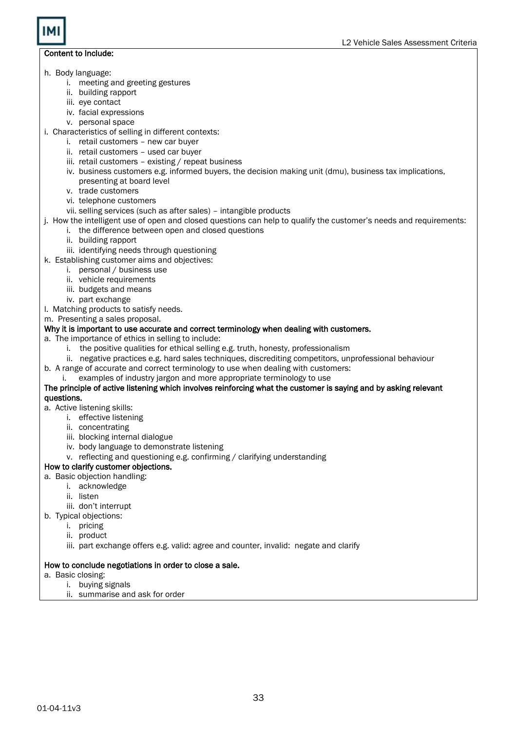**Content to Include:**

h. Body language:
   i. meeting and greeting gestures
   ii. building rapport
   iii. eye contact
   iv. facial expressions
   v. personal space

i. Characteristics of selling in different contexts:
   i. retail customers – new car buyer
   ii. retail customers – used car buyer
   iii. retail customers – existing / repeat business
   iv. business customers e.g. informed buyers, the decision making unit (dmu), business tax implications, presenting at board level
   v. trade customers
   vi. telephone customers
   vii. selling services (such as after sales) – intangible products

j. How the intelligent use of open and closed questions can help to qualify the customer's needs and requirements:
   i. the difference between open and closed questions
   ii. building rapport
   iii. identifying needs through questioning

k. Establishing customer aims and objectives:
   i. personal / business use
   ii. vehicle requirements
   iii. budgets and means
   iv. part exchange

l. Matching products to satisfy needs.

m. Presenting a sales proposal.

**Why it is important to use accurate and correct terminology when dealing with customers.**

a. The importance of ethics in selling to include:
   i. the positive qualities for ethical selling e.g. truth, honesty, professionalism
   ii. negative practices e.g. hard sales techniques, discrediting competitors, unprofessional behaviour

b. A range of accurate and correct terminology to use when dealing with customers:
   i. examples of industry jargon and more appropriate terminology to use

**The principle of active listening which involves reinforcing what the customer is saying and by asking relevant questions.**

a. Active listening skills:
   i. effective listening
   ii. concentrating
   iii. blocking internal dialogue
   iv. body language to demonstrate listening
   v. reflecting and questioning e.g. confirming / clarifying understanding

**How to clarify customer objections.**

a. Basic objection handling:
   i. acknowledge
   ii. listen
   iii. don't interrupt

b. Typical objections:
   i. pricing
   ii. product
   iii. part exchange offers e.g. valid: agree and counter, invalid: negate and clarify

**How to conclude negotiations in order to close a sale.**

a. Basic closing:
   i. buying signals
   ii. summarise and ask for order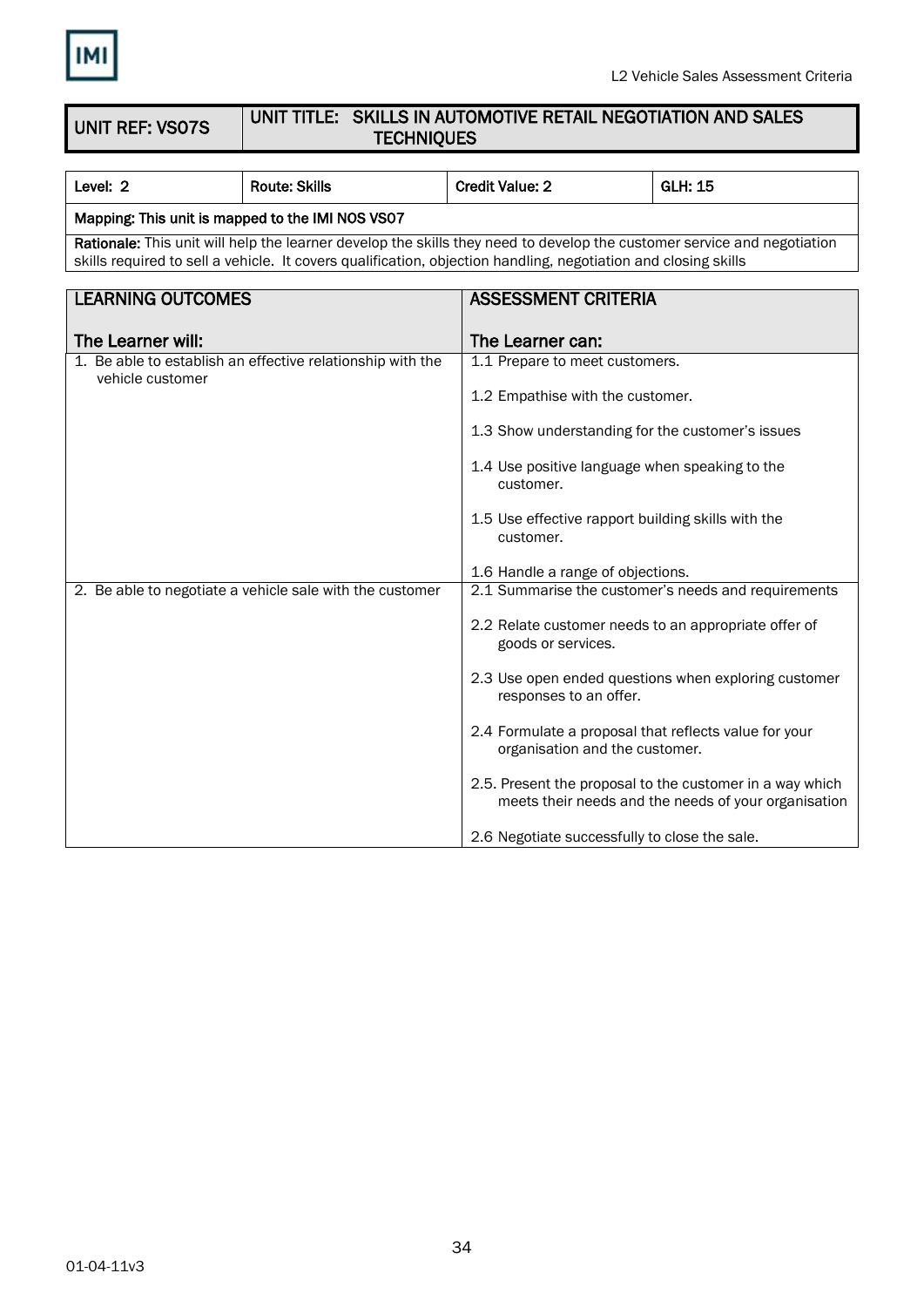| UNIT REF: VS07S | UNIT TITLE: SKILLS IN AUTOMOTIVE RETAIL NEGOTIATION AND SALES TECHNIQUES |
|---|---|

| Level: 2 | Route: Skills | Credit Value: 2 | GLH: 15 |
|---|---|---|---|
| Mapping: This unit is mapped to the IMI NOS VS07 | | | |
| **Rationale:** This unit will help the learner develop the skills they need to develop the customer service and negotiation skills required to sell a vehicle. It covers qualification, objection handling, negotiation and closing skills | | | |

| LEARNING OUTCOMES<br><br>The Learner will: | ASSESSMENT CRITERIA<br><br>The Learner can: |
|---|---|
| 1. Be able to establish an effective relationship with the vehicle customer | 1.1 Prepare to meet customers.<br><br>1.2 Empathise with the customer.<br><br>1.3 Show understanding for the customer's issues<br><br>1.4 Use positive language when speaking to the customer.<br><br>1.5 Use effective rapport building skills with the customer.<br><br>1.6 Handle a range of objections. |
| 2. Be able to negotiate a vehicle sale with the customer | 2.1 Summarise the customer's needs and requirements<br><br>2.2 Relate customer needs to an appropriate offer of goods or services.<br><br>2.3 Use open ended questions when exploring customer responses to an offer.<br><br>2.4 Formulate a proposal that reflects value for your organisation and the customer.<br><br>2.5. Present the proposal to the customer in a way which meets their needs and the needs of your organisation<br><br>2.6 Negotiate successfully to close the sale. |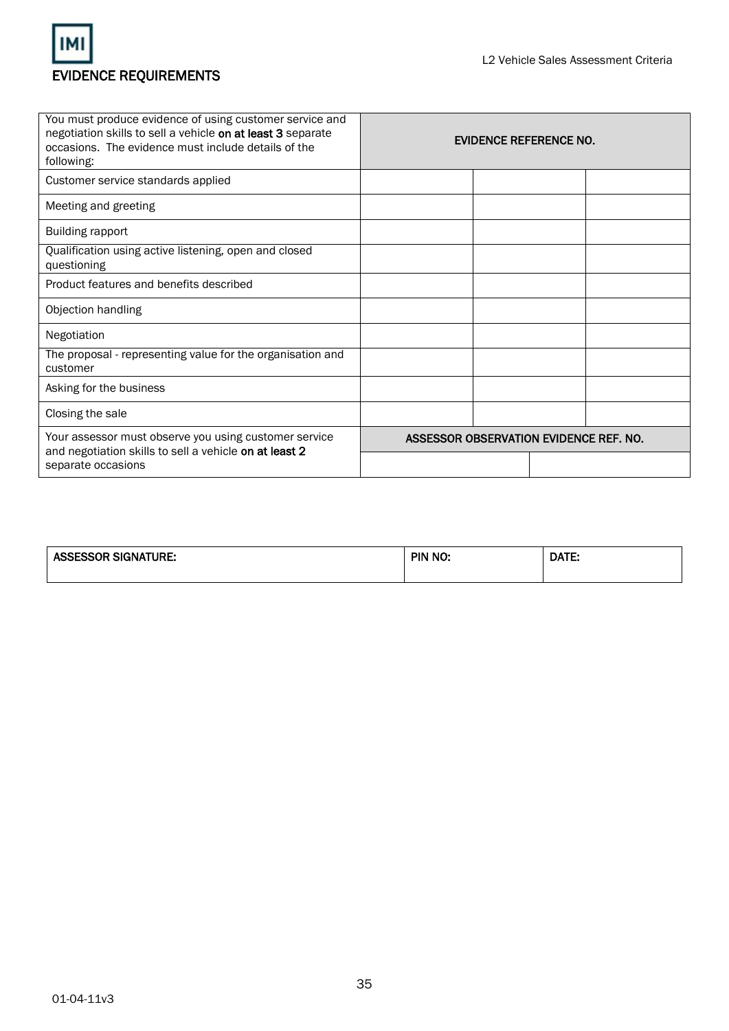# EVIDENCE REQUIREMENTS

| You must produce evidence of using customer service and negotiation skills to sell a vehicle **on at least 3** separate occasions. The evidence must include details of the following: | **EVIDENCE REFERENCE NO.** | | |
|---|---|---|---|
| Customer service standards applied | | | |
| Meeting and greeting | | | |
| Building rapport | | | |
| Qualification using active listening, open and closed questioning | | | |
| Product features and benefits described | | | |
| Objection handling | | | |
| Negotiation | | | |
| The proposal - representing value for the organisation and customer | | | |
| Asking for the business | | | |
| Closing the sale | | | |

| Your assessor must observe you using customer service and negotiation skills to sell a vehicle **on at least 2** separate occasions | **ASSESSOR OBSERVATION EVIDENCE REF. NO.** | |
|---|---|---|
| | | |

| **ASSESSOR SIGNATURE:** | **PIN NO:** | **DATE:** |
|---|---|---|
| | | |

01-04-11v3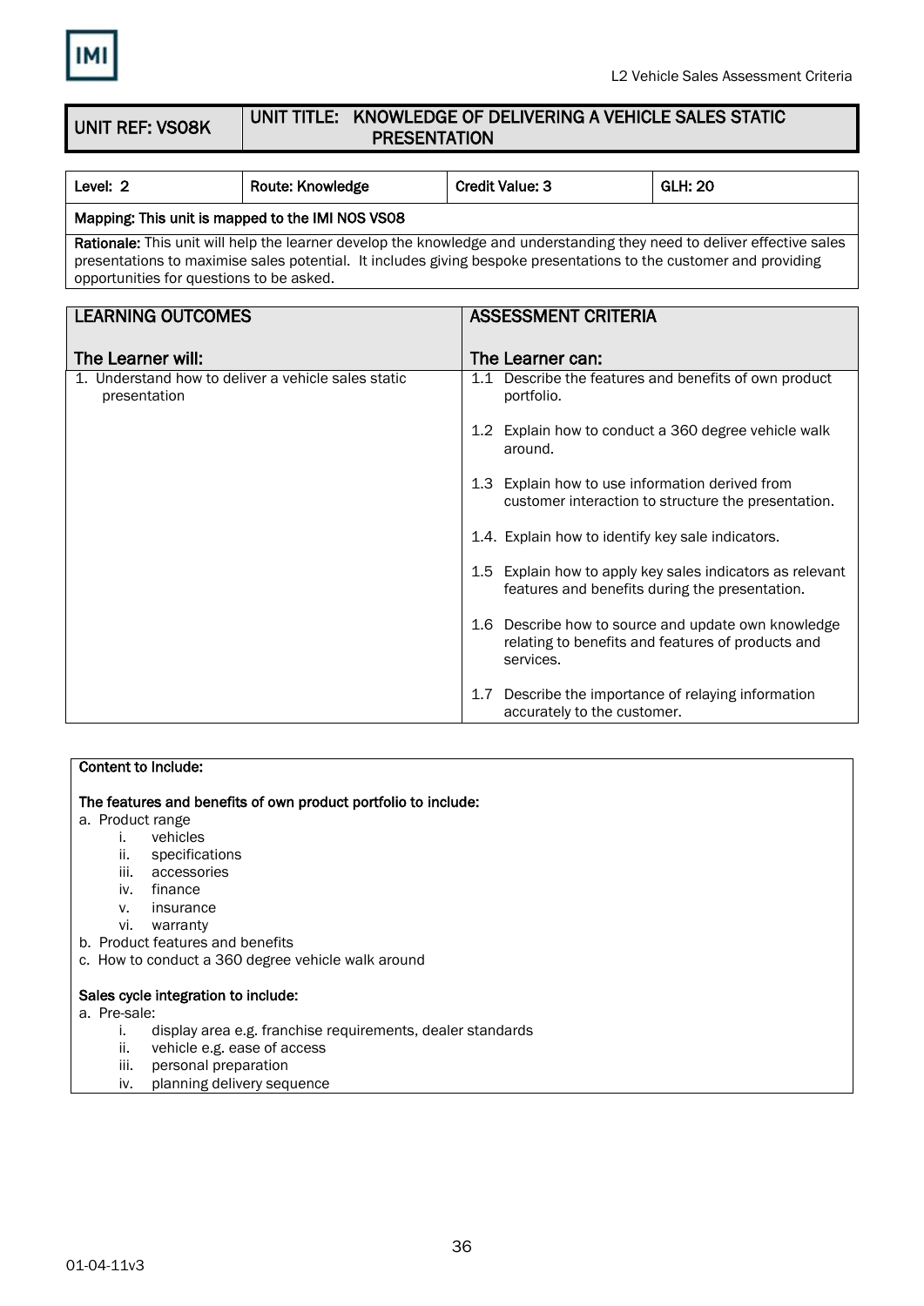| UNIT REF: VS08K | UNIT TITLE: KNOWLEDGE OF DELIVERING A VEHICLE SALES STATIC PRESENTATION |
|---|---|

| Level: 2 | Route: Knowledge | Credit Value: 3 | GLH: 20 |
|---|---|---|---|
| Mapping: This unit is mapped to the IMI NOS VS08 | | | |
| **Rationale:** This unit will help the learner develop the knowledge and understanding they need to deliver effective sales presentations to maximise sales potential. It includes giving bespoke presentations to the customer and providing opportunities for questions to be asked. | | | |

| LEARNING OUTCOMES<br><br>The Learner will: | ASSESSMENT CRITERIA<br><br>The Learner can: |
|---|---|
| 1. Understand how to deliver a vehicle sales static presentation | 1.1 Describe the features and benefits of own product portfolio. |
| | 1.2 Explain how to conduct a 360 degree vehicle walk around. |
| | 1.3 Explain how to use information derived from customer interaction to structure the presentation. |
| | 1.4. Explain how to identify key sale indicators. |
| | 1.5 Explain how to apply key sales indicators as relevant features and benefits during the presentation. |
| | 1.6 Describe how to source and update own knowledge relating to benefits and features of products and services. |
| | 1.7 Describe the importance of relaying information accurately to the customer. |

**Content to Include:**

**The features and benefits of own product portfolio to include:**

a. Product range
   i. vehicles
   ii. specifications
   iii. accessories
   iv. finance
   v. insurance
   vi. warranty
b. Product features and benefits
c. How to conduct a 360 degree vehicle walk around

**Sales cycle integration to include:**

a. Pre-sale:
   i. display area e.g. franchise requirements, dealer standards
   ii. vehicle e.g. ease of access
   iii. personal preparation
   iv. planning delivery sequence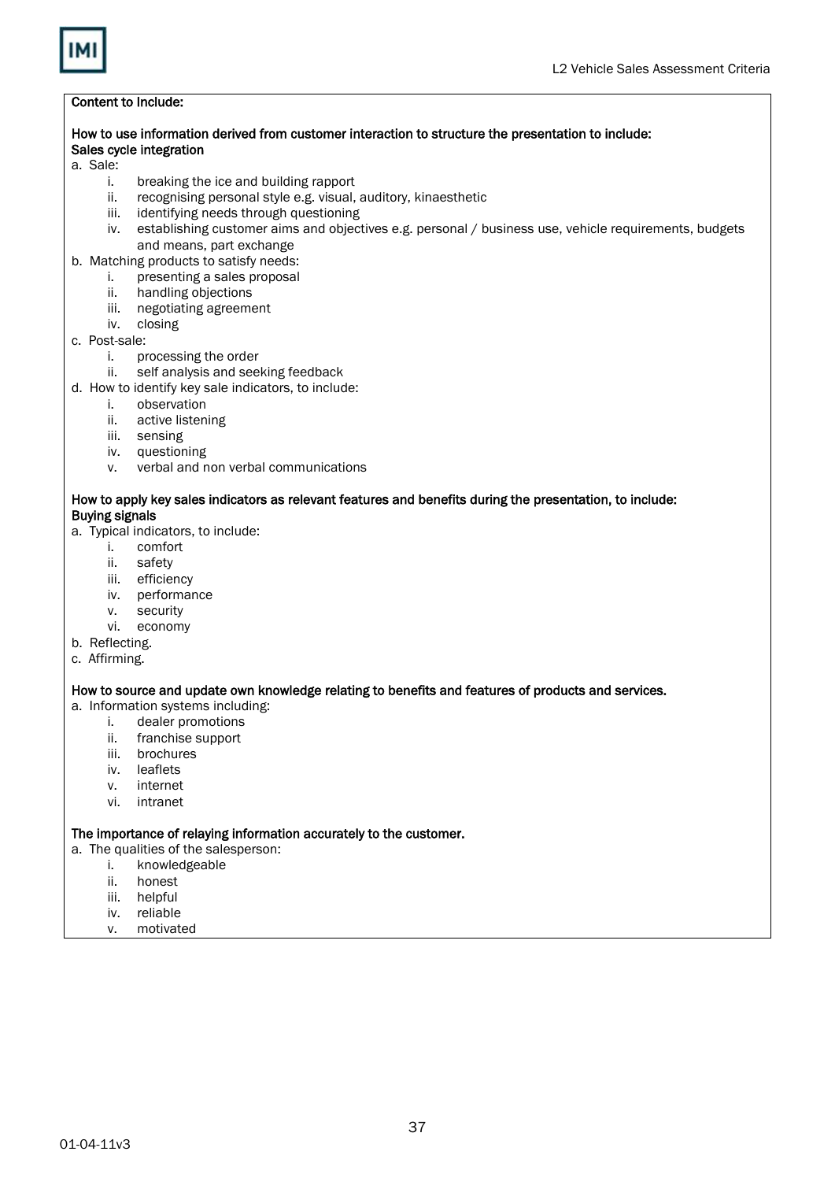**Content to Include:**

**How to use information derived from customer interaction to structure the presentation to include:**
**Sales cycle integration**

a. Sale:
   i. breaking the ice and building rapport
   ii. recognising personal style e.g. visual, auditory, kinaesthetic
   iii. identifying needs through questioning
   iv. establishing customer aims and objectives e.g. personal / business use, vehicle requirements, budgets and means, part exchange

b. Matching products to satisfy needs:
   i. presenting a sales proposal
   ii. handling objections
   iii. negotiating agreement
   iv. closing

c. Post-sale:
   i. processing the order
   ii. self analysis and seeking feedback

d. How to identify key sale indicators, to include:
   i. observation
   ii. active listening
   iii. sensing
   iv. questioning
   v. verbal and non verbal communications

**How to apply key sales indicators as relevant features and benefits during the presentation, to include:**
**Buying signals**

a. Typical indicators, to include:
   i. comfort
   ii. safety
   iii. efficiency
   iv. performance
   v. security
   vi. economy

b. Reflecting.

c. Affirming.

**How to source and update own knowledge relating to benefits and features of products and services.**

a. Information systems including:
   i. dealer promotions
   ii. franchise support
   iii. brochures
   iv. leaflets
   v. internet
   vi. intranet

**The importance of relaying information accurately to the customer.**

a. The qualities of the salesperson:
   i. knowledgeable
   ii. honest
   iii. helpful
   iv. reliable
   v. motivated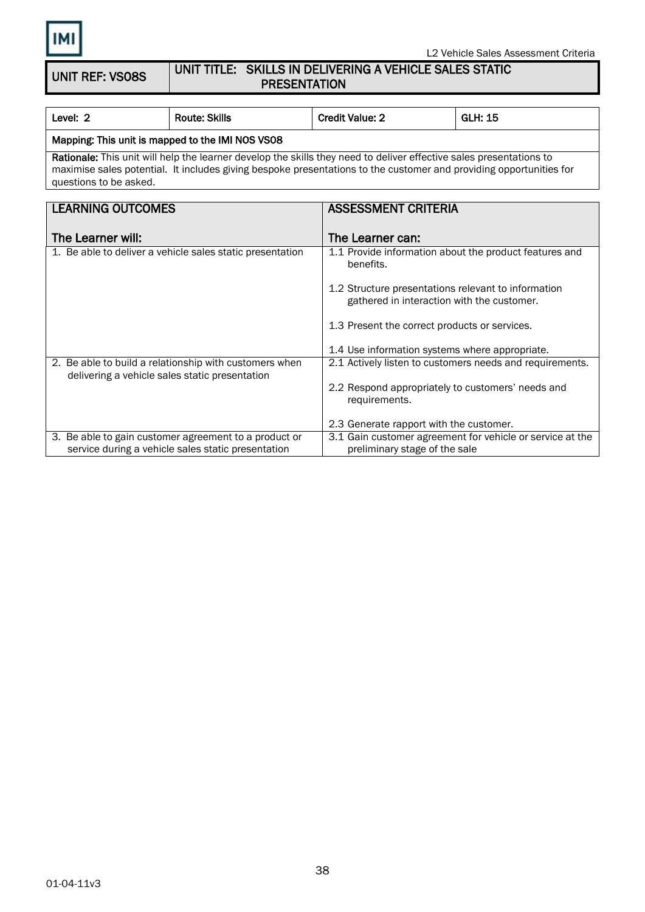| UNIT REF: VS08S | UNIT TITLE: SKILLS IN DELIVERING A VEHICLE SALES STATIC PRESENTATION |
|---|---|

| Level: 2 | Route: Skills | Credit Value: 2 | GLH: 15 |
|---|---|---|---|
| **Mapping:** This unit is mapped to the IMI NOS VS08 | | | |
| **Rationale:** This unit will help the learner develop the skills they need to deliver effective sales presentations to maximise sales potential. It includes giving bespoke presentations to the customer and providing opportunities for questions to be asked. | | | |

| LEARNING OUTCOMES<br><br>The Learner will: | ASSESSMENT CRITERIA<br><br>The Learner can: |
|---|---|
| 1. Be able to deliver a vehicle sales static presentation | 1.1 Provide information about the product features and benefits.<br><br>1.2 Structure presentations relevant to information gathered in interaction with the customer.<br><br>1.3 Present the correct products or services.<br><br>1.4 Use information systems where appropriate. |
| 2. Be able to build a relationship with customers when delivering a vehicle sales static presentation | 2.1 Actively listen to customers needs and requirements.<br><br>2.2 Respond appropriately to customers' needs and requirements.<br><br>2.3 Generate rapport with the customer. |
| 3. Be able to gain customer agreement to a product or service during a vehicle sales static presentation | 3.1 Gain customer agreement for vehicle or service at the preliminary stage of the sale |

01-04-11v3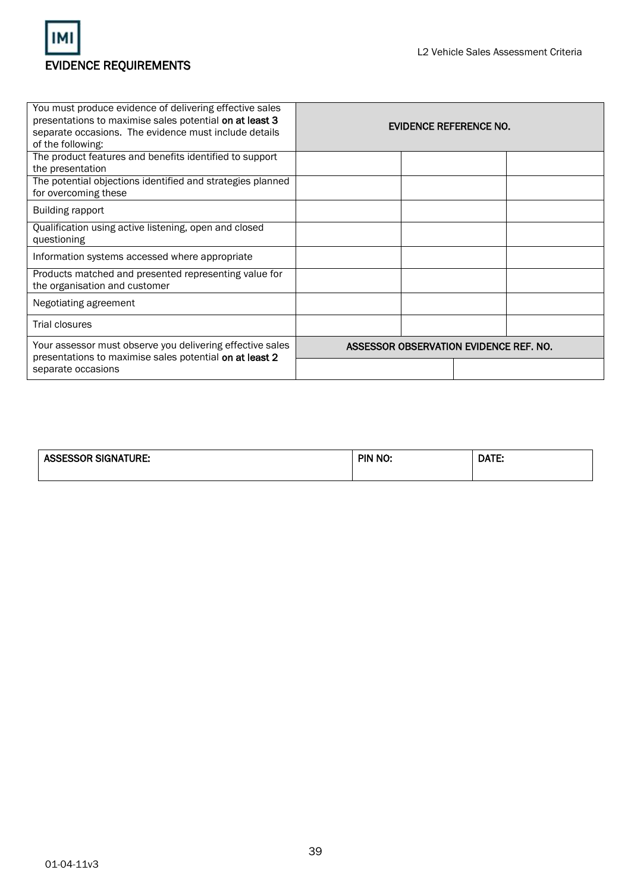## EVIDENCE REQUIREMENTS

| You must produce evidence of delivering effective sales presentations to maximise sales potential **on at least 3** separate occasions. The evidence must include details of the following: | EVIDENCE REFERENCE NO. | | |
|---|---|---|---|
| The product features and benefits identified to support the presentation | | | |
| The potential objections identified and strategies planned for overcoming these | | | |
| Building rapport | | | |
| Qualification using active listening, open and closed questioning | | | |
| Information systems accessed where appropriate | | | |
| Products matched and presented representing value for the organisation and customer | | | |
| Negotiating agreement | | | |
| Trial closures | | | |

| Your assessor must observe you delivering effective sales presentations to maximise sales potential **on at least 2** separate occasions | ASSESSOR OBSERVATION EVIDENCE REF. NO. | |
|---|---|---|
| | | |

| ASSESSOR SIGNATURE: | PIN NO: | DATE: |
|---|---|---|
| | | |

01-04-11v3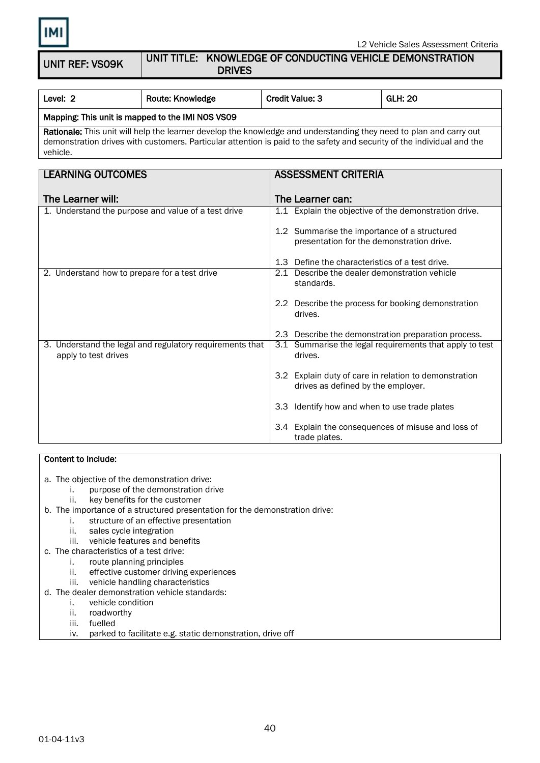| UNIT REF: VS09K | UNIT TITLE: KNOWLEDGE OF CONDUCTING VEHICLE DEMONSTRATION DRIVES |
|---|---|

| Level: 2 | Route: Knowledge | Credit Value: 3 | GLH: 20 |
|---|---|---|---|
| **Mapping: This unit is mapped to the IMI NOS VS09** | | | |
| **Rationale:** This unit will help the learner develop the knowledge and understanding they need to plan and carry out demonstration drives with customers. Particular attention is paid to the safety and security of the individual and the vehicle. | | | |

| LEARNING OUTCOMES<br><br>The Learner will: | ASSESSMENT CRITERIA<br><br>The Learner can: |
|---|---|
| 1. Understand the purpose and value of a test drive | 1.1 Explain the objective of the demonstration drive.<br><br>1.2 Summarise the importance of a structured presentation for the demonstration drive.<br><br>1.3 Define the characteristics of a test drive. |
| 2. Understand how to prepare for a test drive | 2.1 Describe the dealer demonstration vehicle standards.<br><br>2.2 Describe the process for booking demonstration drives.<br><br>2.3 Describe the demonstration preparation process. |
| 3. Understand the legal and regulatory requirements that apply to test drives | 3.1 Summarise the legal requirements that apply to test drives.<br><br>3.2 Explain duty of care in relation to demonstration drives as defined by the employer.<br><br>3.3 Identify how and when to use trade plates<br><br>3.4 Explain the consequences of misuse and loss of trade plates. |

**Content to Include:**

a. The objective of the demonstration drive:
   - i. purpose of the demonstration drive
   - ii. key benefits for the customer

b. The importance of a structured presentation for the demonstration drive:
   - i. structure of an effective presentation
   - ii. sales cycle integration
   - iii. vehicle features and benefits

c. The characteristics of a test drive:
   - i. route planning principles
   - ii. effective customer driving experiences
   - iii. vehicle handling characteristics

d. The dealer demonstration vehicle standards:
   - i. vehicle condition
   - ii. roadworthy
   - iii. fuelled
   - iv. parked to facilitate e.g. static demonstration, drive off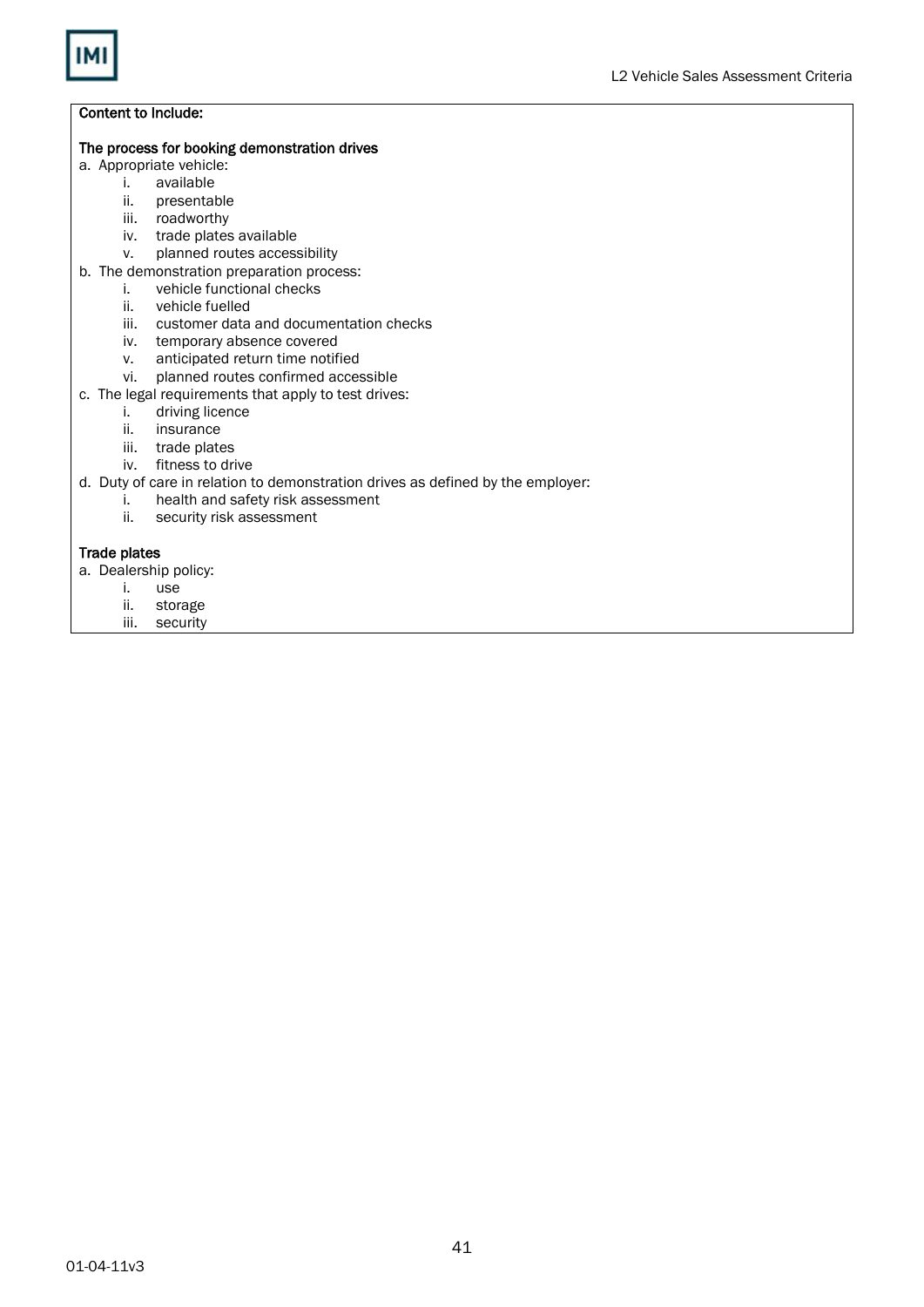**Content to Include:**

**The process for booking demonstration drives**

a. Appropriate vehicle:
   - i. available
   - ii. presentable
   - iii. roadworthy
   - iv. trade plates available
   - v. planned routes accessibility

b. The demonstration preparation process:
   - i. vehicle functional checks
   - ii. vehicle fuelled
   - iii. customer data and documentation checks
   - iv. temporary absence covered
   - v. anticipated return time notified
   - vi. planned routes confirmed accessible

c. The legal requirements that apply to test drives:
   - i. driving licence
   - ii. insurance
   - iii. trade plates
   - iv. fitness to drive

d. Duty of care in relation to demonstration drives as defined by the employer:
   - i. health and safety risk assessment
   - ii. security risk assessment

**Trade plates**

a. Dealership policy:
   - i. use
   - ii. storage
   - iii. security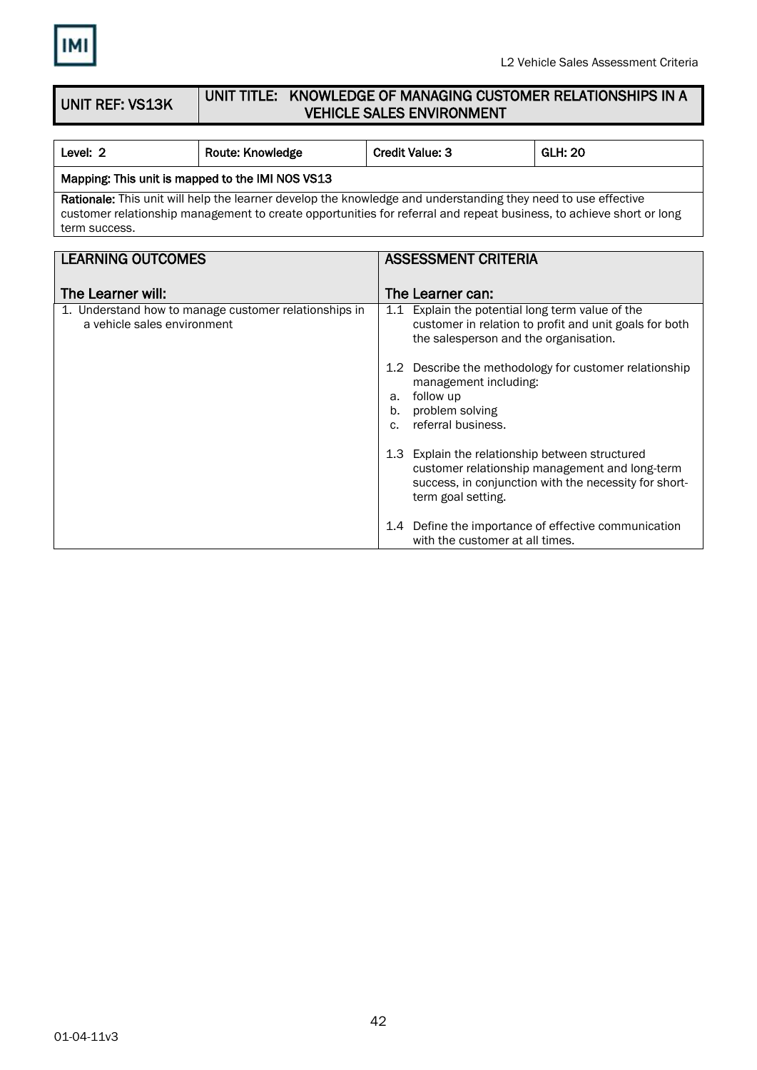| UNIT REF: VS13K | UNIT TITLE: KNOWLEDGE OF MANAGING CUSTOMER RELATIONSHIPS IN A VEHICLE SALES ENVIRONMENT |
|---|---|

| Level: 2 | Route: Knowledge | Credit Value: 3 | GLH: 20 |
|---|---|---|---|
| Mapping: This unit is mapped to the IMI NOS VS13 | | | |
| **Rationale:** This unit will help the learner develop the knowledge and understanding they need to use effective customer relationship management to create opportunities for referral and repeat business, to achieve short or long term success. | | | |

| LEARNING OUTCOMES<br><br>The Learner will: | ASSESSMENT CRITERIA<br><br>The Learner can: |
|---|---|
| 1. Understand how to manage customer relationships in a vehicle sales environment | 1.1 Explain the potential long term value of the customer in relation to profit and unit goals for both the salesperson and the organisation.<br><br>1.2 Describe the methodology for customer relationship management including:<br>a. follow up<br>b. problem solving<br>c. referral business.<br><br>1.3 Explain the relationship between structured customer relationship management and long-term success, in conjunction with the necessity for short-term goal setting.<br><br>1.4 Define the importance of effective communication with the customer at all times. |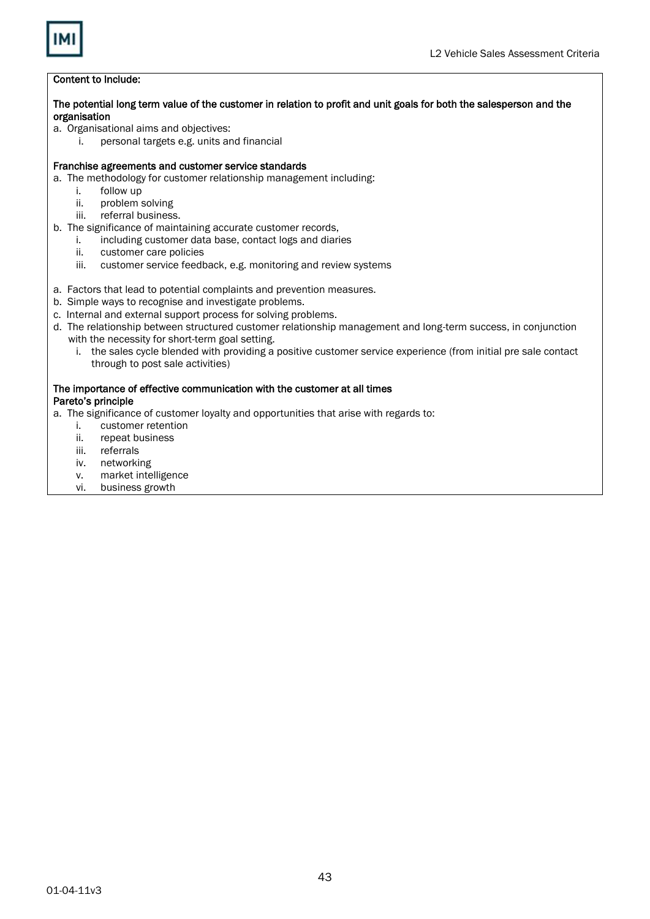**Content to Include:**

**The potential long term value of the customer in relation to profit and unit goals for both the salesperson and the organisation**

a. Organisational aims and objectives:
   i. personal targets e.g. units and financial

**Franchise agreements and customer service standards**

a. The methodology for customer relationship management including:
   i. follow up
   ii. problem solving
   iii. referral business.
b. The significance of maintaining accurate customer records,
   i. including customer data base, contact logs and diaries
   ii. customer care policies
   iii. customer service feedback, e.g. monitoring and review systems

a. Factors that lead to potential complaints and prevention measures.
b. Simple ways to recognise and investigate problems.
c. Internal and external support process for solving problems.
d. The relationship between structured customer relationship management and long-term success, in conjunction with the necessity for short-term goal setting.
   i. the sales cycle blended with providing a positive customer service experience (from initial pre sale contact through to post sale activities)

**The importance of effective communication with the customer at all times**
**Pareto's principle**

a. The significance of customer loyalty and opportunities that arise with regards to:
   i. customer retention
   ii. repeat business
   iii. referrals
   iv. networking
   v. market intelligence
   vi. business growth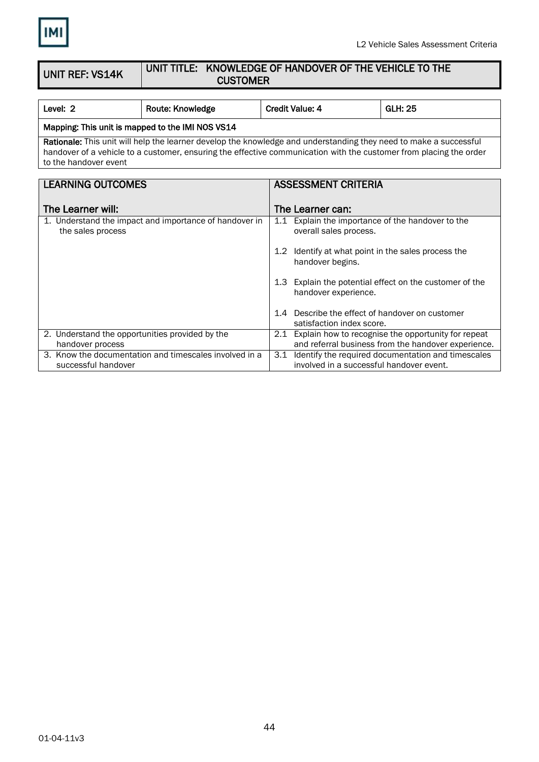| UNIT REF: VS14K | UNIT TITLE: KNOWLEDGE OF HANDOVER OF THE VEHICLE TO THE CUSTOMER |
|---|---|

| Level: 2 | Route: Knowledge | Credit Value: 4 | GLH: 25 |
|---|---|---|---|
| **Mapping: This unit is mapped to the IMI NOS VS14** | | | |
| **Rationale:** This unit will help the learner develop the knowledge and understanding they need to make a successful handover of a vehicle to a customer, ensuring the effective communication with the customer from placing the order to the handover event | | | |

| LEARNING OUTCOMES<br><br>The Learner will: | ASSESSMENT CRITERIA<br><br>The Learner can: |
|---|---|
| 1. Understand the impact and importance of handover in the sales process | 1.1 Explain the importance of the handover to the overall sales process.<br><br>1.2 Identify at what point in the sales process the handover begins.<br><br>1.3 Explain the potential effect on the customer of the handover experience.<br><br>1.4 Describe the effect of handover on customer satisfaction index score. |
| 2. Understand the opportunities provided by the handover process | 2.1 Explain how to recognise the opportunity for repeat and referral business from the handover experience. |
| 3. Know the documentation and timescales involved in a successful handover | 3.1 Identify the required documentation and timescales involved in a successful handover event. |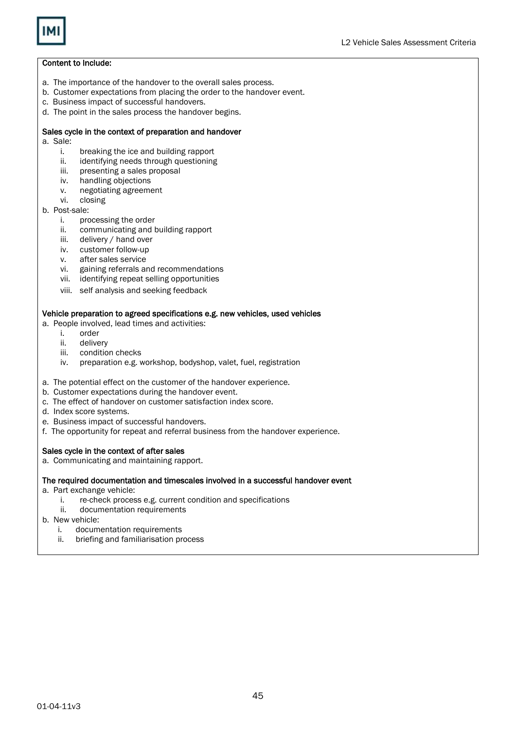**Content to Include:**

a. The importance of the handover to the overall sales process.
b. Customer expectations from placing the order to the handover event.
c. Business impact of successful handovers.
d. The point in the sales process the handover begins.

**Sales cycle in the context of preparation and handover**

a. Sale:
   i. breaking the ice and building rapport
   ii. identifying needs through questioning
   iii. presenting a sales proposal
   iv. handling objections
   v. negotiating agreement
   vi. closing
b. Post-sale:
   i. processing the order
   ii. communicating and building rapport
   iii. delivery / hand over
   iv. customer follow-up
   v. after sales service
   vi. gaining referrals and recommendations
   vii. identifying repeat selling opportunities
   viii. self analysis and seeking feedback

**Vehicle preparation to agreed specifications e.g. new vehicles, used vehicles**

a. People involved, lead times and activities:
   i. order
   ii. delivery
   iii. condition checks
   iv. preparation e.g. workshop, bodyshop, valet, fuel, registration

a. The potential effect on the customer of the handover experience.
b. Customer expectations during the handover event.
c. The effect of handover on customer satisfaction index score.
d. Index score systems.
e. Business impact of successful handovers.
f. The opportunity for repeat and referral business from the handover experience.

**Sales cycle in the context of after sales**

a. Communicating and maintaining rapport.

**The required documentation and timescales involved in a successful handover event**

a. Part exchange vehicle:
   i. re-check process e.g. current condition and specifications
   ii. documentation requirements
b. New vehicle:
   i. documentation requirements
   ii. briefing and familiarisation process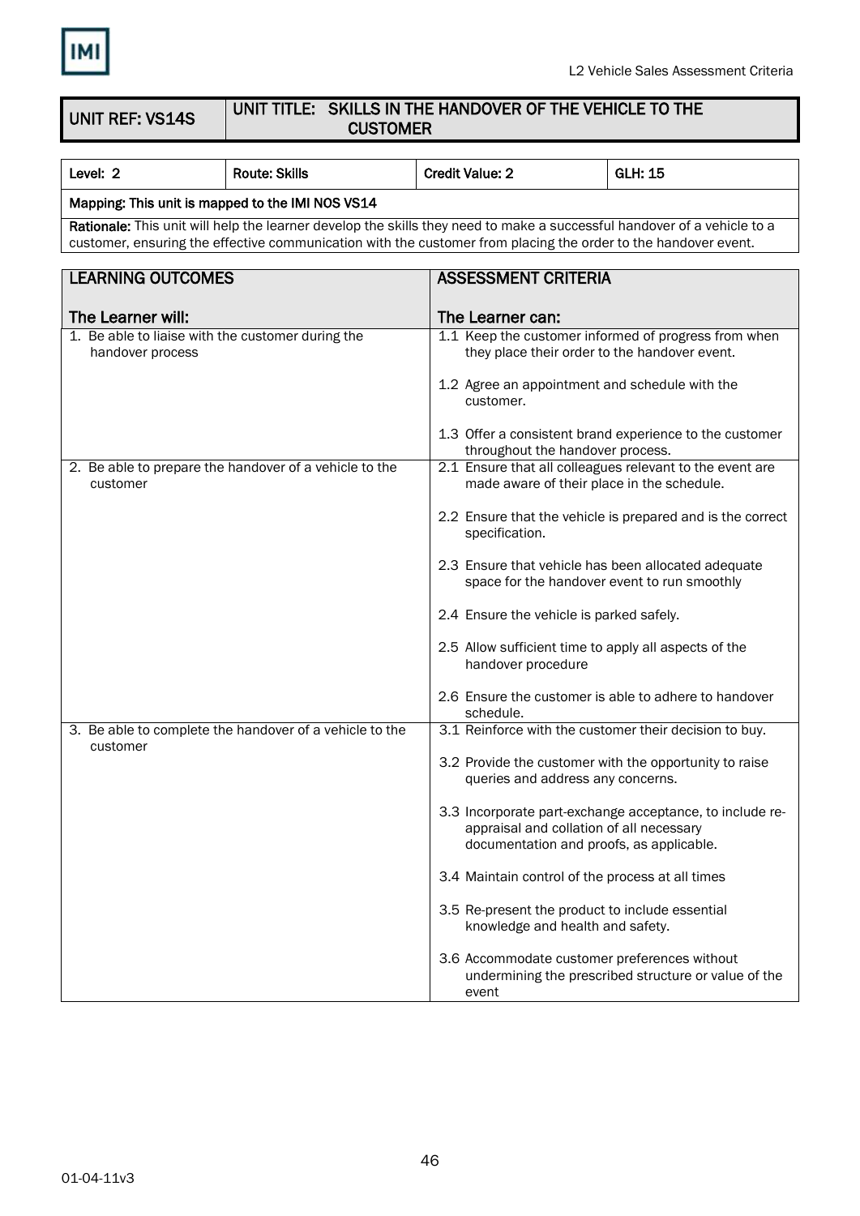| UNIT REF: VS14S | UNIT TITLE: SKILLS IN THE HANDOVER OF THE VEHICLE TO THE CUSTOMER |
|---|---|

| Level: 2 | Route: Skills | Credit Value: 2 | GLH: 15 |
|---|---|---|---|
| Mapping: This unit is mapped to the IMI NOS VS14 | | | |
| **Rationale:** This unit will help the learner develop the skills they need to make a successful handover of a vehicle to a customer, ensuring the effective communication with the customer from placing the order to the handover event. | | | |

| LEARNING OUTCOMES<br><br>The Learner will: | ASSESSMENT CRITERIA<br><br>The Learner can: |
|---|---|
| 1. Be able to liaise with the customer during the handover process | 1.1 Keep the customer informed of progress from when they place their order to the handover event.<br><br>1.2 Agree an appointment and schedule with the customer.<br><br>1.3 Offer a consistent brand experience to the customer throughout the handover process. |
| 2. Be able to prepare the handover of a vehicle to the customer | 2.1 Ensure that all colleagues relevant to the event are made aware of their place in the schedule.<br><br>2.2 Ensure that the vehicle is prepared and is the correct specification.<br><br>2.3 Ensure that vehicle has been allocated adequate space for the handover event to run smoothly<br><br>2.4 Ensure the vehicle is parked safely.<br><br>2.5 Allow sufficient time to apply all aspects of the handover procedure<br><br>2.6 Ensure the customer is able to adhere to handover schedule. |
| 3. Be able to complete the handover of a vehicle to the customer | 3.1 Reinforce with the customer their decision to buy.<br><br>3.2 Provide the customer with the opportunity to raise queries and address any concerns.<br><br>3.3 Incorporate part-exchange acceptance, to include re-appraisal and collation of all necessary documentation and proofs, as applicable.<br><br>3.4 Maintain control of the process at all times<br><br>3.5 Re-present the product to include essential knowledge and health and safety.<br><br>3.6 Accommodate customer preferences without undermining the prescribed structure or value of the event |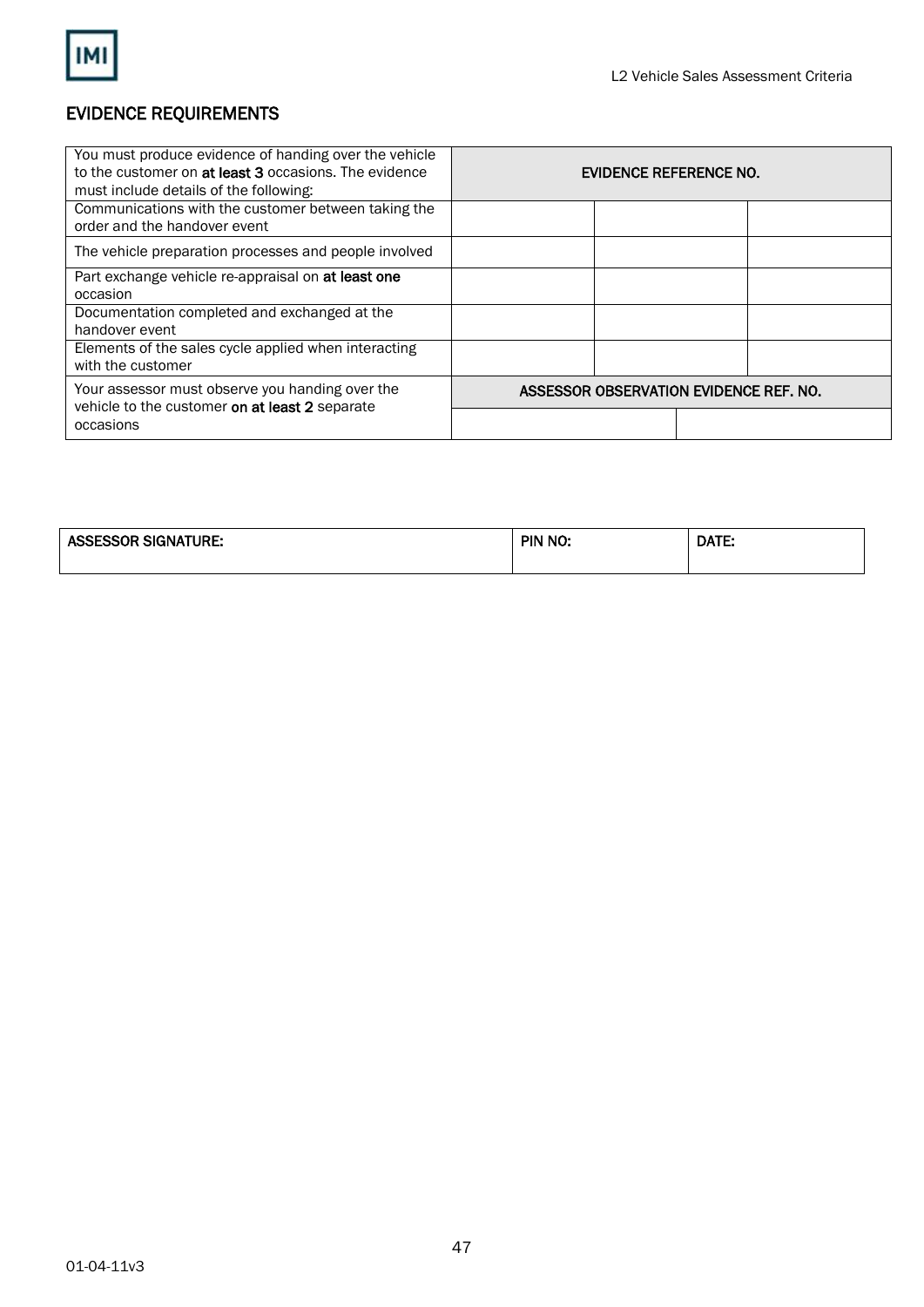## EVIDENCE REQUIREMENTS

| You must produce evidence of handing over the vehicle to the customer on **at least 3** occasions. The evidence must include details of the following: | **EVIDENCE REFERENCE NO.** | | |
|---|---|---|---|
| Communications with the customer between taking the order and the handover event | | | |
| The vehicle preparation processes and people involved | | | |
| Part exchange vehicle re-appraisal on **at least one** occasion | | | |
| Documentation completed and exchanged at the handover event | | | |
| Elements of the sales cycle applied when interacting with the customer | | | |
| Your assessor must observe you handing over the vehicle to the customer **on at least 2** separate occasions | **ASSESSOR OBSERVATION EVIDENCE REF. NO.** | | |
| | | | |

| ASSESSOR SIGNATURE: | PIN NO: | DATE: |
|---|---|---|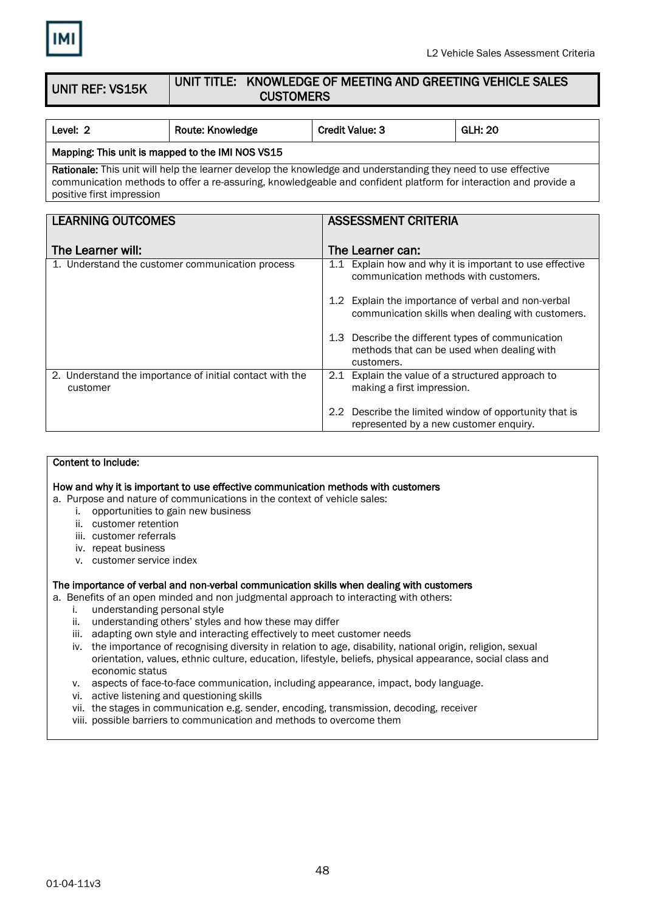| UNIT REF: VS15K | UNIT TITLE: KNOWLEDGE OF MEETING AND GREETING VEHICLE SALES CUSTOMERS |
|---|---|

| Level: 2 | Route: Knowledge | Credit Value: 3 | GLH: 20 |
|---|---|---|---|
| **Mapping: This unit is mapped to the IMI NOS VS15** | | | |
| **Rationale:** This unit will help the learner develop the knowledge and understanding they need to use effective communication methods to offer a re-assuring, knowledgeable and confident platform for interaction and provide a positive first impression | | | |

| LEARNING OUTCOMES<br><br>The Learner will: | ASSESSMENT CRITERIA<br><br>The Learner can: |
|---|---|
| 1. Understand the customer communication process | 1.1 Explain how and why it is important to use effective communication methods with customers.<br><br>1.2 Explain the importance of verbal and non-verbal communication skills when dealing with customers.<br><br>1.3 Describe the different types of communication methods that can be used when dealing with customers. |
| 2. Understand the importance of initial contact with the customer | 2.1 Explain the value of a structured approach to making a first impression.<br><br>2.2 Describe the limited window of opportunity that is represented by a new customer enquiry. |

**Content to Include:**

**How and why it is important to use effective communication methods with customers**

a. Purpose and nature of communications in the context of vehicle sales:
   - i. opportunities to gain new business
   - ii. customer retention
   - iii. customer referrals
   - iv. repeat business
   - v. customer service index

**The importance of verbal and non-verbal communication skills when dealing with customers**

a. Benefits of an open minded and non judgmental approach to interacting with others:
   - i. understanding personal style
   - ii. understanding others' styles and how these may differ
   - iii. adapting own style and interacting effectively to meet customer needs
   - iv. the importance of recognising diversity in relation to age, disability, national origin, religion, sexual orientation, values, ethnic culture, education, lifestyle, beliefs, physical appearance, social class and economic status
   - v. aspects of face-to-face communication, including appearance, impact, body language.
   - vi. active listening and questioning skills
   - vii. the stages in communication e.g. sender, encoding, transmission, decoding, receiver
   - viii. possible barriers to communication and methods to overcome them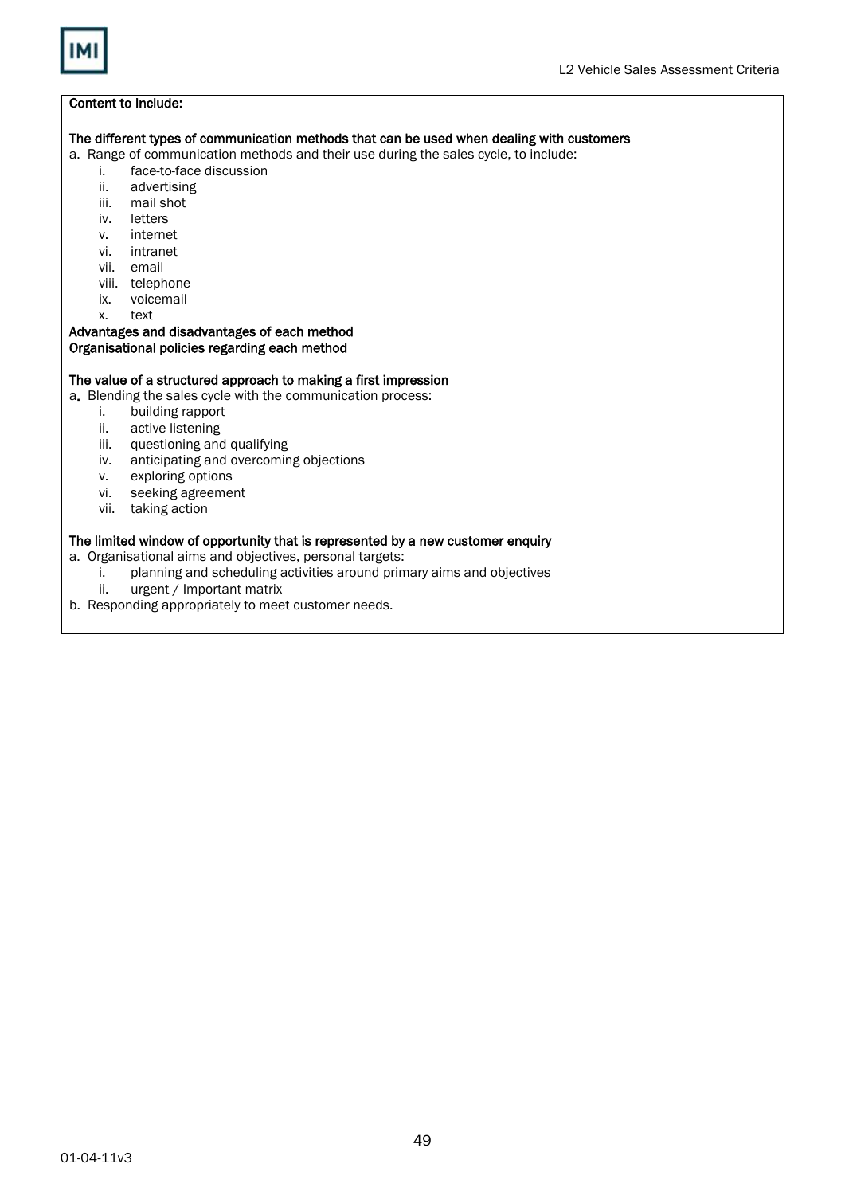**Content to Include:**

**The different types of communication methods that can be used when dealing with customers**

a. Range of communication methods and their use during the sales cycle, to include:
   - i. face-to-face discussion
   - ii. advertising
   - iii. mail shot
   - iv. letters
   - v. internet
   - vi. intranet
   - vii. email
   - viii. telephone
   - ix. voicemail
   - x. text

**Advantages and disadvantages of each method**
**Organisational policies regarding each method**

**The value of a structured approach to making a first impression**

a. Blending the sales cycle with the communication process:
   - i. building rapport
   - ii. active listening
   - iii. questioning and qualifying
   - iv. anticipating and overcoming objections
   - v. exploring options
   - vi. seeking agreement
   - vii. taking action

**The limited window of opportunity that is represented by a new customer enquiry**

a. Organisational aims and objectives, personal targets:
   - i. planning and scheduling activities around primary aims and objectives
   - ii. urgent / Important matrix

b. Responding appropriately to meet customer needs.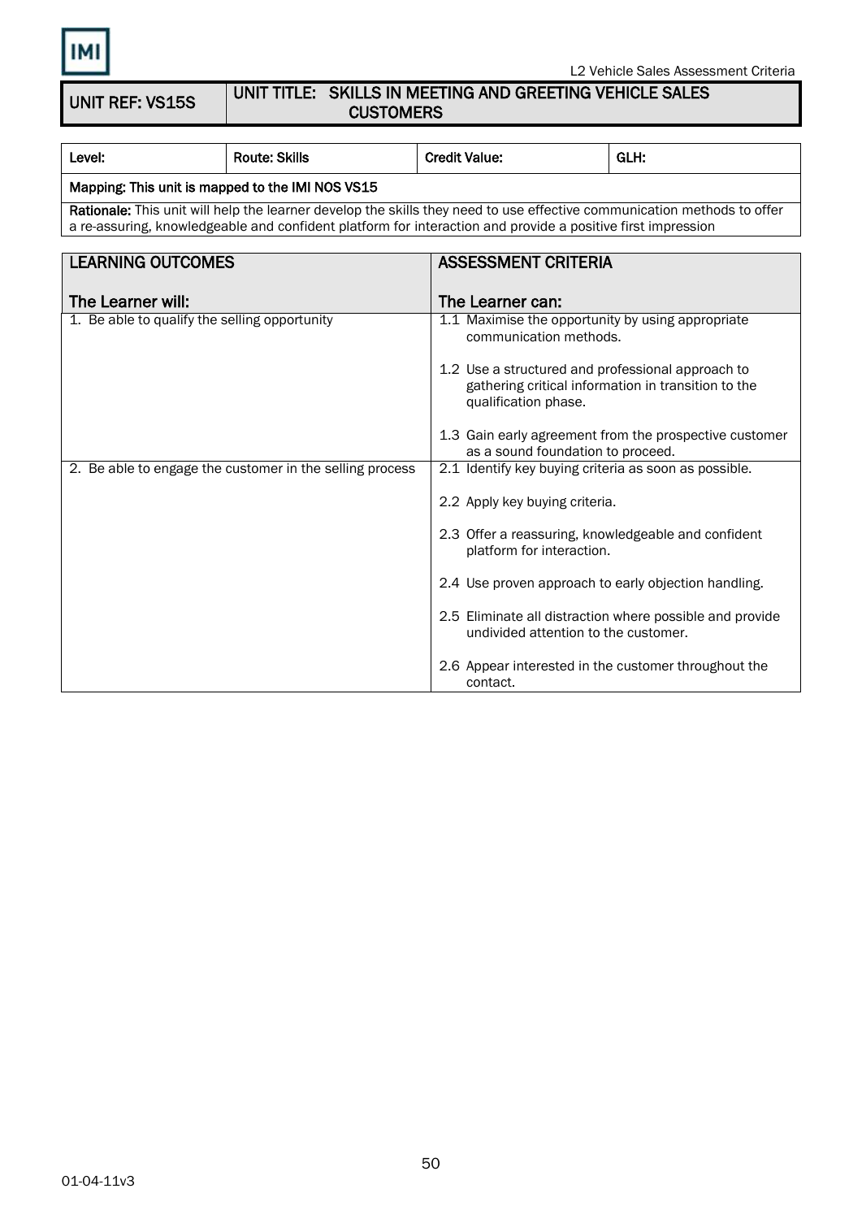| UNIT REF: VS15S | UNIT TITLE: SKILLS IN MEETING AND GREETING VEHICLE SALES CUSTOMERS |
|---|---|

| Level: | Route: Skills | Credit Value: | GLH: |
|---|---|---|---|
| Mapping: This unit is mapped to the IMI NOS VS15 | | | |
| **Rationale:** This unit will help the learner develop the skills they need to use effective communication methods to offer a re-assuring, knowledgeable and confident platform for interaction and provide a positive first impression | | | |

| LEARNING OUTCOMES<br><br>The Learner will: | ASSESSMENT CRITERIA<br><br>The Learner can: |
|---|---|
| 1. Be able to qualify the selling opportunity | 1.1 Maximise the opportunity by using appropriate communication methods.<br><br>1.2 Use a structured and professional approach to gathering critical information in transition to the qualification phase.<br><br>1.3 Gain early agreement from the prospective customer as a sound foundation to proceed. |
| 2. Be able to engage the customer in the selling process | 2.1 Identify key buying criteria as soon as possible.<br><br>2.2 Apply key buying criteria.<br><br>2.3 Offer a reassuring, knowledgeable and confident platform for interaction.<br><br>2.4 Use proven approach to early objection handling.<br><br>2.5 Eliminate all distraction where possible and provide undivided attention to the customer.<br><br>2.6 Appear interested in the customer throughout the contact. |

01-04-11v3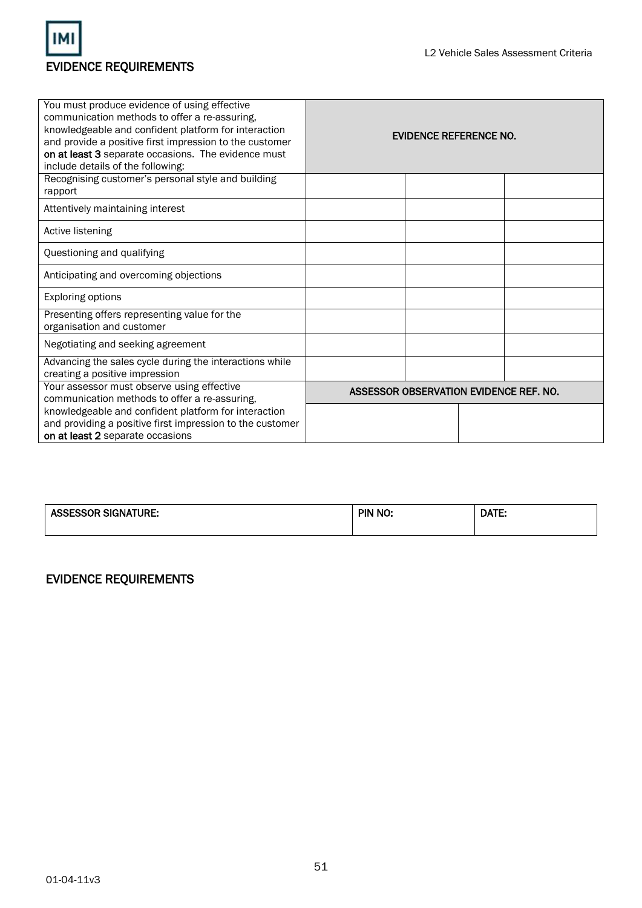## EVIDENCE REQUIREMENTS

| You must produce evidence of using effective communication methods to offer a re-assuring, knowledgeable and confident platform for interaction and provide a positive first impression to the customer **on at least 3** separate occasions. The evidence must include details of the following: | EVIDENCE REFERENCE NO. | | |
|---|---|---|---|
| Recognising customer's personal style and building rapport | | | |
| Attentively maintaining interest | | | |
| Active listening | | | |
| Questioning and qualifying | | | |
| Anticipating and overcoming objections | | | |
| Exploring options | | | |
| Presenting offers representing value for the organisation and customer | | | |
| Negotiating and seeking agreement | | | |
| Advancing the sales cycle during the interactions while creating a positive impression | | | |

| Your assessor must observe using effective communication methods to offer a re-assuring, knowledgeable and confident platform for interaction and providing a positive first impression to the customer **on at least 2** separate occasions | ASSESSOR OBSERVATION EVIDENCE REF. NO. | |
|---|---|---|
| | | |

| ASSESSOR SIGNATURE: | PIN NO: | DATE: |
|---|---|---|

## EVIDENCE REQUIREMENTS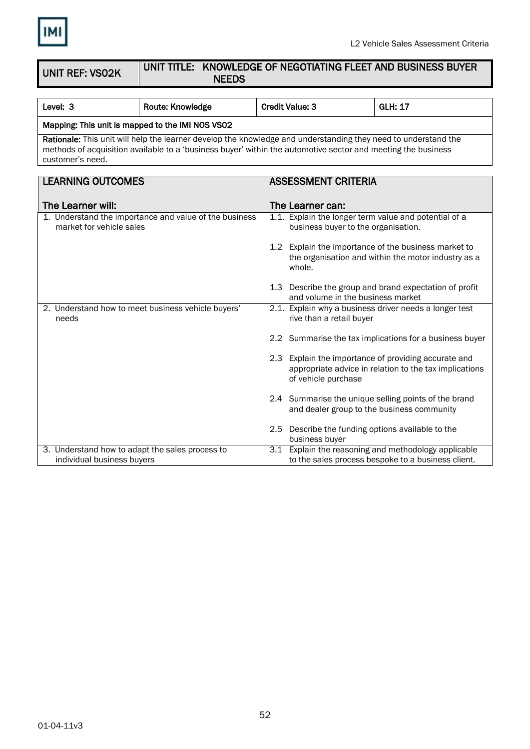| UNIT REF: VS02K | UNIT TITLE: KNOWLEDGE OF NEGOTIATING FLEET AND BUSINESS BUYER NEEDS |
|---|---|

| Level: 3 | Route: Knowledge | Credit Value: 3 | GLH: 17 |
|---|---|---|---|
| Mapping: This unit is mapped to the IMI NOS VS02 | | | |
| **Rationale:** This unit will help the learner develop the knowledge and understanding they need to understand the methods of acquisition available to a 'business buyer' within the automotive sector and meeting the business customer's need. | | | |

| LEARNING OUTCOMES<br><br>The Learner will: | ASSESSMENT CRITERIA<br><br>The Learner can: |
|---|---|
| 1. Understand the importance and value of the business market for vehicle sales | 1.1. Explain the longer term value and potential of a business buyer to the organisation. |
| | 1.2 Explain the importance of the business market to the organisation and within the motor industry as a whole. |
| | 1.3 Describe the group and brand expectation of profit and volume in the business market |
| 2. Understand how to meet business vehicle buyers' needs | 2.1. Explain why a business driver needs a longer test rive than a retail buyer |
| | 2.2 Summarise the tax implications for a business buyer |
| | 2.3 Explain the importance of providing accurate and appropriate advice in relation to the tax implications of vehicle purchase |
| | 2.4 Summarise the unique selling points of the brand and dealer group to the business community |
| | 2.5 Describe the funding options available to the business buyer |
| 3. Understand how to adapt the sales process to individual business buyers | 3.1 Explain the reasoning and methodology applicable to the sales process bespoke to a business client. |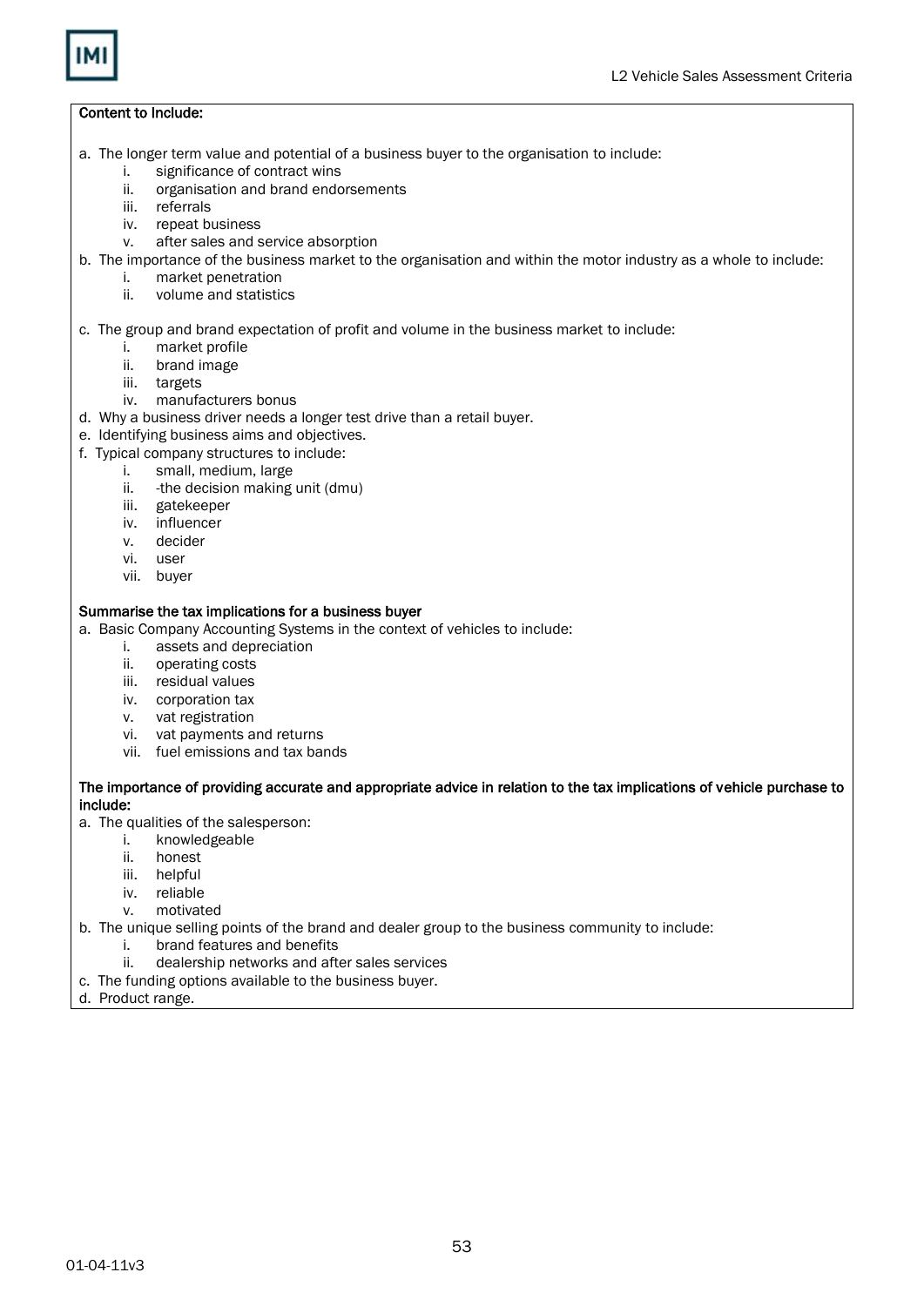**Content to Include:**

a. The longer term value and potential of a business buyer to the organisation to include:
   i. significance of contract wins
   ii. organisation and brand endorsements
   iii. referrals
   iv. repeat business
   v. after sales and service absorption

b. The importance of the business market to the organisation and within the motor industry as a whole to include:
   i. market penetration
   ii. volume and statistics

c. The group and brand expectation of profit and volume in the business market to include:
   i. market profile
   ii. brand image
   iii. targets
   iv. manufacturers bonus

d. Why a business driver needs a longer test drive than a retail buyer.

e. Identifying business aims and objectives.

f. Typical company structures to include:
   i. small, medium, large
   ii. -the decision making unit (dmu)
   iii. gatekeeper
   iv. influencer
   v. decider
   vi. user
   vii. buyer

**Summarise the tax implications for a business buyer**

a. Basic Company Accounting Systems in the context of vehicles to include:
   i. assets and depreciation
   ii. operating costs
   iii. residual values
   iv. corporation tax
   v. vat registration
   vi. vat payments and returns
   vii. fuel emissions and tax bands

**The importance of providing accurate and appropriate advice in relation to the tax implications of vehicle purchase to include:**

a. The qualities of the salesperson:
   i. knowledgeable
   ii. honest
   iii. helpful
   iv. reliable
   v. motivated

b. The unique selling points of the brand and dealer group to the business community to include:
   i. brand features and benefits
   ii. dealership networks and after sales services

c. The funding options available to the business buyer.

d. Product range.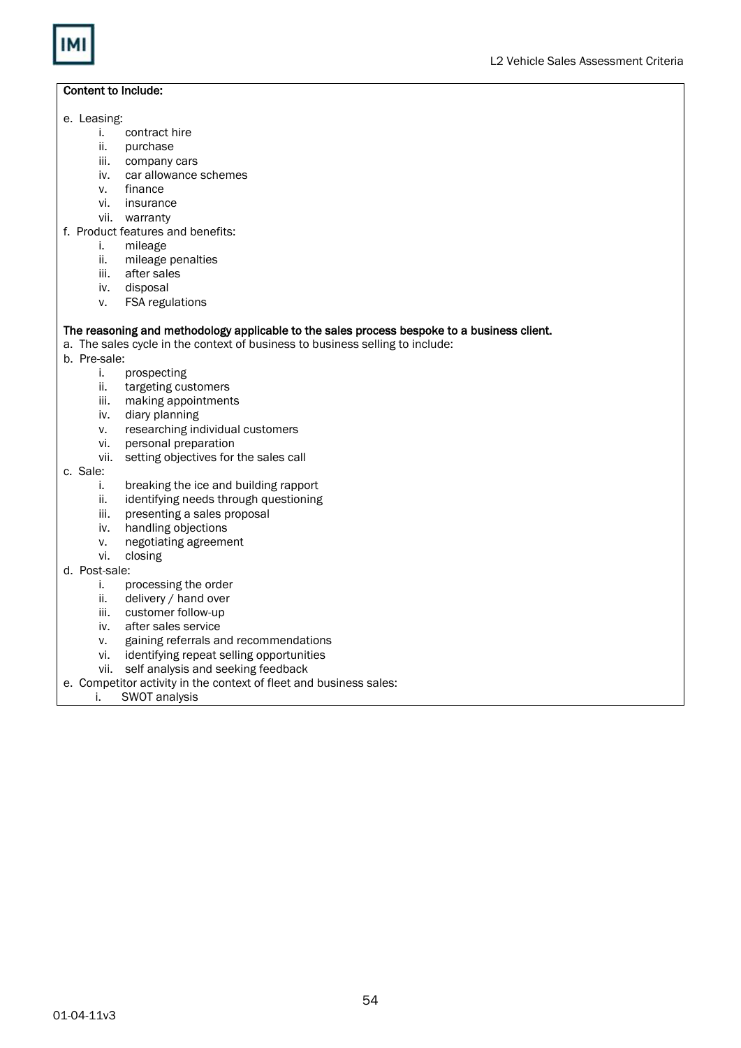**Content to Include:**

e. Leasing:
   i. contract hire
   ii. purchase
   iii. company cars
   iv. car allowance schemes
   v. finance
   vi. insurance
   vii. warranty

f. Product features and benefits:
   i. mileage
   ii. mileage penalties
   iii. after sales
   iv. disposal
   v. FSA regulations

**The reasoning and methodology applicable to the sales process bespoke to a business client.**

a. The sales cycle in the context of business to business selling to include:

b. Pre-sale:
   i. prospecting
   ii. targeting customers
   iii. making appointments
   iv. diary planning
   v. researching individual customers
   vi. personal preparation
   vii. setting objectives for the sales call

c. Sale:
   i. breaking the ice and building rapport
   ii. identifying needs through questioning
   iii. presenting a sales proposal
   iv. handling objections
   v. negotiating agreement
   vi. closing

d. Post-sale:
   i. processing the order
   ii. delivery / hand over
   iii. customer follow-up
   iv. after sales service
   v. gaining referrals and recommendations
   vi. identifying repeat selling opportunities
   vii. self analysis and seeking feedback

e. Competitor activity in the context of fleet and business sales:
   i. SWOT analysis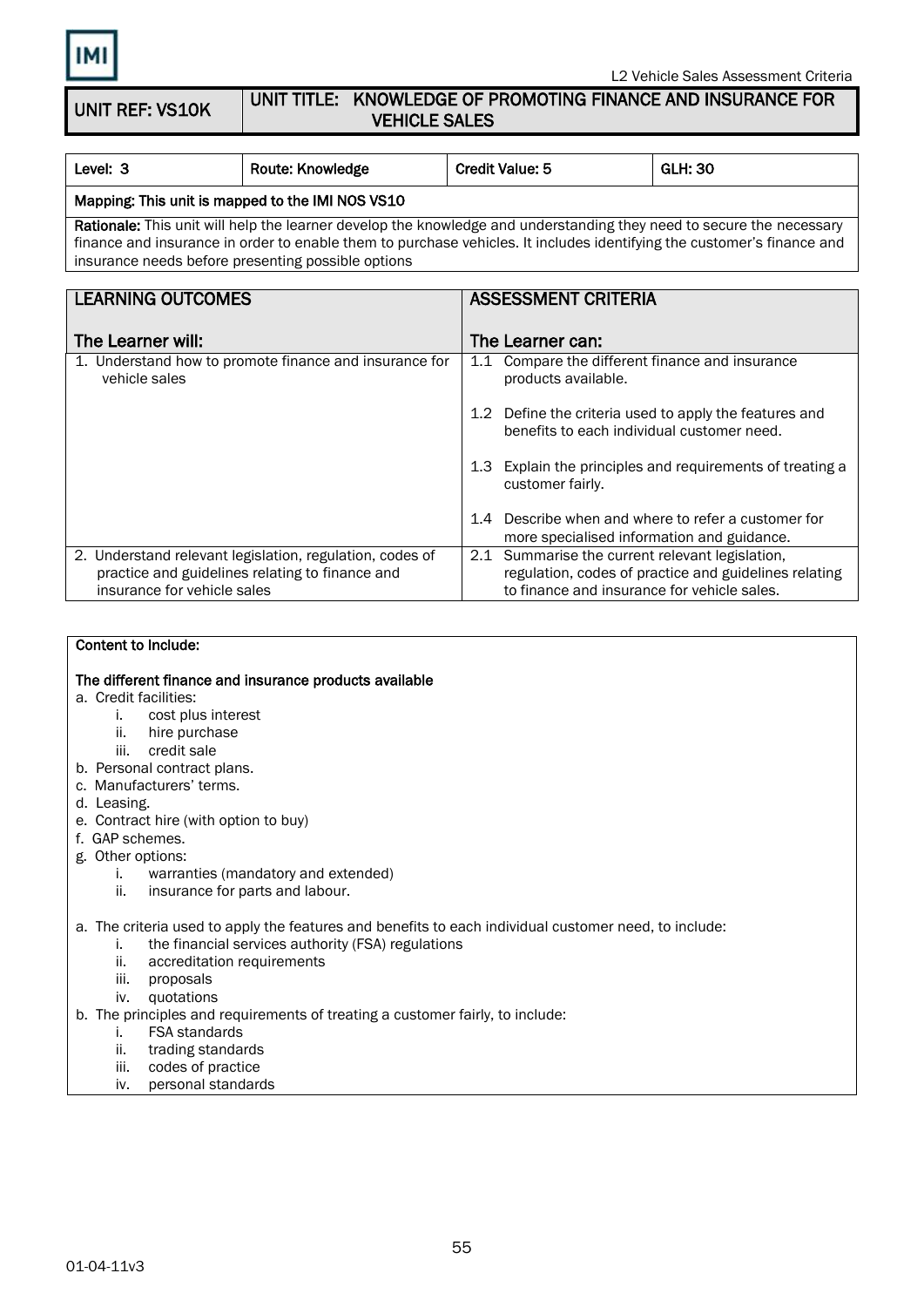| UNIT REF: VS10K | UNIT TITLE: KNOWLEDGE OF PROMOTING FINANCE AND INSURANCE FOR VEHICLE SALES |
|---|---|

| Level: 3 | Route: Knowledge | Credit Value: 5 | GLH: 30 |
|---|---|---|---|
| **Mapping: This unit is mapped to the IMI NOS VS10** | | | |
| **Rationale:** This unit will help the learner develop the knowledge and understanding they need to secure the necessary finance and insurance in order to enable them to purchase vehicles. It includes identifying the customer's finance and insurance needs before presenting possible options | | | |

| LEARNING OUTCOMES<br><br>The Learner will: | ASSESSMENT CRITERIA<br><br>The Learner can: |
|---|---|
| 1. Understand how to promote finance and insurance for vehicle sales | 1.1 Compare the different finance and insurance products available.<br><br>1.2 Define the criteria used to apply the features and benefits to each individual customer need.<br><br>1.3 Explain the principles and requirements of treating a customer fairly.<br><br>1.4 Describe when and where to refer a customer for more specialised information and guidance. |
| 2. Understand relevant legislation, regulation, codes of practice and guidelines relating to finance and insurance for vehicle sales | 2.1 Summarise the current relevant legislation, regulation, codes of practice and guidelines relating to finance and insurance for vehicle sales. |

**Content to Include:**

**The different finance and insurance products available**

a. Credit facilities:
   i. cost plus interest
   ii. hire purchase
   iii. credit sale
b. Personal contract plans.
c. Manufacturers' terms.
d. Leasing.
e. Contract hire (with option to buy)
f. GAP schemes.
g. Other options:
   i. warranties (mandatory and extended)
   ii. insurance for parts and labour.

a. The criteria used to apply the features and benefits to each individual customer need, to include:
   i. the financial services authority (FSA) regulations
   ii. accreditation requirements
   iii. proposals
   iv. quotations
b. The principles and requirements of treating a customer fairly, to include:
   i. FSA standards
   ii. trading standards
   iii. codes of practice
   iv. personal standards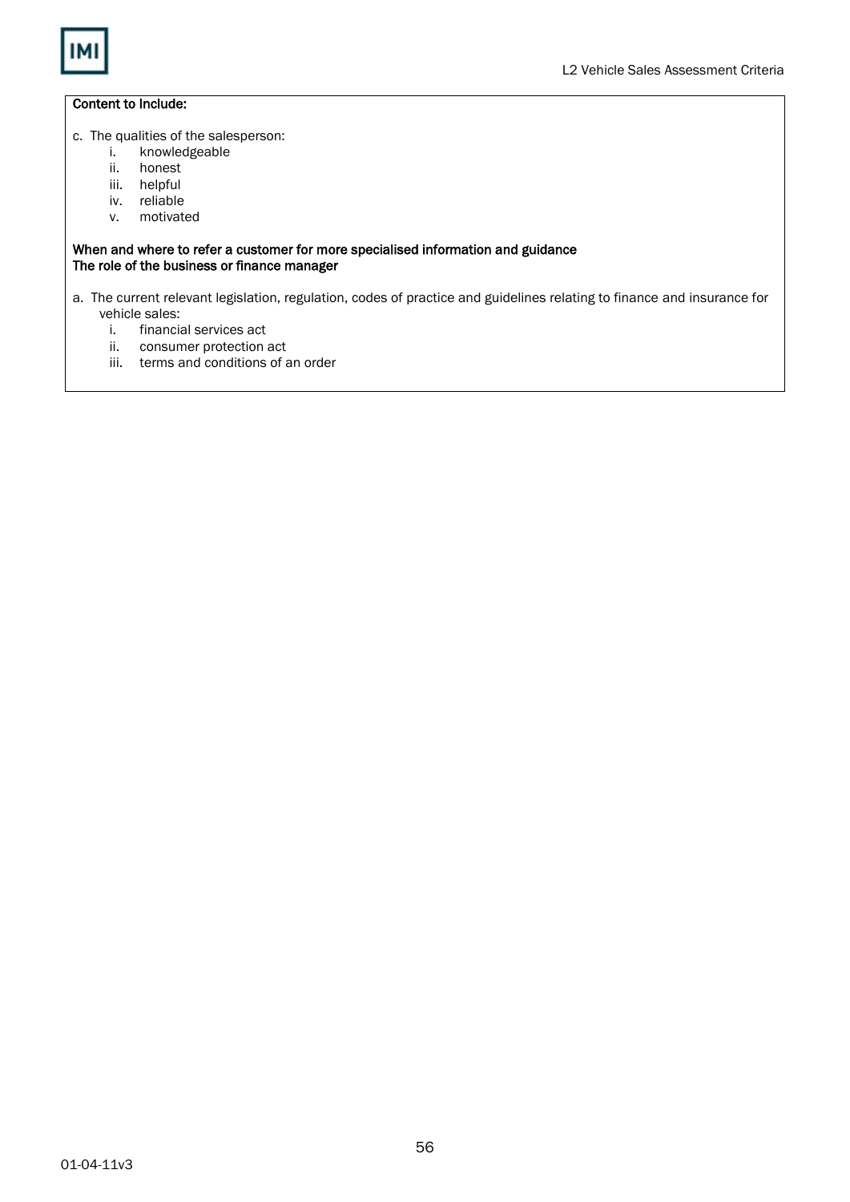**Content to Include:**

c. The qualities of the salesperson:
   i. knowledgeable
   ii. honest
   iii. helpful
   iv. reliable
   v. motivated

**When and where to refer a customer for more specialised information and guidance**
**The role of the business or finance manager**

a. The current relevant legislation, regulation, codes of practice and guidelines relating to finance and insurance for vehicle sales:
   i. financial services act
   ii. consumer protection act
   iii. terms and conditions of an order